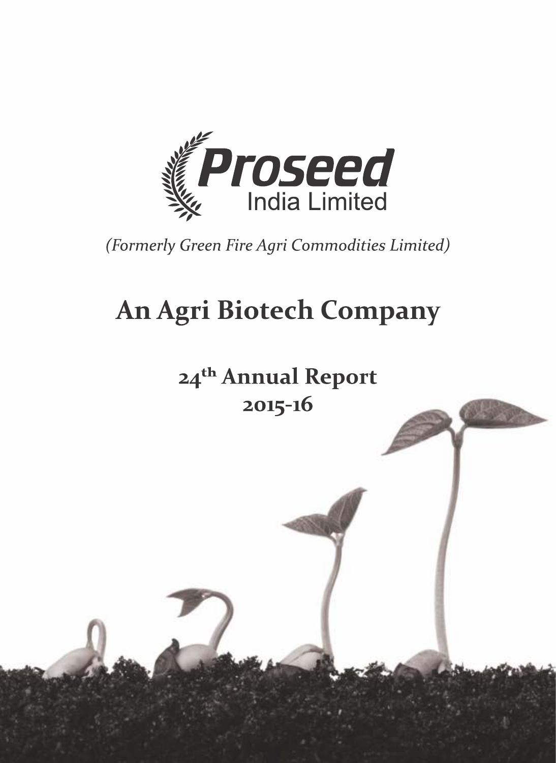# Proseed India Limited

*(Formerly Green Fire Agri Commodities Limited)*

# An Agri Biotech Company

## 24th Annual Report 2015-16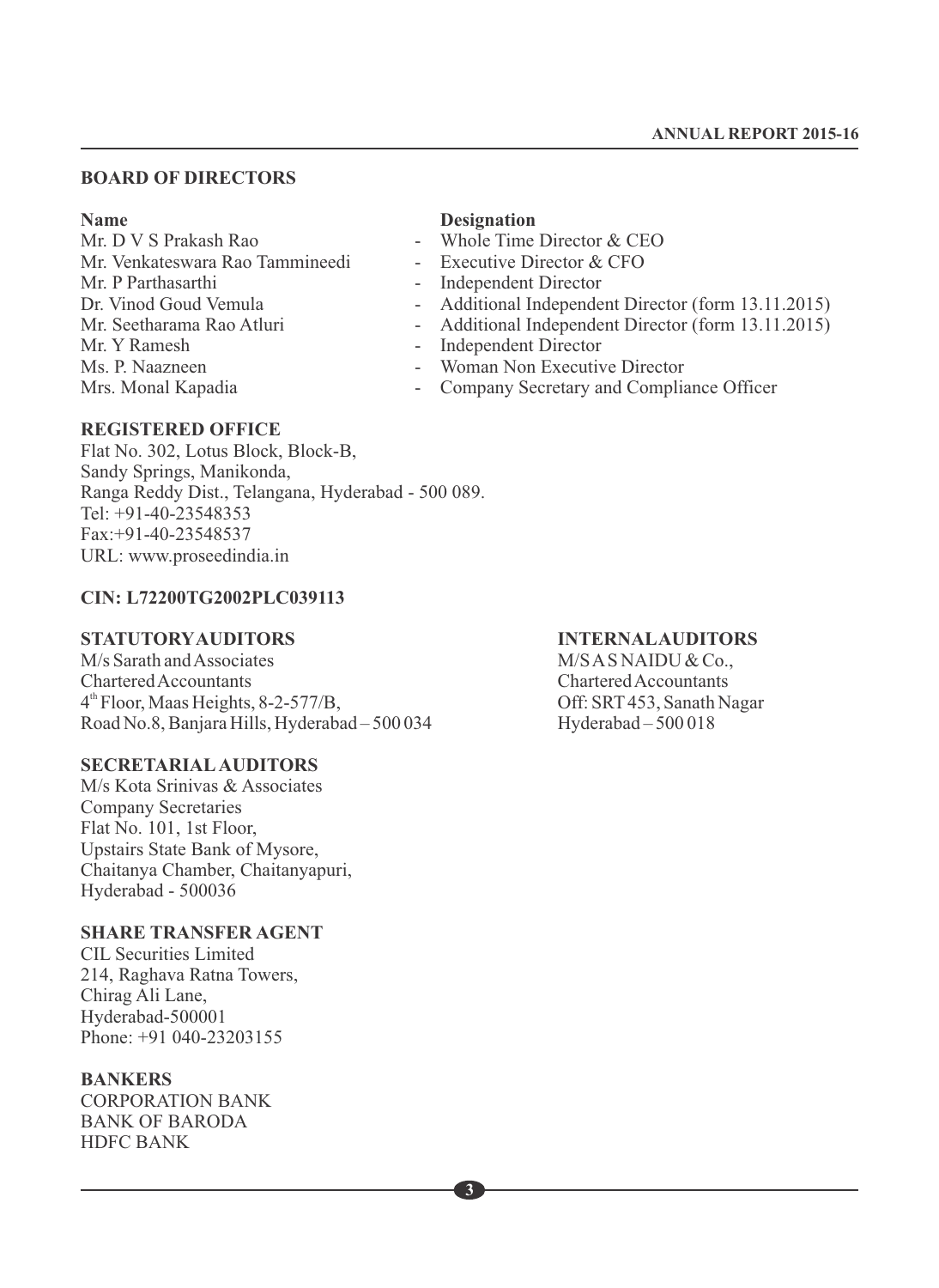## BOARD OF DIRECTORS

| Name | Designation |
|---|---|
| Mr. D V S Prakash Rao | - Whole Time Director & CEO |
| Mr. Venkateswara Rao Tammineedi | - Executive Director & CFO |
| Mr. P Parthasarthi | - Independent Director |
| Dr. Vinod Goud Vemula | - Additional Independent Director (form 13.11.2015) |
| Mr. Seetharama Rao Atluri | - Additional Independent Director (form 13.11.2015) |
| Mr. Y Ramesh | - Independent Director |
| Ms. P. Naazneen | - Woman Non Executive Director |
| Mrs. Monal Kapadia | - Company Secretary and Compliance Officer |

## REGISTERED OFFICE

Flat No. 302, Lotus Block, Block-B,
Sandy Springs, Manikonda,
Ranga Reddy Dist., Telangana, Hyderabad - 500 089.
Tel: +91-40-23548353
Fax:+91-40-23548537
URL: www.proseedindia.in

**CIN: L72200TG2002PLC039113**

## STATUTORY AUDITORS

M/s Sarath and Associates
Chartered Accountants
4th Floor, Maas Heights, 8-2-577/B,
Road No.8, Banjara Hills, Hyderabad – 500 034

## INTERNAL AUDITORS

M/S A S NAIDU & Co.,
Chartered Accountants
Off: SRT 453, Sanath Nagar
Hyderabad – 500 018

## SECRETARIAL AUDITORS

M/s Kota Srinivas & Associates
Company Secretaries
Flat No. 101, 1st Floor,
Upstairs State Bank of Mysore,
Chaitanya Chamber, Chaitanyapuri,
Hyderabad - 500036

## SHARE TRANSFER AGENT

CIL Securities Limited
214, Raghava Ratna Towers,
Chirag Ali Lane,
Hyderabad-500001
Phone: +91 040-23203155

## BANKERS

CORPORATION BANK
BANK OF BARODA
HDFC BANK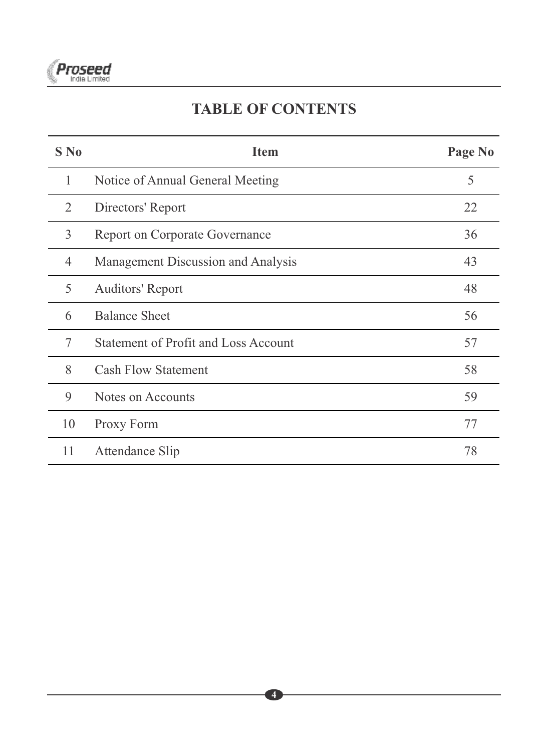# TABLE OF CONTENTS

| S No | Item | Page No |
|---|---|---|
| 1 | Notice of Annual General Meeting | 5 |
| 2 | Directors' Report | 22 |
| 3 | Report on Corporate Governance | 36 |
| 4 | Management Discussion and Analysis | 43 |
| 5 | Auditors' Report | 48 |
| 6 | Balance Sheet | 56 |
| 7 | Statement of Profit and Loss Account | 57 |
| 8 | Cash Flow Statement | 58 |
| 9 | Notes on Accounts | 59 |
| 10 | Proxy Form | 77 |
| 11 | Attendance Slip | 78 |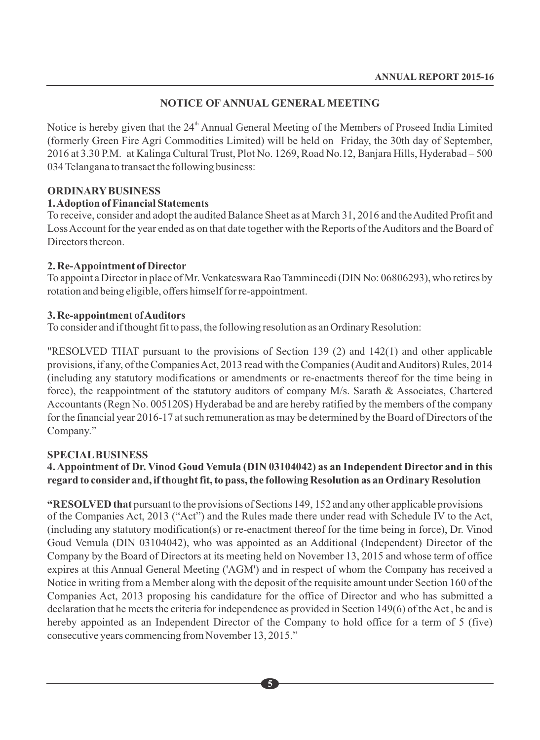## NOTICE OF ANNUAL GENERAL MEETING

Notice is hereby given that the 24th Annual General Meeting of the Members of Proseed India Limited (formerly Green Fire Agri Commodities Limited) will be held on Friday, the 30th day of September, 2016 at 3.30 P.M. at Kalinga Cultural Trust, Plot No. 1269, Road No.12, Banjara Hills, Hyderabad – 500 034 Telangana to transact the following business:

### ORDINARY BUSINESS

**1. Adoption of Financial Statements**

To receive, consider and adopt the audited Balance Sheet as at March 31, 2016 and the Audited Profit and Loss Account for the year ended as on that date together with the Reports of the Auditors and the Board of Directors thereon.

**2. Re-Appointment of Director**

To appoint a Director in place of Mr. Venkateswara Rao Tammineedi (DIN No: 06806293), who retires by rotation and being eligible, offers himself for re-appointment.

**3. Re-appointment of Auditors**

To consider and if thought fit to pass, the following resolution as an Ordinary Resolution:

"RESOLVED THAT pursuant to the provisions of Section 139 (2) and 142(1) and other applicable provisions, if any, of the Companies Act, 2013 read with the Companies (Audit and Auditors) Rules, 2014 (including any statutory modifications or amendments or re-enactments thereof for the time being in force), the reappointment of the statutory auditors of company M/s. Sarath & Associates, Chartered Accountants (Regn No. 005120S) Hyderabad be and are hereby ratified by the members of the company for the financial year 2016-17 at such remuneration as may be determined by the Board of Directors of the Company."

### SPECIAL BUSINESS

**4. Appointment of Dr. Vinod Goud Vemula (DIN 03104042) as an Independent Director and in this regard to consider and, if thought fit, to pass, the following Resolution as an Ordinary Resolution**

**"RESOLVED that** pursuant to the provisions of Sections 149, 152 and any other applicable provisions of the Companies Act, 2013 ("Act") and the Rules made there under read with Schedule IV to the Act, (including any statutory modification(s) or re-enactment thereof for the time being in force), Dr. Vinod Goud Vemula (DIN 03104042), who was appointed as an Additional (Independent) Director of the Company by the Board of Directors at its meeting held on November 13, 2015 and whose term of office expires at this Annual General Meeting ('AGM') and in respect of whom the Company has received a Notice in writing from a Member along with the deposit of the requisite amount under Section 160 of the Companies Act, 2013 proposing his candidature for the office of Director and who has submitted a declaration that he meets the criteria for independence as provided in Section 149(6) of the Act , be and is hereby appointed as an Independent Director of the Company to hold office for a term of 5 (five) consecutive years commencing from November 13, 2015."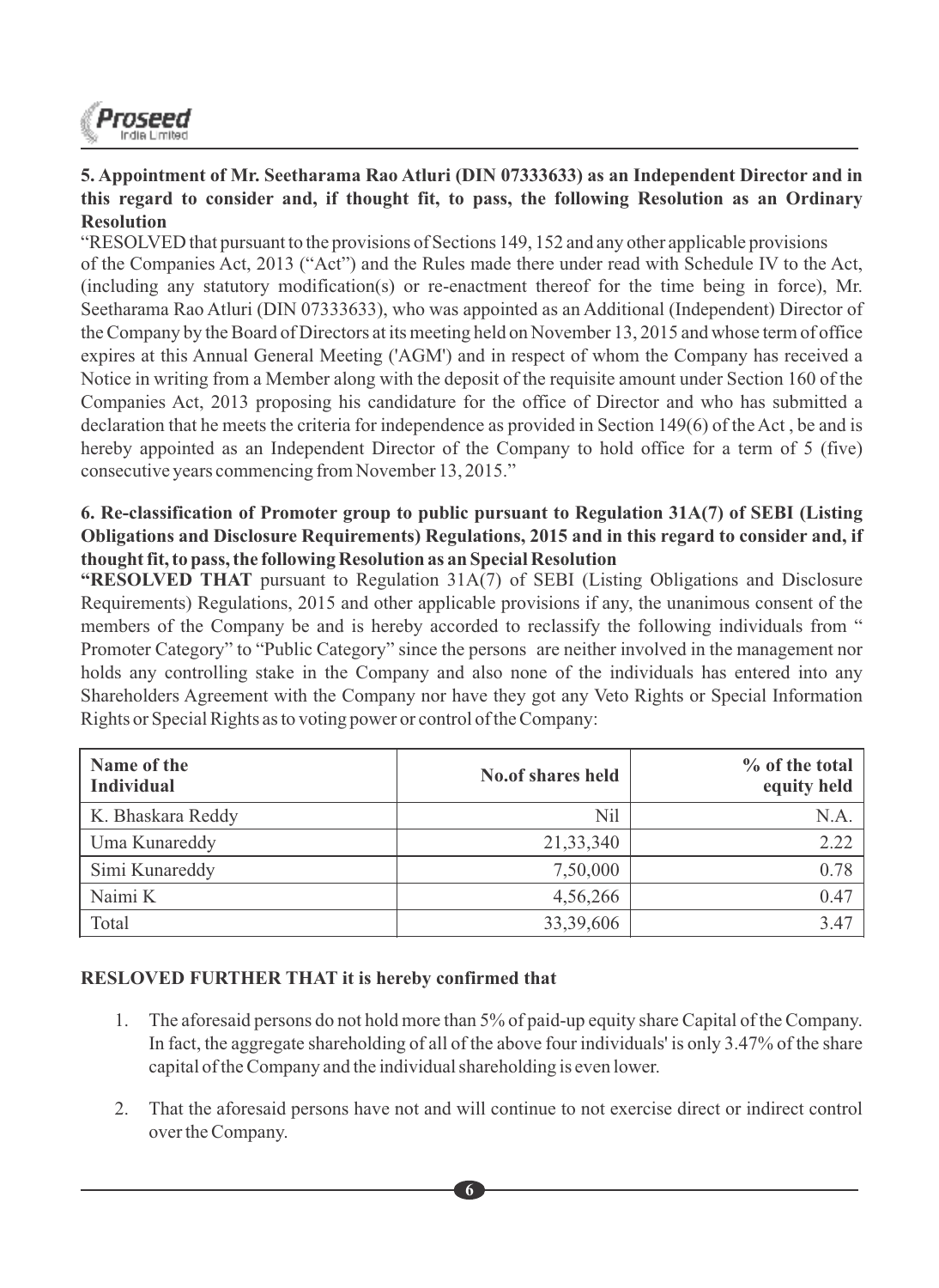**5. Appointment of Mr. Seetharama Rao Atluri (DIN 07333633) as an Independent Director and in this regard to consider and, if thought fit, to pass, the following Resolution as an Ordinary Resolution**

"RESOLVED that pursuant to the provisions of Sections 149, 152 and any other applicable provisions of the Companies Act, 2013 ("Act") and the Rules made there under read with Schedule IV to the Act, (including any statutory modification(s) or re-enactment thereof for the time being in force), Mr. Seetharama Rao Atluri (DIN 07333633), who was appointed as an Additional (Independent) Director of the Company by the Board of Directors at its meeting held on November 13, 2015 and whose term of office expires at this Annual General Meeting ('AGM') and in respect of whom the Company has received a Notice in writing from a Member along with the deposit of the requisite amount under Section 160 of the Companies Act, 2013 proposing his candidature for the office of Director and who has submitted a declaration that he meets the criteria for independence as provided in Section 149(6) of the Act , be and is hereby appointed as an Independent Director of the Company to hold office for a term of 5 (five) consecutive years commencing from November 13, 2015."

**6. Re-classification of Promoter group to public pursuant to Regulation 31A(7) of SEBI (Listing Obligations and Disclosure Requirements) Regulations, 2015 and in this regard to consider and, if thought fit, to pass, the following Resolution as an Special Resolution**

**"RESOLVED THAT** pursuant to Regulation 31A(7) of SEBI (Listing Obligations and Disclosure Requirements) Regulations, 2015 and other applicable provisions if any, the unanimous consent of the members of the Company be and is hereby accorded to reclassify the following individuals from " Promoter Category" to "Public Category" since the persons are neither involved in the management nor holds any controlling stake in the Company and also none of the individuals has entered into any Shareholders Agreement with the Company nor have they got any Veto Rights or Special Information Rights or Special Rights as to voting power or control of the Company:

| Name of the Individual | No.of shares held | % of the total equity held |
|---|---:|---:|
| K. Bhaskara Reddy | Nil | N.A. |
| Uma Kunareddy | 21,33,340 | 2.22 |
| Simi Kunareddy | 7,50,000 | 0.78 |
| Naimi K | 4,56,266 | 0.47 |
| Total | 33,39,606 | 3.47 |

**RESLOVED FURTHER THAT it is hereby confirmed that**

1. The aforesaid persons do not hold more than 5% of paid-up equity share Capital of the Company. In fact, the aggregate shareholding of all of the above four individuals' is only 3.47% of the share capital of the Company and the individual shareholding is even lower.

2. That the aforesaid persons have not and will continue to not exercise direct or indirect control over the Company.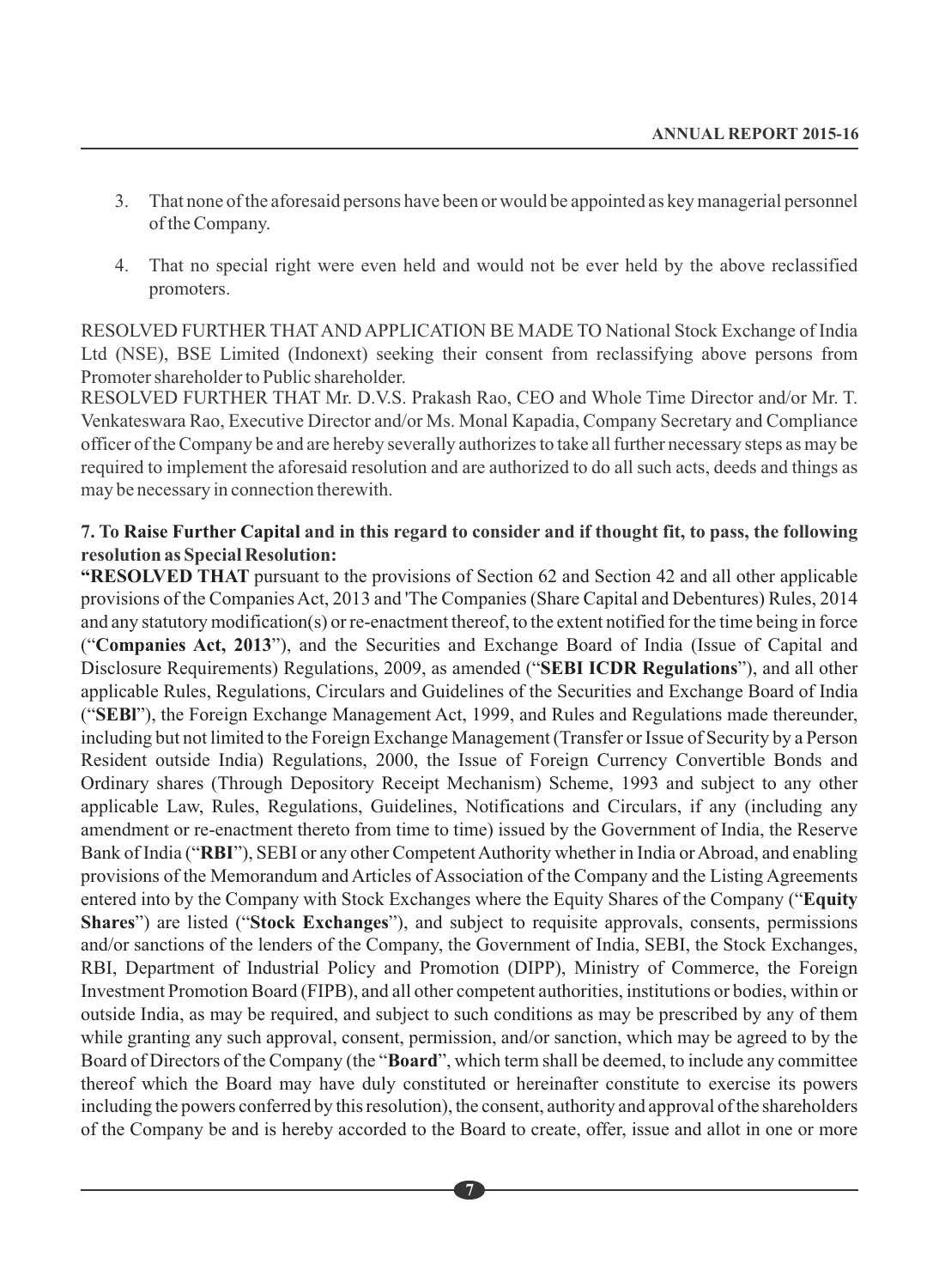3. That none of the aforesaid persons have been or would be appointed as key managerial personnel of the Company.

4. That no special right were even held and would not be ever held by the above reclassified promoters.

RESOLVED FURTHER THAT AND APPLICATION BE MADE TO National Stock Exchange of India Ltd (NSE), BSE Limited (Indonext) seeking their consent from reclassifying above persons from Promoter shareholder to Public shareholder.

RESOLVED FURTHER THAT Mr. D.V.S. Prakash Rao, CEO and Whole Time Director and/or Mr. T. Venkateswara Rao, Executive Director and/or Ms. Monal Kapadia, Company Secretary and Compliance officer of the Company be and are hereby severally authorizes to take all further necessary steps as may be required to implement the aforesaid resolution and are authorized to do all such acts, deeds and things as may be necessary in connection therewith.

**7. To Raise Further Capital and in this regard to consider and if thought fit, to pass, the following resolution as Special Resolution:**

**"RESOLVED THAT** pursuant to the provisions of Section 62 and Section 42 and all other applicable provisions of the Companies Act, 2013 and 'The Companies (Share Capital and Debentures) Rules, 2014 and any statutory modification(s) or re-enactment thereof, to the extent notified for the time being in force ("**Companies Act, 2013**"), and the Securities and Exchange Board of India (Issue of Capital and Disclosure Requirements) Regulations, 2009, as amended ("**SEBI ICDR Regulations**"), and all other applicable Rules, Regulations, Circulars and Guidelines of the Securities and Exchange Board of India ("**SEBl**"), the Foreign Exchange Management Act, 1999, and Rules and Regulations made thereunder, including but not limited to the Foreign Exchange Management (Transfer or Issue of Security by a Person Resident outside India) Regulations, 2000, the Issue of Foreign Currency Convertible Bonds and Ordinary shares (Through Depository Receipt Mechanism) Scheme, 1993 and subject to any other applicable Law, Rules, Regulations, Guidelines, Notifications and Circulars, if any (including any amendment or re-enactment thereto from time to time) issued by the Government of India, the Reserve Bank of India ("**RBI**"), SEBI or any other Competent Authority whether in India or Abroad, and enabling provisions of the Memorandum and Articles of Association of the Company and the Listing Agreements entered into by the Company with Stock Exchanges where the Equity Shares of the Company ("**Equity Shares**") are listed ("**Stock Exchanges**"), and subject to requisite approvals, consents, permissions and/or sanctions of the lenders of the Company, the Government of India, SEBI, the Stock Exchanges, RBI, Department of Industrial Policy and Promotion (DIPP), Ministry of Commerce, the Foreign Investment Promotion Board (FIPB), and all other competent authorities, institutions or bodies, within or outside India, as may be required, and subject to such conditions as may be prescribed by any of them while granting any such approval, consent, permission, and/or sanction, which may be agreed to by the Board of Directors of the Company (the "**Board**", which term shall be deemed, to include any committee thereof which the Board may have duly constituted or hereinafter constitute to exercise its powers including the powers conferred by this resolution), the consent, authority and approval of the shareholders of the Company be and is hereby accorded to the Board to create, offer, issue and allot in one or more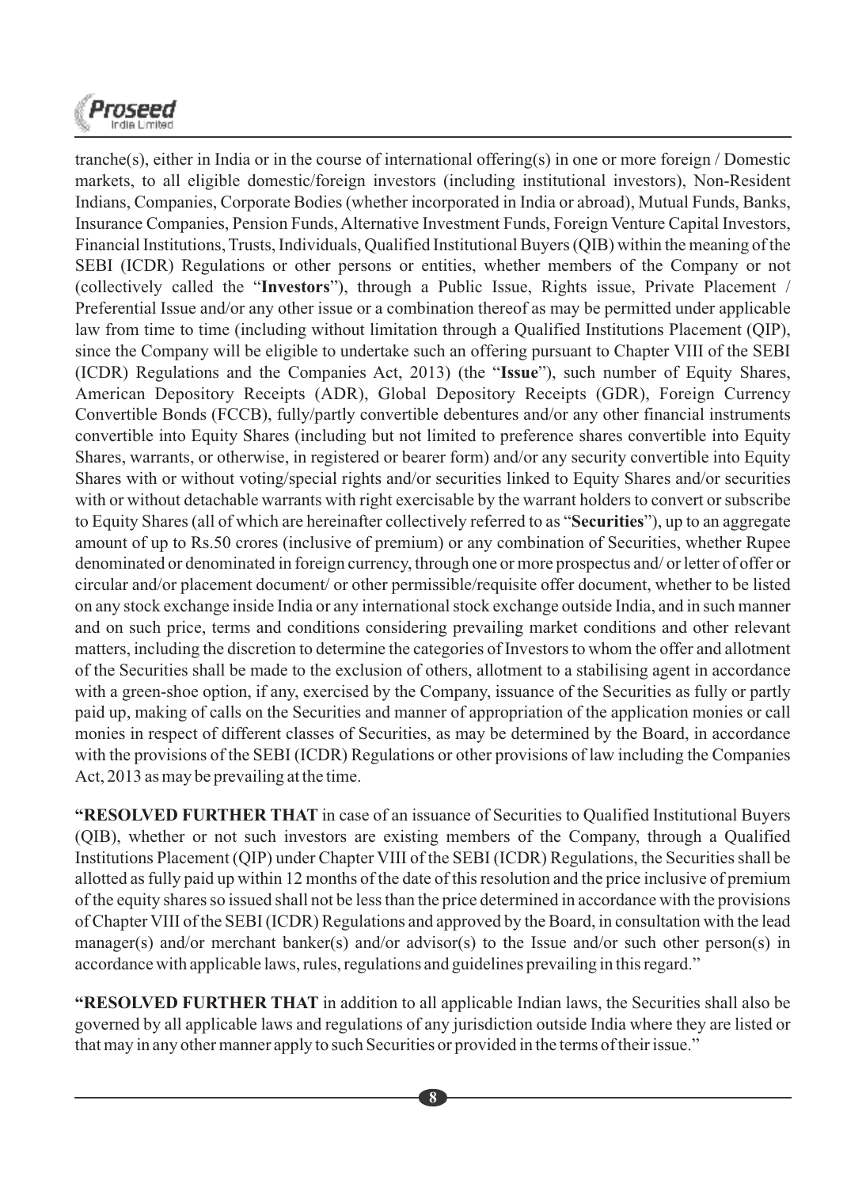tranche(s), either in India or in the course of international offering(s) in one or more foreign / Domestic markets, to all eligible domestic/foreign investors (including institutional investors), Non-Resident Indians, Companies, Corporate Bodies (whether incorporated in India or abroad), Mutual Funds, Banks, Insurance Companies, Pension Funds, Alternative Investment Funds, Foreign Venture Capital Investors, Financial Institutions, Trusts, Individuals, Qualified Institutional Buyers (QIB) within the meaning of the SEBI (ICDR) Regulations or other persons or entities, whether members of the Company or not (collectively called the "**Investors**"), through a Public Issue, Rights issue, Private Placement / Preferential Issue and/or any other issue or a combination thereof as may be permitted under applicable law from time to time (including without limitation through a Qualified Institutions Placement (QIP), since the Company will be eligible to undertake such an offering pursuant to Chapter VIII of the SEBI (ICDR) Regulations and the Companies Act, 2013) (the "**Issue**"), such number of Equity Shares, American Depository Receipts (ADR), Global Depository Receipts (GDR), Foreign Currency Convertible Bonds (FCCB), fully/partly convertible debentures and/or any other financial instruments convertible into Equity Shares (including but not limited to preference shares convertible into Equity Shares, warrants, or otherwise, in registered or bearer form) and/or any security convertible into Equity Shares with or without voting/special rights and/or securities linked to Equity Shares and/or securities with or without detachable warrants with right exercisable by the warrant holders to convert or subscribe to Equity Shares (all of which are hereinafter collectively referred to as "**Securities**"), up to an aggregate amount of up to Rs.50 crores (inclusive of premium) or any combination of Securities, whether Rupee denominated or denominated in foreign currency, through one or more prospectus and/ or letter of offer or circular and/or placement document/ or other permissible/requisite offer document, whether to be listed on any stock exchange inside India or any international stock exchange outside India, and in such manner and on such price, terms and conditions considering prevailing market conditions and other relevant matters, including the discretion to determine the categories of Investors to whom the offer and allotment of the Securities shall be made to the exclusion of others, allotment to a stabilising agent in accordance with a green-shoe option, if any, exercised by the Company, issuance of the Securities as fully or partly paid up, making of calls on the Securities and manner of appropriation of the application monies or call monies in respect of different classes of Securities, as may be determined by the Board, in accordance with the provisions of the SEBI (ICDR) Regulations or other provisions of law including the Companies Act, 2013 as may be prevailing at the time.

**"RESOLVED FURTHER THAT** in case of an issuance of Securities to Qualified Institutional Buyers (QIB), whether or not such investors are existing members of the Company, through a Qualified Institutions Placement (QIP) under Chapter VIII of the SEBI (ICDR) Regulations, the Securities shall be allotted as fully paid up within 12 months of the date of this resolution and the price inclusive of premium of the equity shares so issued shall not be less than the price determined in accordance with the provisions of Chapter VIII of the SEBI (ICDR) Regulations and approved by the Board, in consultation with the lead manager(s) and/or merchant banker(s) and/or advisor(s) to the Issue and/or such other person(s) in accordance with applicable laws, rules, regulations and guidelines prevailing in this regard."

**"RESOLVED FURTHER THAT** in addition to all applicable Indian laws, the Securities shall also be governed by all applicable laws and regulations of any jurisdiction outside India where they are listed or that may in any other manner apply to such Securities or provided in the terms of their issue."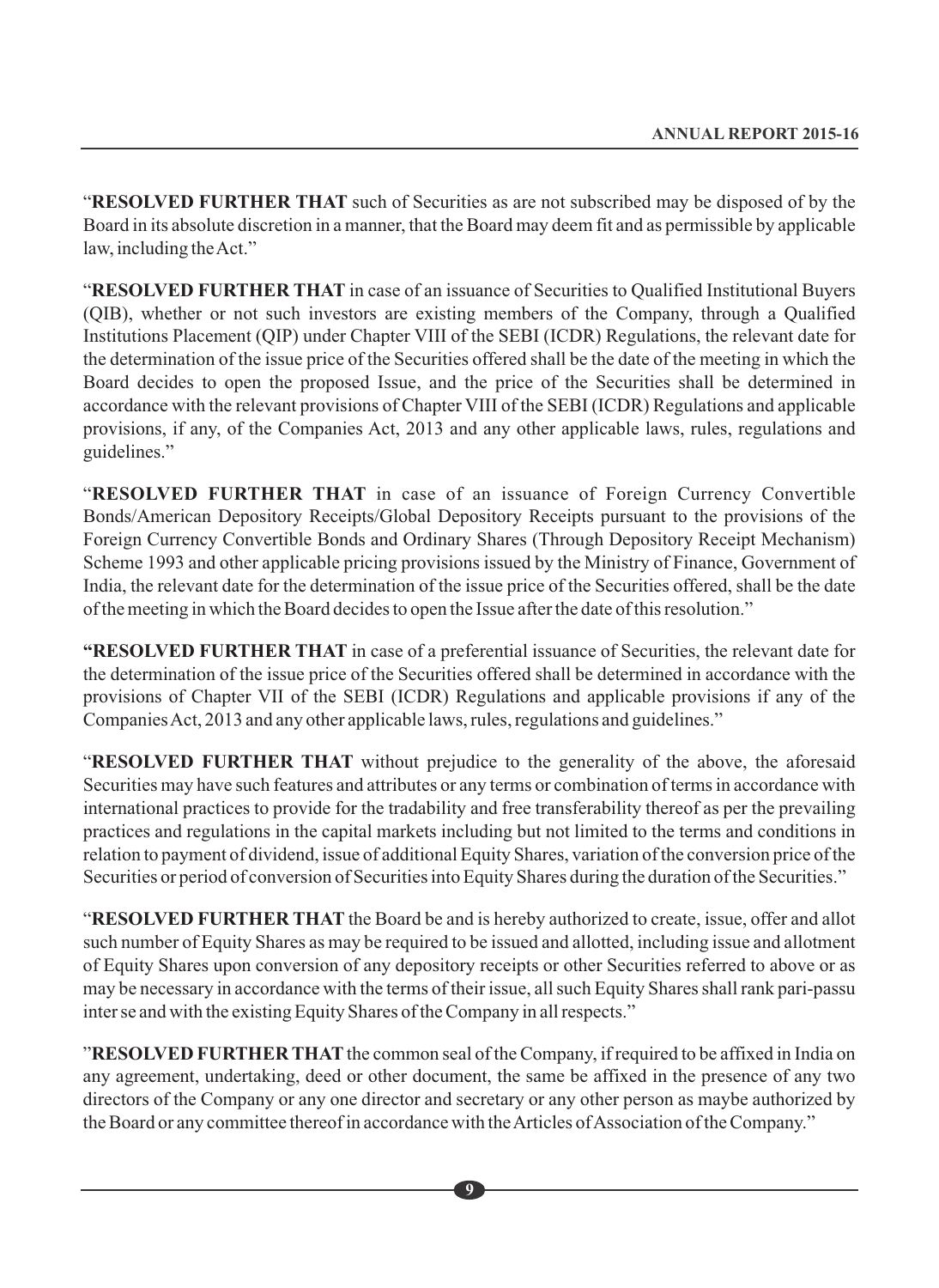"**RESOLVED FURTHER THAT** such of Securities as are not subscribed may be disposed of by the Board in its absolute discretion in a manner, that the Board may deem fit and as permissible by applicable law, including the Act."

"**RESOLVED FURTHER THAT** in case of an issuance of Securities to Qualified Institutional Buyers (QIB), whether or not such investors are existing members of the Company, through a Qualified Institutions Placement (QIP) under Chapter VIII of the SEBI (ICDR) Regulations, the relevant date for the determination of the issue price of the Securities offered shall be the date of the meeting in which the Board decides to open the proposed Issue, and the price of the Securities shall be determined in accordance with the relevant provisions of Chapter VIII of the SEBI (ICDR) Regulations and applicable provisions, if any, of the Companies Act, 2013 and any other applicable laws, rules, regulations and guidelines."

"**RESOLVED FURTHER THAT** in case of an issuance of Foreign Currency Convertible Bonds/American Depository Receipts/Global Depository Receipts pursuant to the provisions of the Foreign Currency Convertible Bonds and Ordinary Shares (Through Depository Receipt Mechanism) Scheme 1993 and other applicable pricing provisions issued by the Ministry of Finance, Government of India, the relevant date for the determination of the issue price of the Securities offered, shall be the date of the meeting in which the Board decides to open the Issue after the date of this resolution."

**"RESOLVED FURTHER THAT** in case of a preferential issuance of Securities, the relevant date for the determination of the issue price of the Securities offered shall be determined in accordance with the provisions of Chapter VII of the SEBI (ICDR) Regulations and applicable provisions if any of the Companies Act, 2013 and any other applicable laws, rules, regulations and guidelines."

"**RESOLVED FURTHER THAT** without prejudice to the generality of the above, the aforesaid Securities may have such features and attributes or any terms or combination of terms in accordance with international practices to provide for the tradability and free transferability thereof as per the prevailing practices and regulations in the capital markets including but not limited to the terms and conditions in relation to payment of dividend, issue of additional Equity Shares, variation of the conversion price of the Securities or period of conversion of Securities into Equity Shares during the duration of the Securities."

"**RESOLVED FURTHER THAT** the Board be and is hereby authorized to create, issue, offer and allot such number of Equity Shares as may be required to be issued and allotted, including issue and allotment of Equity Shares upon conversion of any depository receipts or other Securities referred to above or as may be necessary in accordance with the terms of their issue, all such Equity Shares shall rank pari-passu inter se and with the existing Equity Shares of the Company in all respects."

"**RESOLVED FURTHER THAT** the common seal of the Company, if required to be affixed in India on any agreement, undertaking, deed or other document, the same be affixed in the presence of any two directors of the Company or any one director and secretary or any other person as maybe authorized by the Board or any committee thereof in accordance with the Articles of Association of the Company."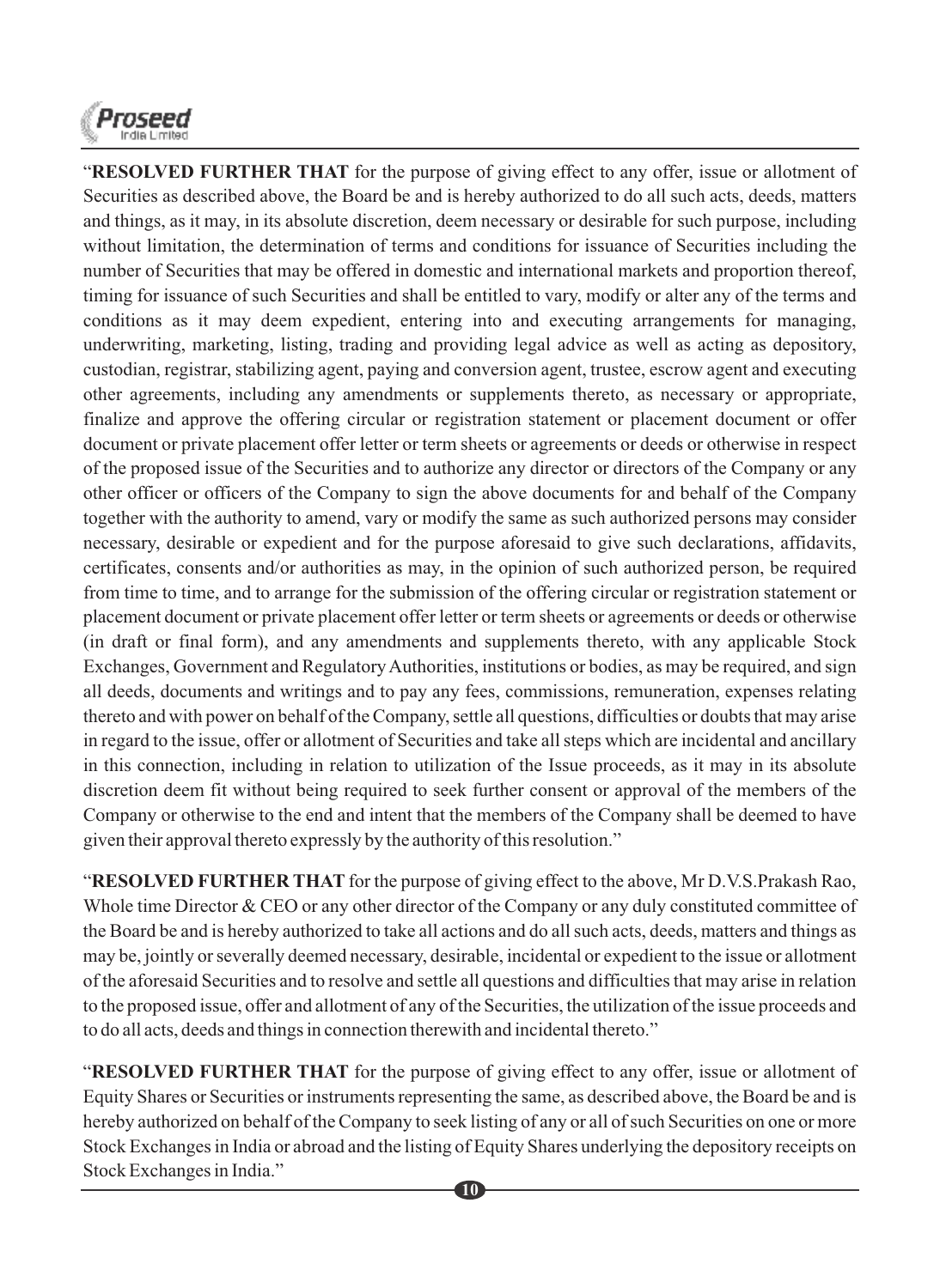"**RESOLVED FURTHER THAT** for the purpose of giving effect to any offer, issue or allotment of Securities as described above, the Board be and is hereby authorized to do all such acts, deeds, matters and things, as it may, in its absolute discretion, deem necessary or desirable for such purpose, including without limitation, the determination of terms and conditions for issuance of Securities including the number of Securities that may be offered in domestic and international markets and proportion thereof, timing for issuance of such Securities and shall be entitled to vary, modify or alter any of the terms and conditions as it may deem expedient, entering into and executing arrangements for managing, underwriting, marketing, listing, trading and providing legal advice as well as acting as depository, custodian, registrar, stabilizing agent, paying and conversion agent, trustee, escrow agent and executing other agreements, including any amendments or supplements thereto, as necessary or appropriate, finalize and approve the offering circular or registration statement or placement document or offer document or private placement offer letter or term sheets or agreements or deeds or otherwise in respect of the proposed issue of the Securities and to authorize any director or directors of the Company or any other officer or officers of the Company to sign the above documents for and behalf of the Company together with the authority to amend, vary or modify the same as such authorized persons may consider necessary, desirable or expedient and for the purpose aforesaid to give such declarations, affidavits, certificates, consents and/or authorities as may, in the opinion of such authorized person, be required from time to time, and to arrange for the submission of the offering circular or registration statement or placement document or private placement offer letter or term sheets or agreements or deeds or otherwise (in draft or final form), and any amendments and supplements thereto, with any applicable Stock Exchanges, Government and Regulatory Authorities, institutions or bodies, as may be required, and sign all deeds, documents and writings and to pay any fees, commissions, remuneration, expenses relating thereto and with power on behalf of the Company, settle all questions, difficulties or doubts that may arise in regard to the issue, offer or allotment of Securities and take all steps which are incidental and ancillary in this connection, including in relation to utilization of the Issue proceeds, as it may in its absolute discretion deem fit without being required to seek further consent or approval of the members of the Company or otherwise to the end and intent that the members of the Company shall be deemed to have given their approval thereto expressly by the authority of this resolution."

"**RESOLVED FURTHER THAT** for the purpose of giving effect to the above, Mr D.V.S.Prakash Rao, Whole time Director & CEO or any other director of the Company or any duly constituted committee of the Board be and is hereby authorized to take all actions and do all such acts, deeds, matters and things as may be, jointly or severally deemed necessary, desirable, incidental or expedient to the issue or allotment of the aforesaid Securities and to resolve and settle all questions and difficulties that may arise in relation to the proposed issue, offer and allotment of any of the Securities, the utilization of the issue proceeds and to do all acts, deeds and things in connection therewith and incidental thereto."

"**RESOLVED FURTHER THAT** for the purpose of giving effect to any offer, issue or allotment of Equity Shares or Securities or instruments representing the same, as described above, the Board be and is hereby authorized on behalf of the Company to seek listing of any or all of such Securities on one or more Stock Exchanges in India or abroad and the listing of Equity Shares underlying the depository receipts on Stock Exchanges in India."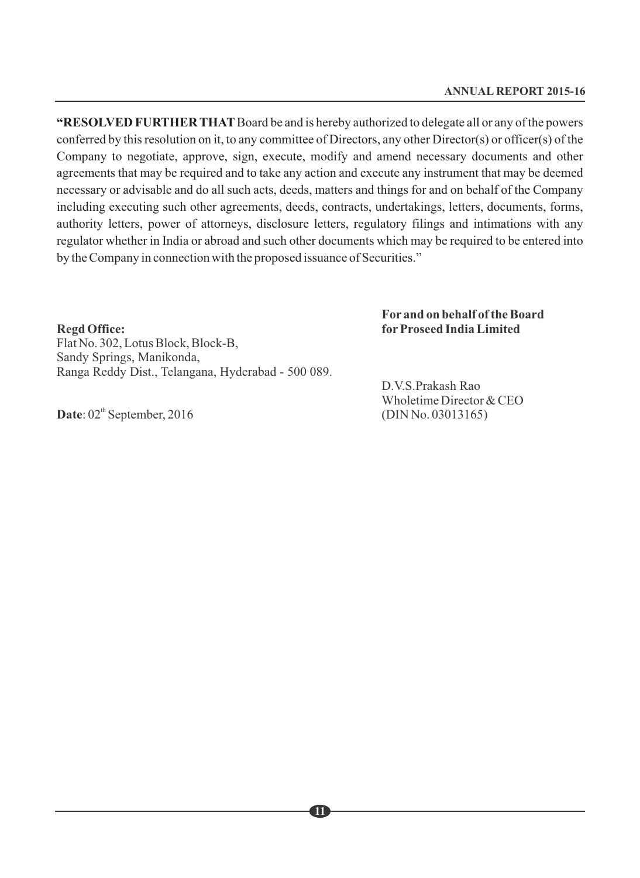**"RESOLVED FURTHER THAT** Board be and is hereby authorized to delegate all or any of the powers conferred by this resolution on it, to any committee of Directors, any other Director(s) or officer(s) of the Company to negotiate, approve, sign, execute, modify and amend necessary documents and other agreements that may be required and to take any action and execute any instrument that may be deemed necessary or advisable and do all such acts, deeds, matters and things for and on behalf of the Company including executing such other agreements, deeds, contracts, undertakings, letters, documents, forms, authority letters, power of attorneys, disclosure letters, regulatory filings and intimations with any regulator whether in India or abroad and such other documents which may be required to be entered into by the Company in connection with the proposed issuance of Securities."

**For and on behalf of the Board**
**for Proseed India Limited**

**Regd Office:**
Flat No. 302, Lotus Block, Block-B,
Sandy Springs, Manikonda,
Ranga Reddy Dist., Telangana, Hyderabad - 500 089.

D.V.S.Prakash Rao
Wholetime Director & CEO
(DIN No. 03013165)

**Date**: 02[th] September, 2016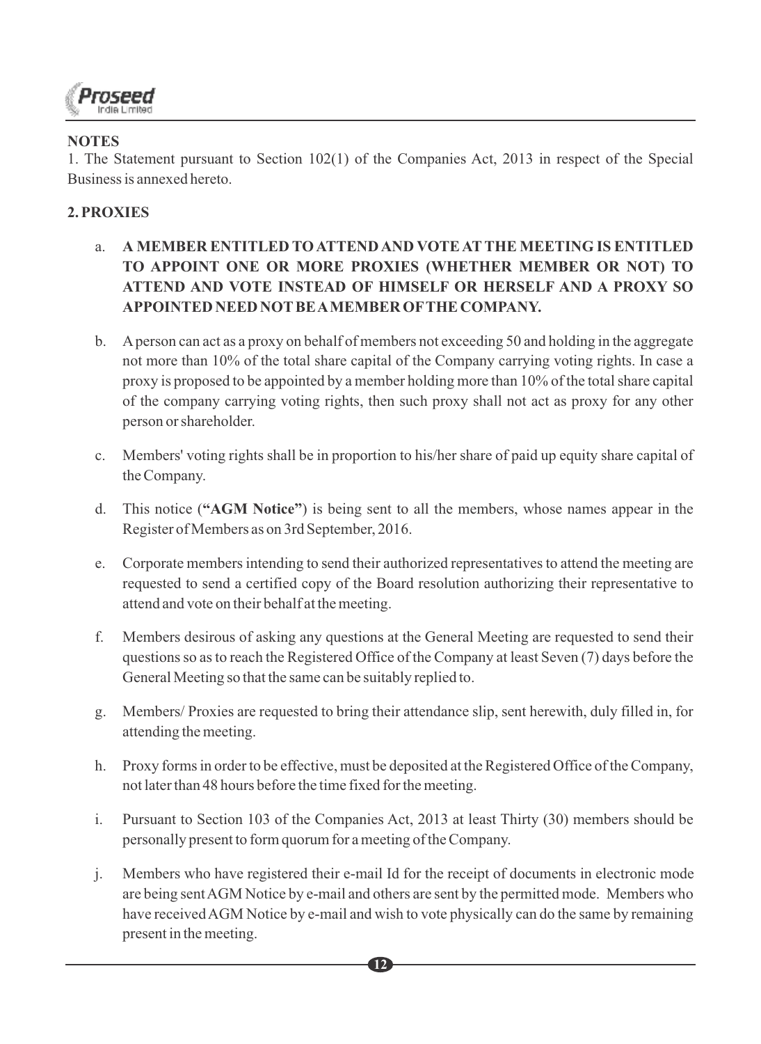**NOTES**

1. The Statement pursuant to Section 102(1) of the Companies Act, 2013 in respect of the Special Business is annexed hereto.

**2. PROXIES**

a. **A MEMBER ENTITLED TO ATTEND AND VOTE AT THE MEETING IS ENTITLED TO APPOINT ONE OR MORE PROXIES (WHETHER MEMBER OR NOT) TO ATTEND AND VOTE INSTEAD OF HIMSELF OR HERSELF AND A PROXY SO APPOINTED NEED NOT BE A MEMBER OF THE COMPANY.**

b. A person can act as a proxy on behalf of members not exceeding 50 and holding in the aggregate not more than 10% of the total share capital of the Company carrying voting rights. In case a proxy is proposed to be appointed by a member holding more than 10% of the total share capital of the company carrying voting rights, then such proxy shall not act as proxy for any other person or shareholder.

c. Members' voting rights shall be in proportion to his/her share of paid up equity share capital of the Company.

d. This notice (**"AGM Notice"**) is being sent to all the members, whose names appear in the Register of Members as on 3rd September, 2016.

e. Corporate members intending to send their authorized representatives to attend the meeting are requested to send a certified copy of the Board resolution authorizing their representative to attend and vote on their behalf at the meeting.

f. Members desirous of asking any questions at the General Meeting are requested to send their questions so as to reach the Registered Office of the Company at least Seven (7) days before the General Meeting so that the same can be suitably replied to.

g. Members/ Proxies are requested to bring their attendance slip, sent herewith, duly filled in, for attending the meeting.

h. Proxy forms in order to be effective, must be deposited at the Registered Office of the Company, not later than 48 hours before the time fixed for the meeting.

i. Pursuant to Section 103 of the Companies Act, 2013 at least Thirty (30) members should be personally present to form quorum for a meeting of the Company.

j. Members who have registered their e-mail Id for the receipt of documents in electronic mode are being sent AGM Notice by e-mail and others are sent by the permitted mode. Members who have received AGM Notice by e-mail and wish to vote physically can do the same by remaining present in the meeting.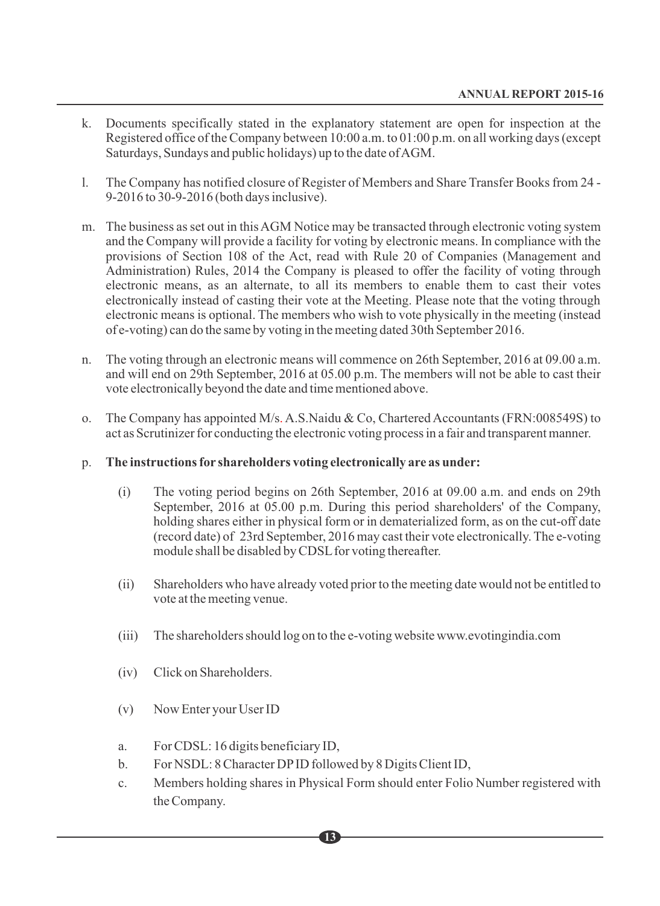k. Documents specifically stated in the explanatory statement are open for inspection at the Registered office of the Company between 10:00 a.m. to 01:00 p.m. on all working days (except Saturdays, Sundays and public holidays) up to the date of AGM.

l. The Company has notified closure of Register of Members and Share Transfer Books from 24-9-2016 to 30-9-2016 (both days inclusive).

m. The business as set out in this AGM Notice may be transacted through electronic voting system and the Company will provide a facility for voting by electronic means. In compliance with the provisions of Section 108 of the Act, read with Rule 20 of Companies (Management and Administration) Rules, 2014 the Company is pleased to offer the facility of voting through electronic means, as an alternate, to all its members to enable them to cast their votes electronically instead of casting their vote at the Meeting. Please note that the voting through electronic means is optional. The members who wish to vote physically in the meeting (instead of e-voting) can do the same by voting in the meeting dated 30th September 2016.

n. The voting through an electronic means will commence on 26th September, 2016 at 09.00 a.m. and will end on 29th September, 2016 at 05.00 p.m. The members will not be able to cast their vote electronically beyond the date and time mentioned above.

o. The Company has appointed M/s. A.S.Naidu & Co, Chartered Accountants (FRN:008549S) to act as Scrutinizer for conducting the electronic voting process in a fair and transparent manner.

p. **The instructions for shareholders voting electronically are as under:**

(i) The voting period begins on 26th September, 2016 at 09.00 a.m. and ends on 29th September, 2016 at 05.00 p.m. During this period shareholders' of the Company, holding shares either in physical form or in dematerialized form, as on the cut-off date (record date) of 23rd September, 2016 may cast their vote electronically. The e-voting module shall be disabled by CDSL for voting thereafter.

(ii) Shareholders who have already voted prior to the meeting date would not be entitled to vote at the meeting venue.

(iii) The shareholders should log on to the e-voting website www.evotingindia.com

(iv) Click on Shareholders.

(v) Now Enter your User ID

a. For CDSL: 16 digits beneficiary ID,

b. For NSDL: 8 Character DP ID followed by 8 Digits Client ID,

c. Members holding shares in Physical Form should enter Folio Number registered with the Company.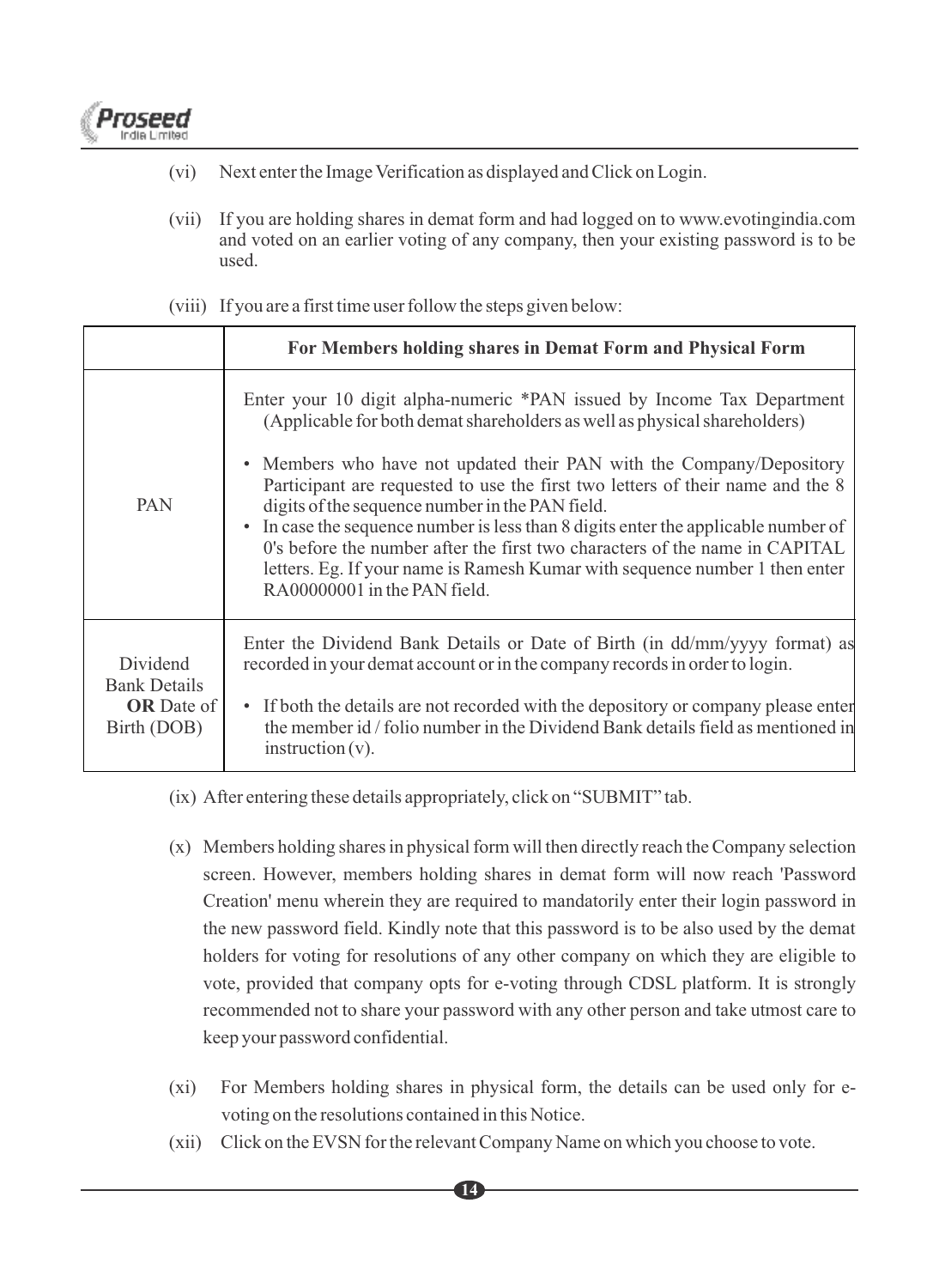(vi) Next enter the Image Verification as displayed and Click on Login.

(vii) If you are holding shares in demat form and had logged on to www.evotingindia.com and voted on an earlier voting of any company, then your existing password is to be used.

(viii) If you are a first time user follow the steps given below:

| | For Members holding shares in Demat Form and Physical Form |
|---|---|
| PAN | Enter your 10 digit alpha-numeric *PAN issued by Income Tax Department (Applicable for both demat shareholders as well as physical shareholders)<br><br>• Members who have not updated their PAN with the Company/Depository Participant are requested to use the first two letters of their name and the 8 digits of the sequence number in the PAN field.<br>• In case the sequence number is less than 8 digits enter the applicable number of 0's before the number after the first two characters of the name in CAPITAL letters. Eg. If your name is Ramesh Kumar with sequence number 1 then enter RA00000001 in the PAN field. |
| Dividend Bank Details **OR** Date of Birth (DOB) | Enter the Dividend Bank Details or Date of Birth (in dd/mm/yyyy format) as recorded in your demat account or in the company records in order to login.<br><br>• If both the details are not recorded with the depository or company please enter the member id / folio number in the Dividend Bank details field as mentioned in instruction (v). |

(ix) After entering these details appropriately, click on "SUBMIT" tab.

(x) Members holding shares in physical form will then directly reach the Company selection screen. However, members holding shares in demat form will now reach 'Password Creation' menu wherein they are required to mandatorily enter their login password in the new password field. Kindly note that this password is to be also used by the demat holders for voting for resolutions of any other company on which they are eligible to vote, provided that company opts for e-voting through CDSL platform. It is strongly recommended not to share your password with any other person and take utmost care to keep your password confidential.

(xi) For Members holding shares in physical form, the details can be used only for e-voting on the resolutions contained in this Notice.

(xii) Click on the EVSN for the relevant Company Name on which you choose to vote.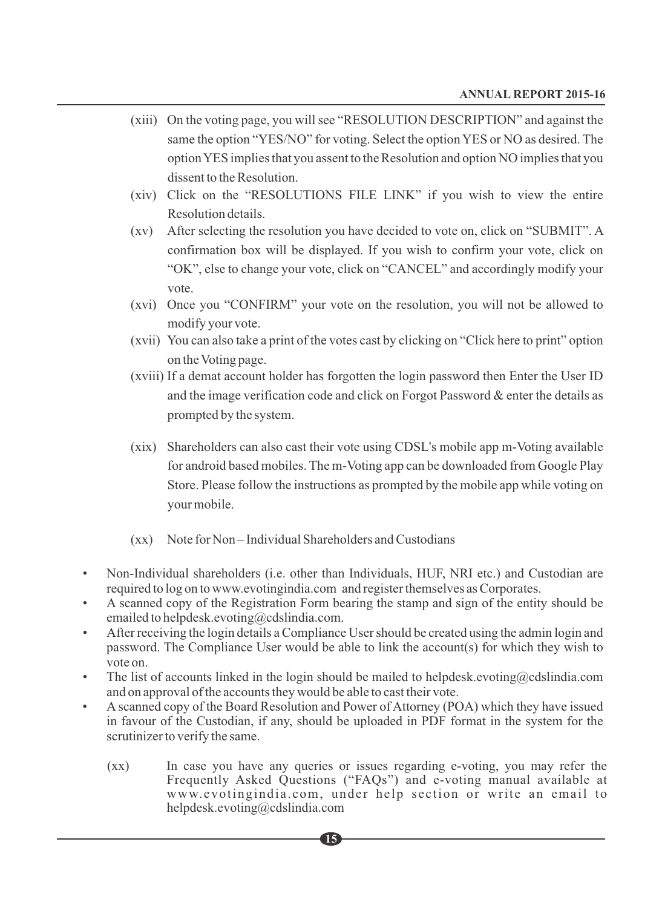(xiii) On the voting page, you will see "RESOLUTION DESCRIPTION" and against the same the option "YES/NO" for voting. Select the option YES or NO as desired. The option YES implies that you assent to the Resolution and option NO implies that you dissent to the Resolution.

(xiv) Click on the "RESOLUTIONS FILE LINK" if you wish to view the entire Resolution details.

(xv) After selecting the resolution you have decided to vote on, click on "SUBMIT". A confirmation box will be displayed. If you wish to confirm your vote, click on "OK", else to change your vote, click on "CANCEL" and accordingly modify your vote.

(xvi) Once you "CONFIRM" your vote on the resolution, you will not be allowed to modify your vote.

(xvii) You can also take a print of the votes cast by clicking on "Click here to print" option on the Voting page.

(xviii) If a demat account holder has forgotten the login password then Enter the User ID and the image verification code and click on Forgot Password & enter the details as prompted by the system.

(xix) Shareholders can also cast their vote using CDSL's mobile app m-Voting available for android based mobiles. The m-Voting app can be downloaded from Google Play Store. Please follow the instructions as prompted by the mobile app while voting on your mobile.

(xx) Note for Non – Individual Shareholders and Custodians

- Non-Individual shareholders (i.e. other than Individuals, HUF, NRI etc.) and Custodian are required to log on to www.evotingindia.com and register themselves as Corporates.
- A scanned copy of the Registration Form bearing the stamp and sign of the entity should be emailed to helpdesk.evoting@cdslindia.com.
- After receiving the login details a Compliance User should be created using the admin login and password. The Compliance User would be able to link the account(s) for which they wish to vote on.
- The list of accounts linked in the login should be mailed to helpdesk.evoting@cdslindia.com and on approval of the accounts they would be able to cast their vote.
- A scanned copy of the Board Resolution and Power of Attorney (POA) which they have issued in favour of the Custodian, if any, should be uploaded in PDF format in the system for the scrutinizer to verify the same.

(xx) In case you have any queries or issues regarding e-voting, you may refer the Frequently Asked Questions ("FAQs") and e-voting manual available at www.evotingindia.com, under help section or write an email to helpdesk.evoting@cdslindia.com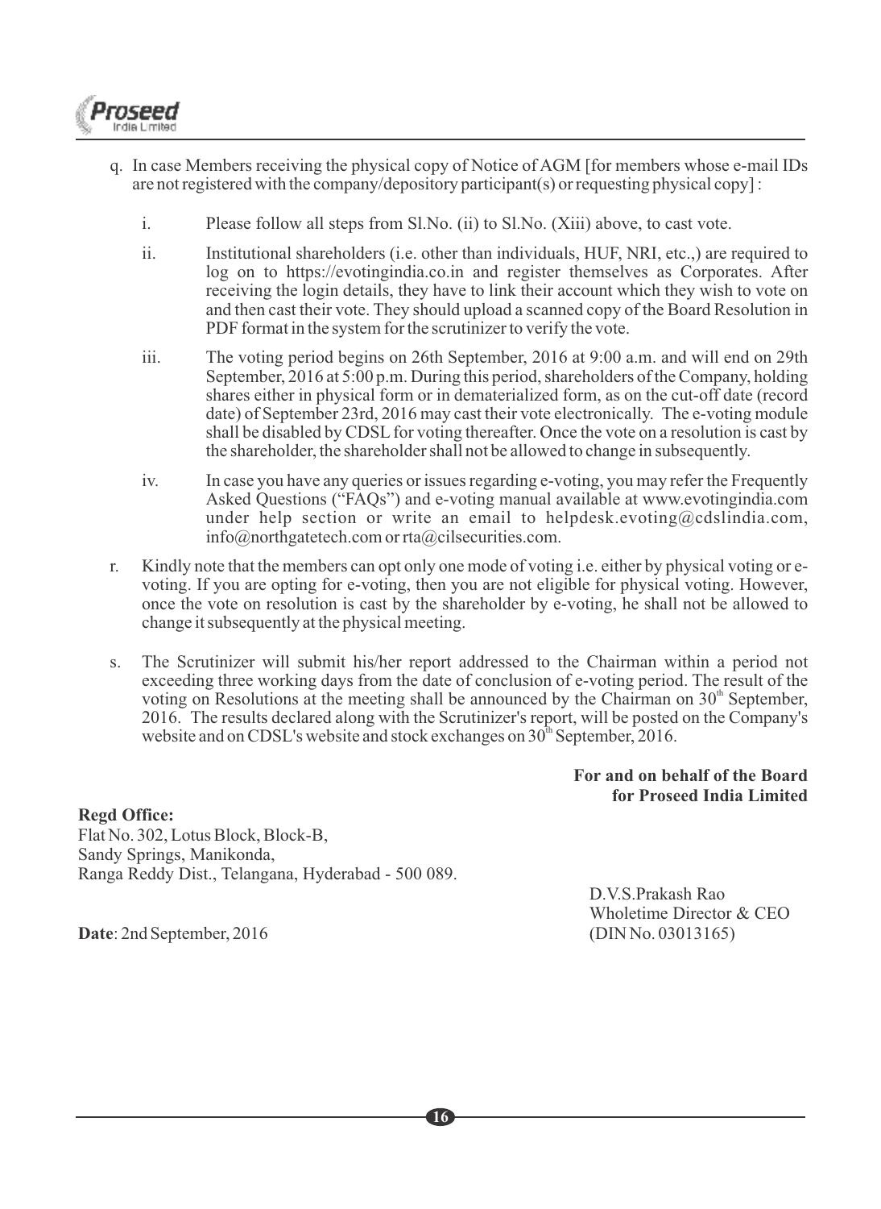q. In case Members receiving the physical copy of Notice of AGM [for members whose e-mail IDs are not registered with the company/depository participant(s) or requesting physical copy] :

   i. Please follow all steps from Sl.No. (ii) to Sl.No. (Xiii) above, to cast vote.

   ii. Institutional shareholders (i.e. other than individuals, HUF, NRI, etc.,) are required to log on to https://evotingindia.co.in and register themselves as Corporates. After receiving the login details, they have to link their account which they wish to vote on and then cast their vote. They should upload a scanned copy of the Board Resolution in PDF format in the system for the scrutinizer to verify the vote.

   iii. The voting period begins on 26th September, 2016 at 9:00 a.m. and will end on 29th September, 2016 at 5:00 p.m. During this period, shareholders of the Company, holding shares either in physical form or in dematerialized form, as on the cut-off date (record date) of September 23rd, 2016 may cast their vote electronically. The e-voting module shall be disabled by CDSL for voting thereafter. Once the vote on a resolution is cast by the shareholder, the shareholder shall not be allowed to change in subsequently.

   iv. In case you have any queries or issues regarding e-voting, you may refer the Frequently Asked Questions ("FAQs") and e-voting manual available at www.evotingindia.com under help section or write an email to helpdesk.evoting@cdslindia.com, info@northgatetech.com or rta@cilsecurities.com.

r. Kindly note that the members can opt only one mode of voting i.e. either by physical voting or e-voting. If you are opting for e-voting, then you are not eligible for physical voting. However, once the vote on resolution is cast by the shareholder by e-voting, he shall not be allowed to change it subsequently at the physical meeting.

s. The Scrutinizer will submit his/her report addressed to the Chairman within a period not exceeding three working days from the date of conclusion of e-voting period. The result of the voting on Resolutions at the meeting shall be announced by the Chairman on 30th September, 2016. The results declared along with the Scrutinizer's report, will be posted on the Company's website and on CDSL's website and stock exchanges on 30th September, 2016.

**For and on behalf of the Board**
**for Proseed India Limited**

**Regd Office:**
Flat No. 302, Lotus Block, Block-B,
Sandy Springs, Manikonda,
Ranga Reddy Dist., Telangana, Hyderabad - 500 089.

D.V.S.Prakash Rao
Wholetime Director & CEO
(DIN No. 03013165)

**Date**: 2nd September, 2016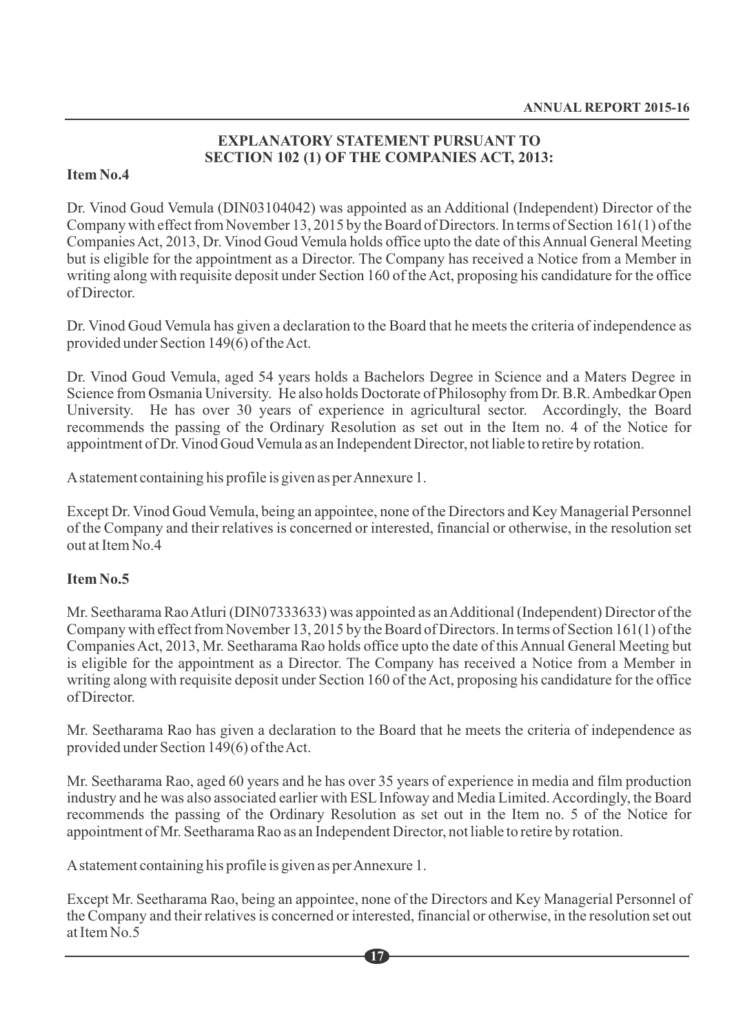## EXPLANATORY STATEMENT PURSUANT TO SECTION 102 (1) OF THE COMPANIES ACT, 2013:

**Item No.4**

Dr. Vinod Goud Vemula (DIN03104042) was appointed as an Additional (Independent) Director of the Company with effect from November 13, 2015 by the Board of Directors. In terms of Section 161(1) of the Companies Act, 2013, Dr. Vinod Goud Vemula holds office upto the date of this Annual General Meeting but is eligible for the appointment as a Director. The Company has received a Notice from a Member in writing along with requisite deposit under Section 160 of the Act, proposing his candidature for the office of Director.

Dr. Vinod Goud Vemula has given a declaration to the Board that he meets the criteria of independence as provided under Section 149(6) of the Act.

Dr. Vinod Goud Vemula, aged 54 years holds a Bachelors Degree in Science and a Maters Degree in Science from Osmania University. He also holds Doctorate of Philosophy from Dr. B.R. Ambedkar Open University. He has over 30 years of experience in agricultural sector. Accordingly, the Board recommends the passing of the Ordinary Resolution as set out in the Item no. 4 of the Notice for appointment of Dr. Vinod Goud Vemula as an Independent Director, not liable to retire by rotation.

A statement containing his profile is given as per Annexure 1.

Except Dr. Vinod Goud Vemula, being an appointee, none of the Directors and Key Managerial Personnel of the Company and their relatives is concerned or interested, financial or otherwise, in the resolution set out at Item No.4

**Item No.5**

Mr. Seetharama Rao Atluri (DIN07333633) was appointed as an Additional (Independent) Director of the Company with effect from November 13, 2015 by the Board of Directors. In terms of Section 161(1) of the Companies Act, 2013, Mr. Seetharama Rao holds office upto the date of this Annual General Meeting but is eligible for the appointment as a Director. The Company has received a Notice from a Member in writing along with requisite deposit under Section 160 of the Act, proposing his candidature for the office of Director.

Mr. Seetharama Rao has given a declaration to the Board that he meets the criteria of independence as provided under Section 149(6) of the Act.

Mr. Seetharama Rao, aged 60 years and he has over 35 years of experience in media and film production industry and he was also associated earlier with ESL Infoway and Media Limited. Accordingly, the Board recommends the passing of the Ordinary Resolution as set out in the Item no. 5 of the Notice for appointment of Mr. Seetharama Rao as an Independent Director, not liable to retire by rotation.

A statement containing his profile is given as per Annexure 1.

Except Mr. Seetharama Rao, being an appointee, none of the Directors and Key Managerial Personnel of the Company and their relatives is concerned or interested, financial or otherwise, in the resolution set out at Item No.5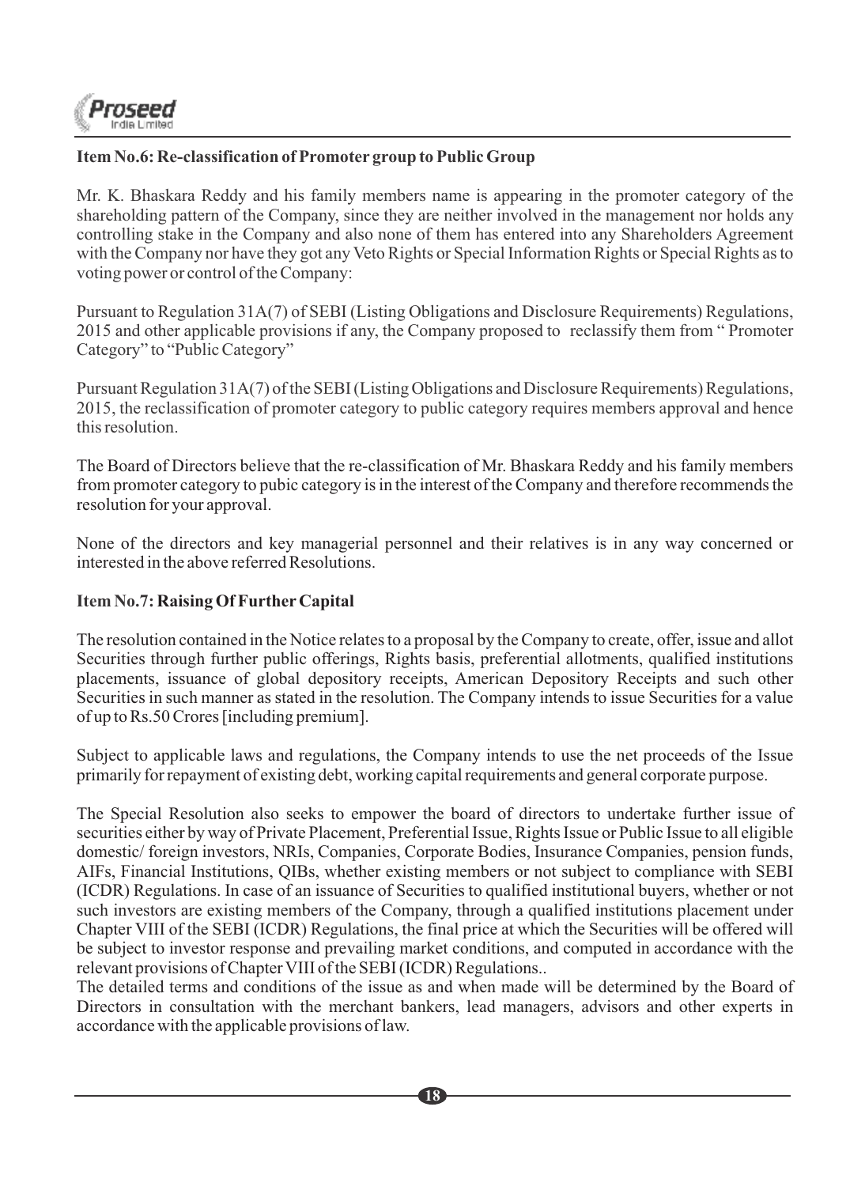**Item No.6: Re-classification of Promoter group to Public Group**

Mr. K. Bhaskara Reddy and his family members name is appearing in the promoter category of the shareholding pattern of the Company, since they are neither involved in the management nor holds any controlling stake in the Company and also none of them has entered into any Shareholders Agreement with the Company nor have they got any Veto Rights or Special Information Rights or Special Rights as to voting power or control of the Company:

Pursuant to Regulation 31A(7) of SEBI (Listing Obligations and Disclosure Requirements) Regulations, 2015 and other applicable provisions if any, the Company proposed to reclassify them from " Promoter Category" to "Public Category"

Pursuant Regulation 31A(7) of the SEBI (Listing Obligations and Disclosure Requirements) Regulations, 2015, the reclassification of promoter category to public category requires members approval and hence this resolution.

The Board of Directors believe that the re-classification of Mr. Bhaskara Reddy and his family members from promoter category to pubic category is in the interest of the Company and therefore recommends the resolution for your approval.

None of the directors and key managerial personnel and their relatives is in any way concerned or interested in the above referred Resolutions.

**Item No.7: Raising Of Further Capital**

The resolution contained in the Notice relates to a proposal by the Company to create, offer, issue and allot Securities through further public offerings, Rights basis, preferential allotments, qualified institutions placements, issuance of global depository receipts, American Depository Receipts and such other Securities in such manner as stated in the resolution. The Company intends to issue Securities for a value of up to Rs.50 Crores [including premium].

Subject to applicable laws and regulations, the Company intends to use the net proceeds of the Issue primarily for repayment of existing debt, working capital requirements and general corporate purpose.

The Special Resolution also seeks to empower the board of directors to undertake further issue of securities either by way of Private Placement, Preferential Issue, Rights Issue or Public Issue to all eligible domestic/ foreign investors, NRIs, Companies, Corporate Bodies, Insurance Companies, pension funds, AIFs, Financial Institutions, QIBs, whether existing members or not subject to compliance with SEBI (ICDR) Regulations. In case of an issuance of Securities to qualified institutional buyers, whether or not such investors are existing members of the Company, through a qualified institutions placement under Chapter VIII of the SEBI (ICDR) Regulations, the final price at which the Securities will be offered will be subject to investor response and prevailing market conditions, and computed in accordance with the relevant provisions of Chapter VIII of the SEBI (ICDR) Regulations..

The detailed terms and conditions of the issue as and when made will be determined by the Board of Directors in consultation with the merchant bankers, lead managers, advisors and other experts in accordance with the applicable provisions of law.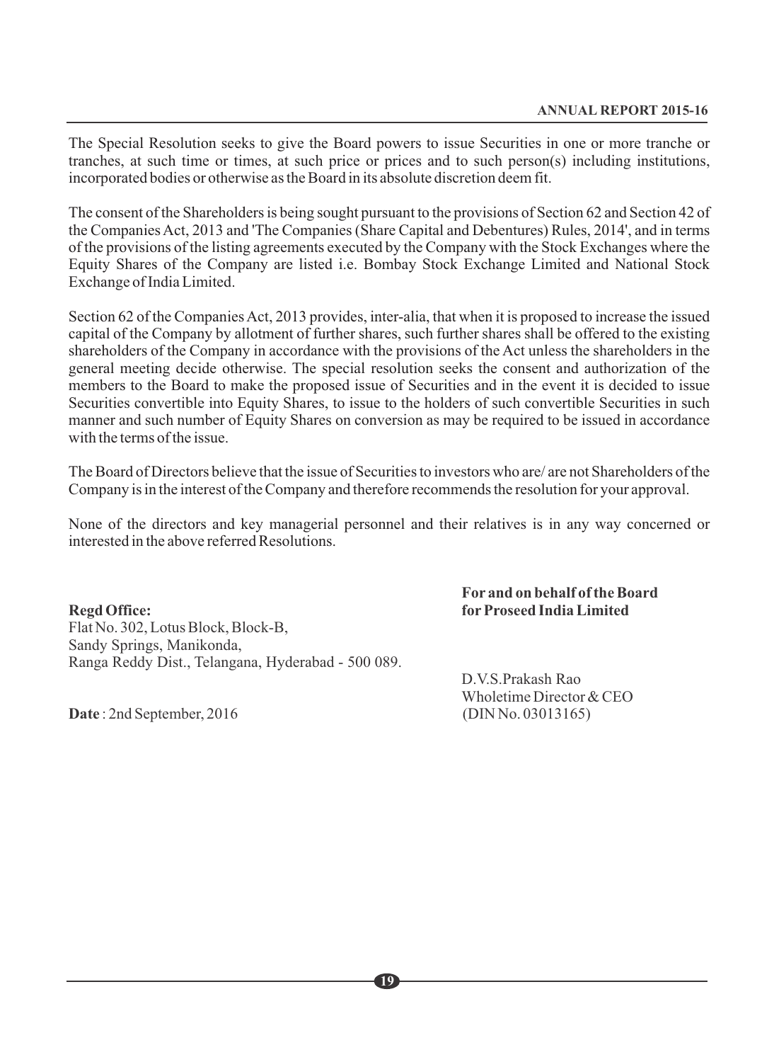The Special Resolution seeks to give the Board powers to issue Securities in one or more tranche or tranches, at such time or times, at such price or prices and to such person(s) including institutions, incorporated bodies or otherwise as the Board in its absolute discretion deem fit.

The consent of the Shareholders is being sought pursuant to the provisions of Section 62 and Section 42 of the Companies Act, 2013 and 'The Companies (Share Capital and Debentures) Rules, 2014', and in terms of the provisions of the listing agreements executed by the Company with the Stock Exchanges where the Equity Shares of the Company are listed i.e. Bombay Stock Exchange Limited and National Stock Exchange of India Limited.

Section 62 of the Companies Act, 2013 provides, inter-alia, that when it is proposed to increase the issued capital of the Company by allotment of further shares, such further shares shall be offered to the existing shareholders of the Company in accordance with the provisions of the Act unless the shareholders in the general meeting decide otherwise. The special resolution seeks the consent and authorization of the members to the Board to make the proposed issue of Securities and in the event it is decided to issue Securities convertible into Equity Shares, to issue to the holders of such convertible Securities in such manner and such number of Equity Shares on conversion as may be required to be issued in accordance with the terms of the issue.

The Board of Directors believe that the issue of Securities to investors who are/ are not Shareholders of the Company is in the interest of the Company and therefore recommends the resolution for your approval.

None of the directors and key managerial personnel and their relatives is in any way concerned or interested in the above referred Resolutions.

**For and on behalf of the Board**
**for Proseed India Limited**

**Regd Office:**
Flat No. 302, Lotus Block, Block-B,
Sandy Springs, Manikonda,
Ranga Reddy Dist., Telangana, Hyderabad - 500 089.

D.V.S.Prakash Rao
Wholetime Director & CEO
(DIN No. 03013165)

**Date** : 2nd September, 2016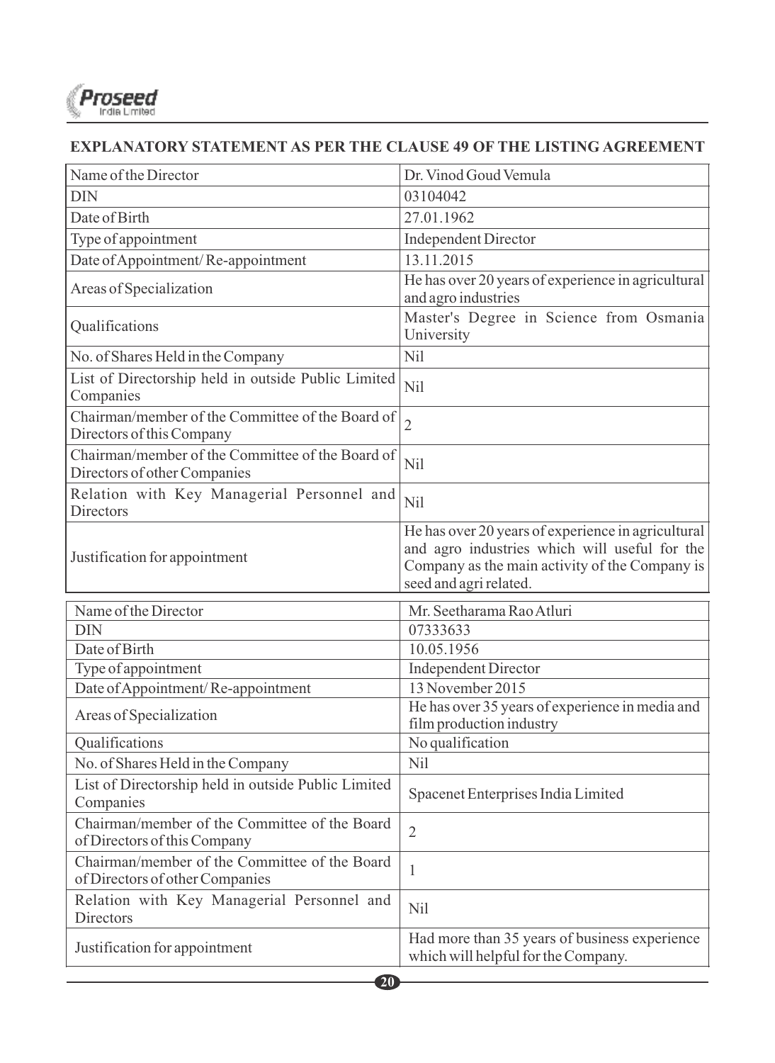## EXPLANATORY STATEMENT AS PER THE CLAUSE 49 OF THE LISTING AGREEMENT

| Name of the Director | Dr. Vinod Goud Vemula |
|---|---|
| DIN | 03104042 |
| Date of Birth | 27.01.1962 |
| Type of appointment | Independent Director |
| Date of Appointment/ Re-appointment | 13.11.2015 |
| Areas of Specialization | He has over 20 years of experience in agricultural and agro industries |
| Qualifications | Master's Degree in Science from Osmania University |
| No. of Shares Held in the Company | Nil |
| List of Directorship held in outside Public Limited Companies | Nil |
| Chairman/member of the Committee of the Board of Directors of this Company | 2 |
| Chairman/member of the Committee of the Board of Directors of other Companies | Nil |
| Relation with Key Managerial Personnel and Directors | Nil |
| Justification for appointment | He has over 20 years of experience in agricultural and agro industries which will useful for the Company as the main activity of the Company is seed and agri related. |

| Name of the Director | Mr. Seetharama Rao Atluri |
|---|---|
| DIN | 07333633 |
| Date of Birth | 10.05.1956 |
| Type of appointment | Independent Director |
| Date of Appointment/ Re-appointment | 13 November 2015 |
| Areas of Specialization | He has over 35 years of experience in media and film production industry |
| Qualifications | No qualification |
| No. of Shares Held in the Company | Nil |
| List of Directorship held in outside Public Limited Companies | Spacenet Enterprises India Limited |
| Chairman/member of the Committee of the Board of Directors of this Company | 2 |
| Chairman/member of the Committee of the Board of Directors of other Companies | 1 |
| Relation with Key Managerial Personnel and Directors | Nil |
| Justification for appointment | Had more than 35 years of business experience which will helpful for the Company. |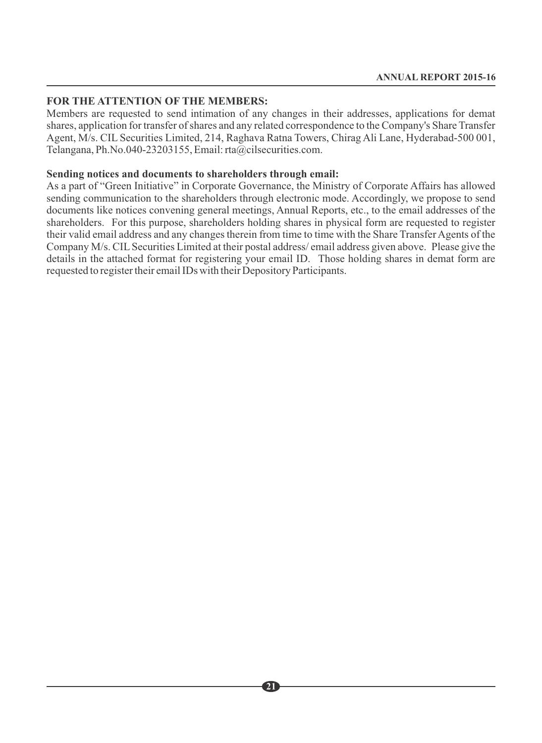**FOR THE ATTENTION OF THE MEMBERS:**

Members are requested to send intimation of any changes in their addresses, applications for demat shares, application for transfer of shares and any related correspondence to the Company's Share Transfer Agent, M/s. CIL Securities Limited, 214, Raghava Ratna Towers, Chirag Ali Lane, Hyderabad-500 001, Telangana, Ph.No.040-23203155, Email: rta@cilsecurities.com.

**Sending notices and documents to shareholders through email:**

As a part of "Green Initiative" in Corporate Governance, the Ministry of Corporate Affairs has allowed sending communication to the shareholders through electronic mode. Accordingly, we propose to send documents like notices convening general meetings, Annual Reports, etc., to the email addresses of the shareholders. For this purpose, shareholders holding shares in physical form are requested to register their valid email address and any changes therein from time to time with the Share Transfer Agents of the Company M/s. CIL Securities Limited at their postal address/ email address given above. Please give the details in the attached format for registering your email ID. Those holding shares in demat form are requested to register their email IDs with their Depository Participants.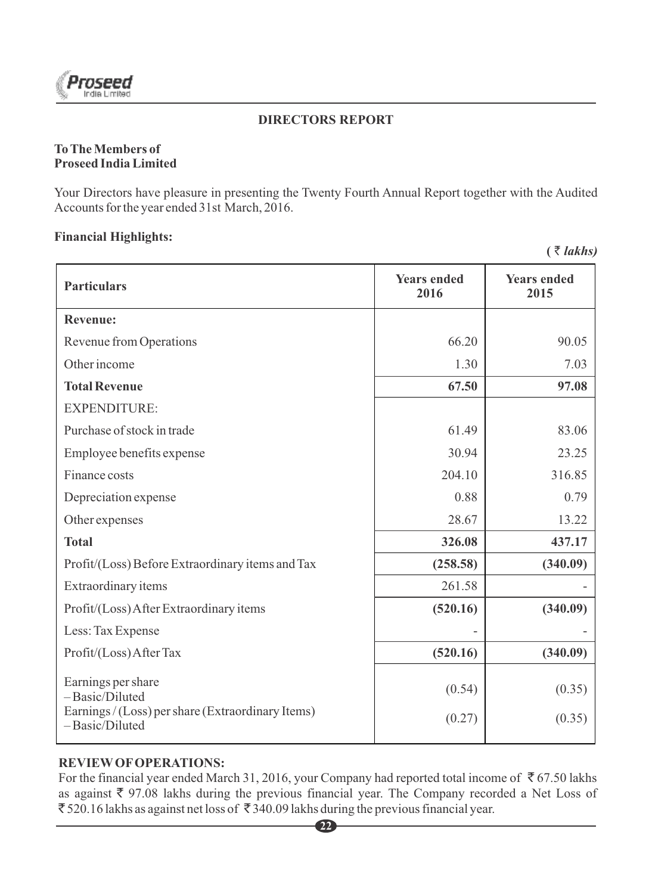## DIRECTORS REPORT

**To The Members of**
**Proseed India Limited**

Your Directors have pleasure in presenting the Twenty Fourth Annual Report together with the Audited Accounts for the year ended 31st March, 2016.

### Financial Highlights:

*( ₹ lakhs)*

| Particulars | Years ended 2016 | Years ended 2015 |
|---|---|---|
| **Revenue:** | | |
| Revenue from Operations | 66.20 | 90.05 |
| Other income | 1.30 | 7.03 |
| **Total Revenue** | **67.50** | **97.08** |
| EXPENDITURE: | | |
| Purchase of stock in trade | 61.49 | 83.06 |
| Employee benefits expense | 30.94 | 23.25 |
| Finance costs | 204.10 | 316.85 |
| Depreciation expense | 0.88 | 0.79 |
| Other expenses | 28.67 | 13.22 |
| **Total** | **326.08** | **437.17** |
| Profit/(Loss) Before Extraordinary items and Tax | **(258.58)** | **(340.09)** |
| Extraordinary items | 261.58 | - |
| Profit/(Loss) After Extraordinary items | **(520.16)** | **(340.09)** |
| Less: Tax Expense | - | - |
| Profit/(Loss) After Tax | **(520.16)** | **(340.09)** |
| Earnings per share – Basic/Diluted | (0.54) | (0.35) |
| Earnings / (Loss) per share (Extraordinary Items) – Basic/Diluted | (0.27) | (0.35) |

### REVIEW OF OPERATIONS:

For the financial year ended March 31, 2016, your Company had reported total income of ₹ 67.50 lakhs as against ₹ 97.08 lakhs during the previous financial year. The Company recorded a Net Loss of ₹ 520.16 lakhs as against net loss of ₹ 340.09 lakhs during the previous financial year.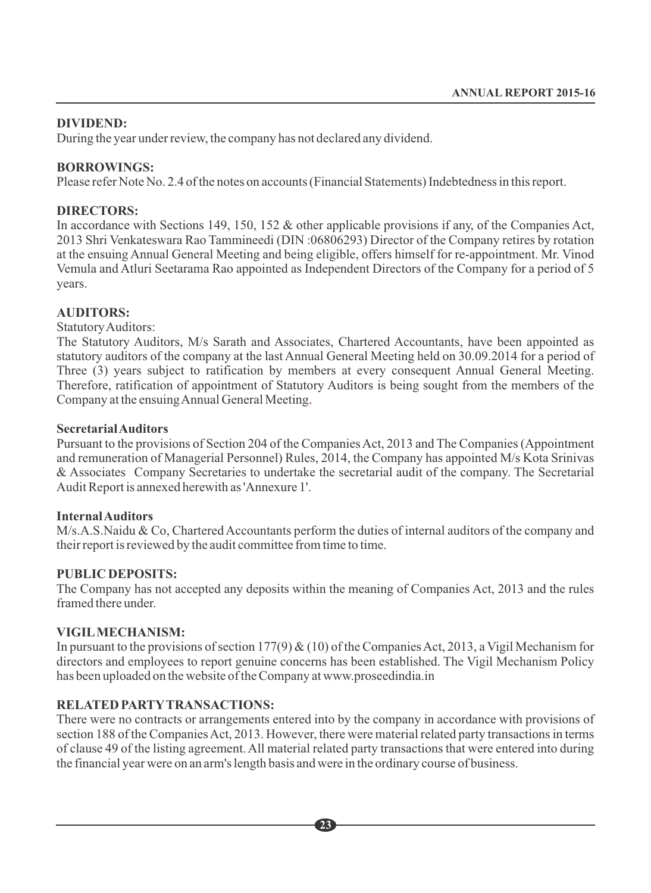**DIVIDEND:**

During the year under review, the company has not declared any dividend.

**BORROWINGS:**

Please refer Note No. 2.4 of the notes on accounts (Financial Statements) Indebtedness in this report.

**DIRECTORS:**

In accordance with Sections 149, 150, 152 & other applicable provisions if any, of the Companies Act, 2013 Shri Venkateswara Rao Tammineedi (DIN :06806293) Director of the Company retires by rotation at the ensuing Annual General Meeting and being eligible, offers himself for re-appointment. Mr. Vinod Vemula and Atluri Seetarama Rao appointed as Independent Directors of the Company for a period of 5 years.

**AUDITORS:**

Statutory Auditors:

The Statutory Auditors, M/s Sarath and Associates, Chartered Accountants, have been appointed as statutory auditors of the company at the last Annual General Meeting held on 30.09.2014 for a period of Three (3) years subject to ratification by members at every consequent Annual General Meeting. Therefore, ratification of appointment of Statutory Auditors is being sought from the members of the Company at the ensuing Annual General Meeting.

**Secretarial Auditors**

Pursuant to the provisions of Section 204 of the Companies Act, 2013 and The Companies (Appointment and remuneration of Managerial Personnel) Rules, 2014, the Company has appointed M/s Kota Srinivas & Associates Company Secretaries to undertake the secretarial audit of the company. The Secretarial Audit Report is annexed herewith as 'Annexure 1'.

**Internal Auditors**

M/s.A.S.Naidu & Co, Chartered Accountants perform the duties of internal auditors of the company and their report is reviewed by the audit committee from time to time.

**PUBLIC DEPOSITS:**

The Company has not accepted any deposits within the meaning of Companies Act, 2013 and the rules framed there under.

**VIGIL MECHANISM:**

In pursuant to the provisions of section 177(9) & (10) of the Companies Act, 2013, a Vigil Mechanism for directors and employees to report genuine concerns has been established. The Vigil Mechanism Policy has been uploaded on the website of the Company at www.proseedindia.in

**RELATED PARTY TRANSACTIONS:**

There were no contracts or arrangements entered into by the company in accordance with provisions of section 188 of the Companies Act, 2013. However, there were material related party transactions in terms of clause 49 of the listing agreement. All material related party transactions that were entered into during the financial year were on an arm's length basis and were in the ordinary course of business.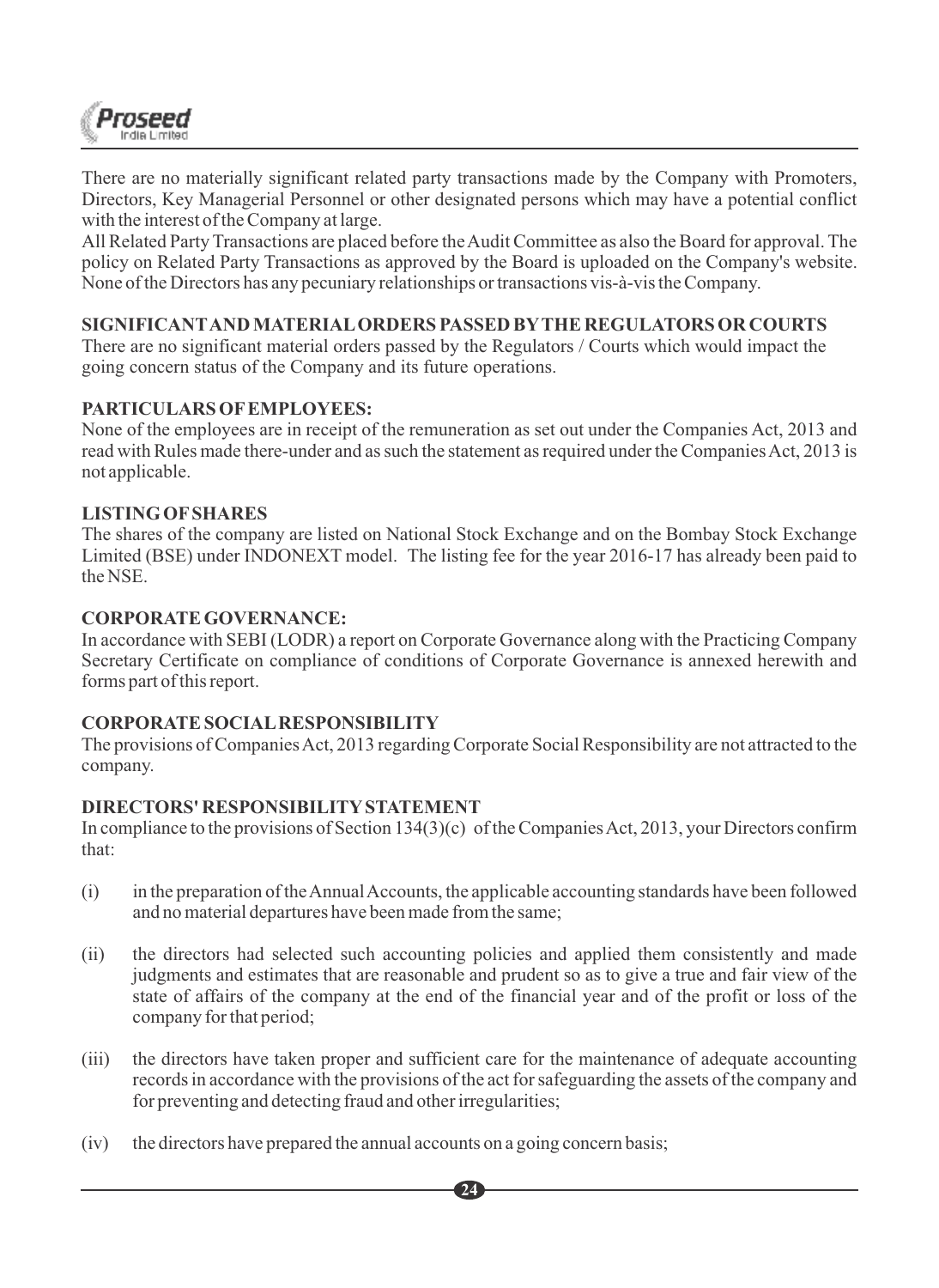There are no materially significant related party transactions made by the Company with Promoters, Directors, Key Managerial Personnel or other designated persons which may have a potential conflict with the interest of the Company at large.

All Related Party Transactions are placed before the Audit Committee as also the Board for approval. The policy on Related Party Transactions as approved by the Board is uploaded on the Company's website. None of the Directors has any pecuniary relationships or transactions vis-à-vis the Company.

**SIGNIFICANT AND MATERIAL ORDERS PASSED BY THE REGULATORS OR COURTS**

There are no significant material orders passed by the Regulators / Courts which would impact the going concern status of the Company and its future operations.

**PARTICULARS OF EMPLOYEES:**

None of the employees are in receipt of the remuneration as set out under the Companies Act, 2013 and read with Rules made there-under and as such the statement as required under the Companies Act, 2013 is not applicable.

**LISTING OF SHARES**

The shares of the company are listed on National Stock Exchange and on the Bombay Stock Exchange Limited (BSE) under INDONEXT model. The listing fee for the year 2016-17 has already been paid to the NSE.

**CORPORATE GOVERNANCE:**

In accordance with SEBI (LODR) a report on Corporate Governance along with the Practicing Company Secretary Certificate on compliance of conditions of Corporate Governance is annexed herewith and forms part of this report.

**CORPORATE SOCIAL RESPONSIBILITY**

The provisions of Companies Act, 2013 regarding Corporate Social Responsibility are not attracted to the company.

**DIRECTORS' RESPONSIBILITY STATEMENT**

In compliance to the provisions of Section 134(3)(c) of the Companies Act, 2013, your Directors confirm that:

(i) in the preparation of the Annual Accounts, the applicable accounting standards have been followed and no material departures have been made from the same;

(ii) the directors had selected such accounting policies and applied them consistently and made judgments and estimates that are reasonable and prudent so as to give a true and fair view of the state of affairs of the company at the end of the financial year and of the profit or loss of the company for that period;

(iii) the directors have taken proper and sufficient care for the maintenance of adequate accounting records in accordance with the provisions of the act for safeguarding the assets of the company and for preventing and detecting fraud and other irregularities;

(iv) the directors have prepared the annual accounts on a going concern basis;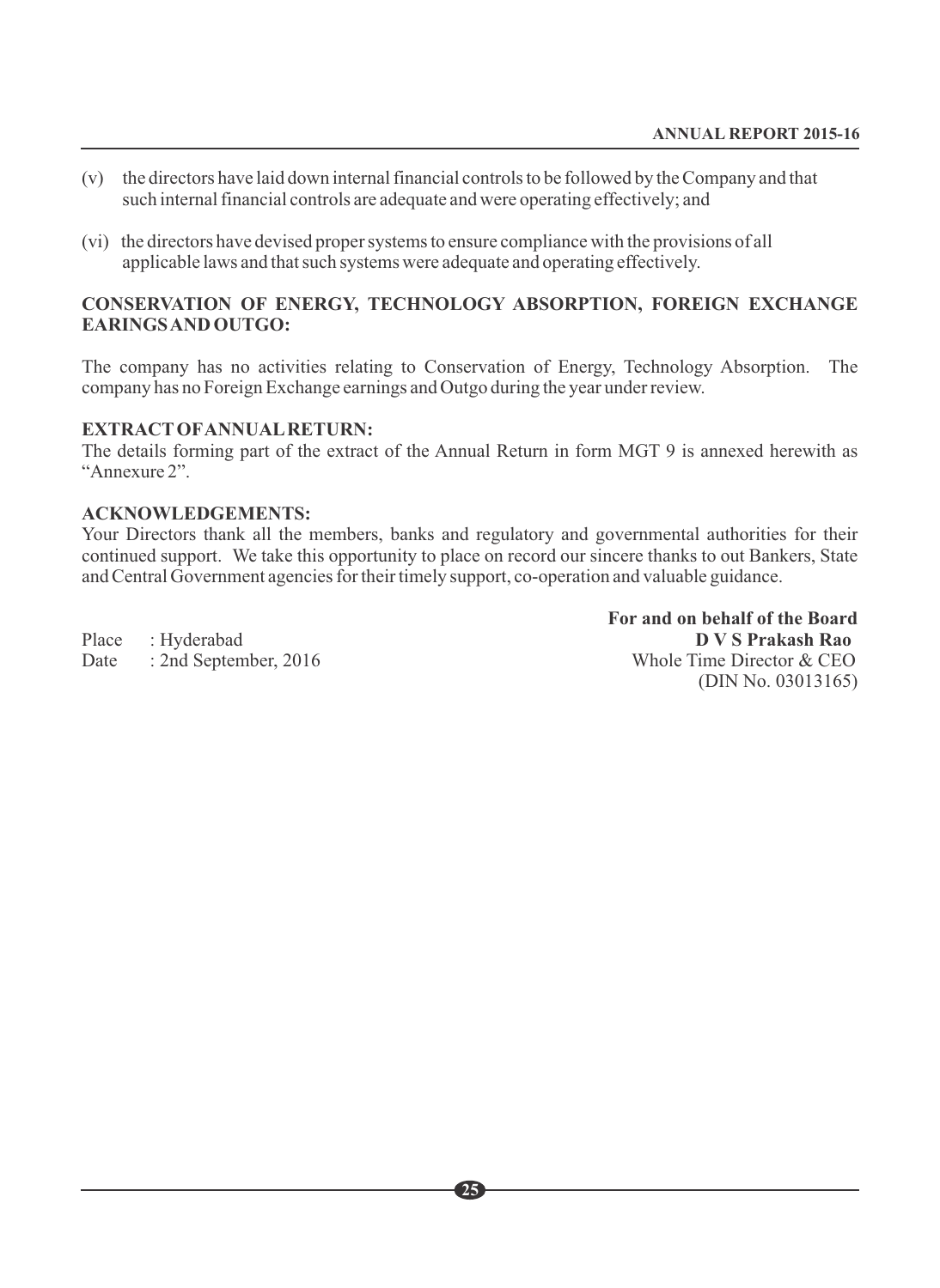(v) the directors have laid down internal financial controls to be followed by the Company and that such internal financial controls are adequate and were operating effectively; and

(vi) the directors have devised proper systems to ensure compliance with the provisions of all applicable laws and that such systems were adequate and operating effectively.

**CONSERVATION OF ENERGY, TECHNOLOGY ABSORPTION, FOREIGN EXCHANGE EARINGS AND OUTGO:**

The company has no activities relating to Conservation of Energy, Technology Absorption. The company has no Foreign Exchange earnings and Outgo during the year under review.

**EXTRACT OF ANNUAL RETURN:**

The details forming part of the extract of the Annual Return in form MGT 9 is annexed herewith as "Annexure 2".

**ACKNOWLEDGEMENTS:**

Your Directors thank all the members, banks and regulatory and governmental authorities for their continued support. We take this opportunity to place on record our sincere thanks to out Bankers, State and Central Government agencies for their timely support, co-operation and valuable guidance.

**For and on behalf of the Board**

Place : Hyderabad
Date : 2nd September, 2016

**D V S Prakash Rao**
Whole Time Director & CEO
(DIN No. 03013165)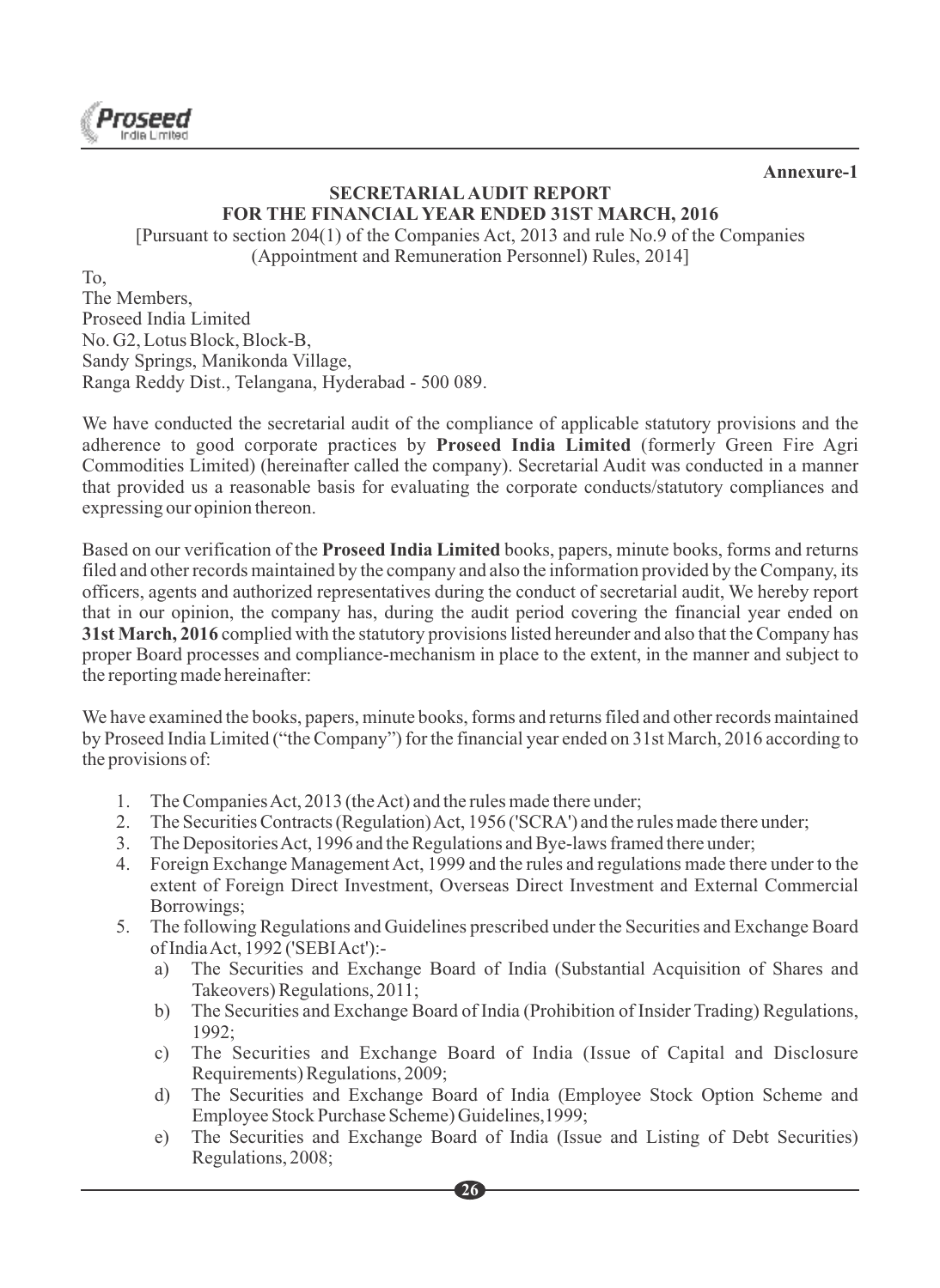**Annexure-1**

## SECRETARIAL AUDIT REPORT
## FOR THE FINANCIAL YEAR ENDED 31ST MARCH, 2016

[Pursuant to section 204(1) of the Companies Act, 2013 and rule No.9 of the Companies (Appointment and Remuneration Personnel) Rules, 2014]

To,
The Members,
Proseed India Limited
No. G2, Lotus Block, Block-B,
Sandy Springs, Manikonda Village,
Ranga Reddy Dist., Telangana, Hyderabad - 500 089.

We have conducted the secretarial audit of the compliance of applicable statutory provisions and the adherence to good corporate practices by **Proseed India Limited** (formerly Green Fire Agri Commodities Limited) (hereinafter called the company). Secretarial Audit was conducted in a manner that provided us a reasonable basis for evaluating the corporate conducts/statutory compliances and expressing our opinion thereon.

Based on our verification of the **Proseed India Limited** books, papers, minute books, forms and returns filed and other records maintained by the company and also the information provided by the Company, its officers, agents and authorized representatives during the conduct of secretarial audit, We hereby report that in our opinion, the company has, during the audit period covering the financial year ended on **31st March, 2016** complied with the statutory provisions listed hereunder and also that the Company has proper Board processes and compliance-mechanism in place to the extent, in the manner and subject to the reporting made hereinafter:

We have examined the books, papers, minute books, forms and returns filed and other records maintained by Proseed India Limited ("the Company") for the financial year ended on 31st March, 2016 according to the provisions of:

1. The Companies Act, 2013 (the Act) and the rules made there under;
2. The Securities Contracts (Regulation) Act, 1956 ('SCRA') and the rules made there under;
3. The Depositories Act, 1996 and the Regulations and Bye-laws framed there under;
4. Foreign Exchange Management Act, 1999 and the rules and regulations made there under to the extent of Foreign Direct Investment, Overseas Direct Investment and External Commercial Borrowings;
5. The following Regulations and Guidelines prescribed under the Securities and Exchange Board of India Act, 1992 ('SEBI Act'):-
   a) The Securities and Exchange Board of India (Substantial Acquisition of Shares and Takeovers) Regulations, 2011;
   b) The Securities and Exchange Board of India (Prohibition of Insider Trading) Regulations, 1992;
   c) The Securities and Exchange Board of India (Issue of Capital and Disclosure Requirements) Regulations, 2009;
   d) The Securities and Exchange Board of India (Employee Stock Option Scheme and Employee Stock Purchase Scheme) Guidelines,1999;
   e) The Securities and Exchange Board of India (Issue and Listing of Debt Securities) Regulations, 2008;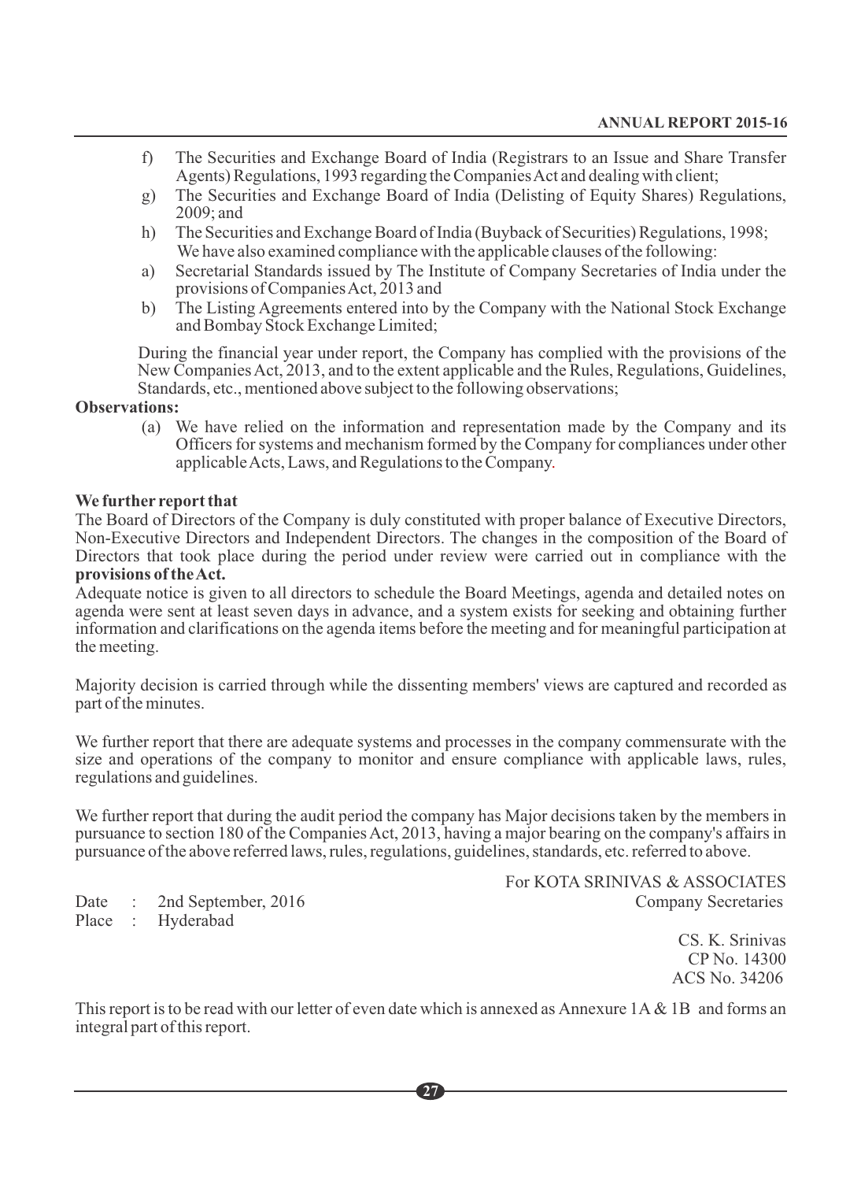f) The Securities and Exchange Board of India (Registrars to an Issue and Share Transfer Agents) Regulations, 1993 regarding the Companies Act and dealing with client;

g) The Securities and Exchange Board of India (Delisting of Equity Shares) Regulations, 2009; and

h) The Securities and Exchange Board of India (Buyback of Securities) Regulations, 1998;

We have also examined compliance with the applicable clauses of the following:

a) Secretarial Standards issued by The Institute of Company Secretaries of India under the provisions of Companies Act, 2013 and

b) The Listing Agreements entered into by the Company with the National Stock Exchange and Bombay Stock Exchange Limited;

During the financial year under report, the Company has complied with the provisions of the New Companies Act, 2013, and to the extent applicable and the Rules, Regulations, Guidelines, Standards, etc., mentioned above subject to the following observations;

**Observations:**

(a) We have relied on the information and representation made by the Company and its Officers for systems and mechanism formed by the Company for compliances under other applicable Acts, Laws, and Regulations to the Company.

**We further report that**

The Board of Directors of the Company is duly constituted with proper balance of Executive Directors, Non-Executive Directors and Independent Directors. The changes in the composition of the Board of Directors that took place during the period under review were carried out in compliance with the **provisions of the Act.**

Adequate notice is given to all directors to schedule the Board Meetings, agenda and detailed notes on agenda were sent at least seven days in advance, and a system exists for seeking and obtaining further information and clarifications on the agenda items before the meeting and for meaningful participation at the meeting.

Majority decision is carried through while the dissenting members' views are captured and recorded as part of the minutes.

We further report that there are adequate systems and processes in the company commensurate with the size and operations of the company to monitor and ensure compliance with applicable laws, rules, regulations and guidelines.

We further report that during the audit period the company has Major decisions taken by the members in pursuance to section 180 of the Companies Act, 2013, having a major bearing on the company's affairs in pursuance of the above referred laws, rules, regulations, guidelines, standards, etc. referred to above.

For KOTA SRINIVAS & ASSOCIATES
Company Secretaries

Date : 2nd September, 2016
Place : Hyderabad

CS. K. Srinivas
CP No. 14300
ACS No. 34206

This report is to be read with our letter of even date which is annexed as Annexure 1A & 1B and forms an integral part of this report.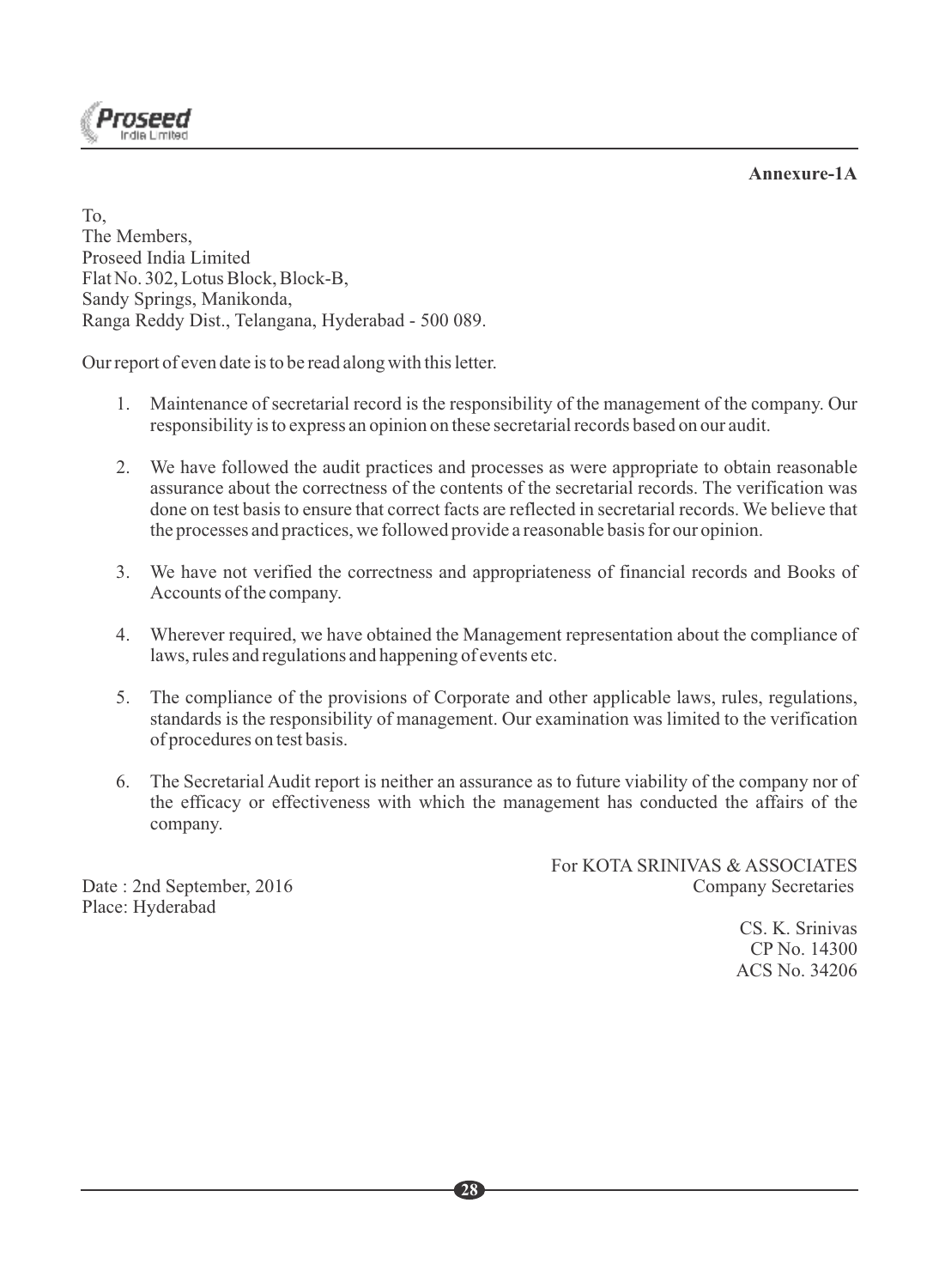**Annexure-1A**

To,
The Members,
Proseed India Limited
Flat No. 302, Lotus Block, Block-B,
Sandy Springs, Manikonda,
Ranga Reddy Dist., Telangana, Hyderabad - 500 089.

Our report of even date is to be read along with this letter.

1. Maintenance of secretarial record is the responsibility of the management of the company. Our responsibility is to express an opinion on these secretarial records based on our audit.

2. We have followed the audit practices and processes as were appropriate to obtain reasonable assurance about the correctness of the contents of the secretarial records. The verification was done on test basis to ensure that correct facts are reflected in secretarial records. We believe that the processes and practices, we followed provide a reasonable basis for our opinion.

3. We have not verified the correctness and appropriateness of financial records and Books of Accounts of the company.

4. Wherever required, we have obtained the Management representation about the compliance of laws, rules and regulations and happening of events etc.

5. The compliance of the provisions of Corporate and other applicable laws, rules, regulations, standards is the responsibility of management. Our examination was limited to the verification of procedures on test basis.

6. The Secretarial Audit report is neither an assurance as to future viability of the company nor of the efficacy or effectiveness with which the management has conducted the affairs of the company.

Date : 2nd September, 2016
Place: Hyderabad

For KOTA SRINIVAS & ASSOCIATES
Company Secretaries

CS. K. Srinivas
CP No. 14300
ACS No. 34206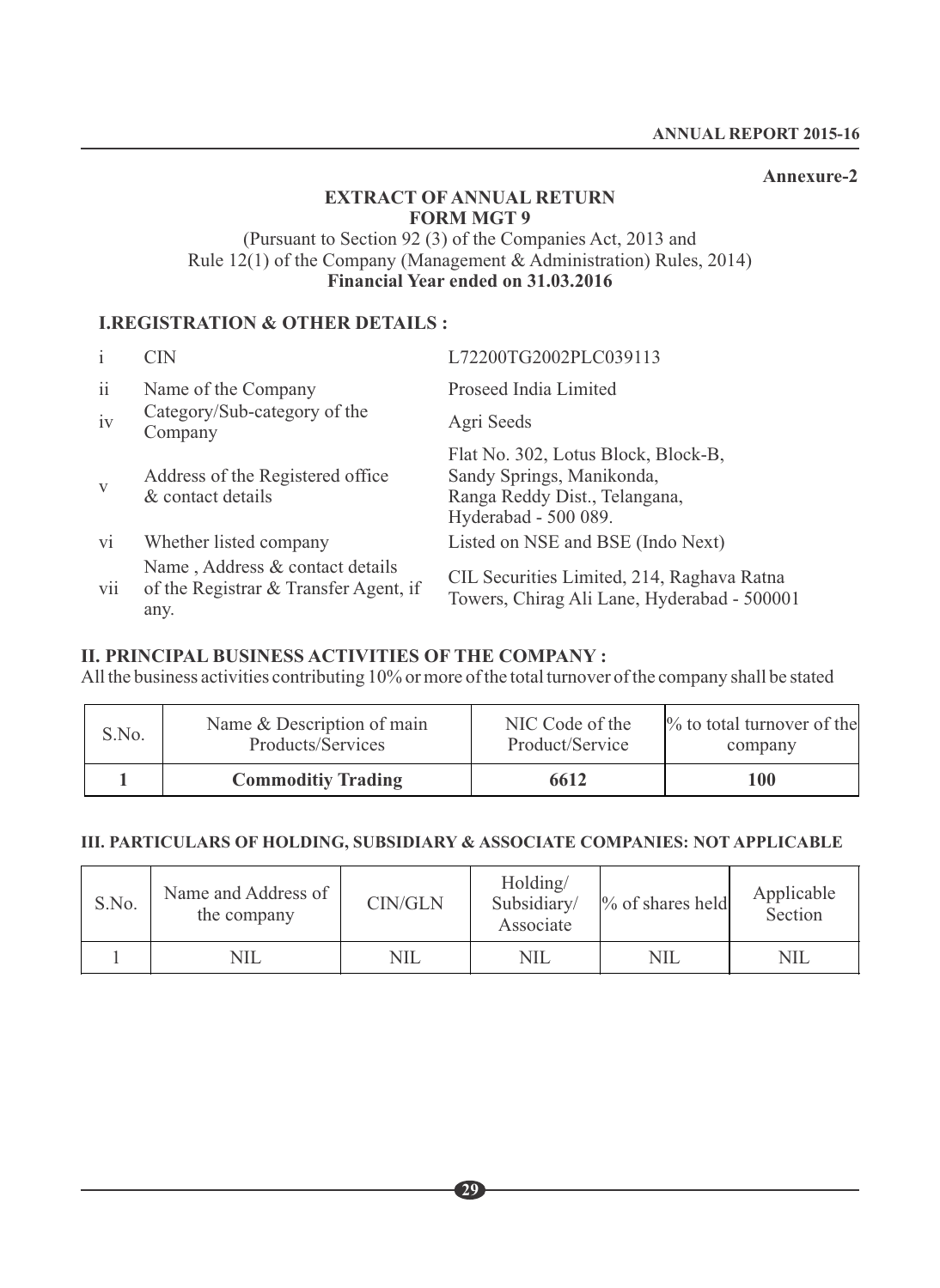**Annexure-2**

# EXTRACT OF ANNUAL RETURN
# FORM MGT 9

(Pursuant to Section 92 (3) of the Companies Act, 2013 and
Rule 12(1) of the Company (Management & Administration) Rules, 2014)
**Financial Year ended on 31.03.2016**

## I.REGISTRATION & OTHER DETAILS :

| | | |
|---|---|---|
| i | CIN | L72200TG2002PLC039113 |
| ii | Name of the Company | Proseed India Limited |
| iv | Category/Sub-category of the Company | Agri Seeds |
| v | Address of the Registered office & contact details | Flat No. 302, Lotus Block, Block-B, Sandy Springs, Manikonda, Ranga Reddy Dist., Telangana, Hyderabad - 500 089. |
| vi | Whether listed company | Listed on NSE and BSE (Indo Next) |
| vii | Name , Address & contact details of the Registrar & Transfer Agent, if any. | CIL Securities Limited, 214, Raghava Ratna Towers, Chirag Ali Lane, Hyderabad - 500001 |

## II. PRINCIPAL BUSINESS ACTIVITIES OF THE COMPANY :

All the business activities contributing 10% or more of the total turnover of the company shall be stated

| S.No. | Name & Description of main Products/Services | NIC Code of the Product/Service | % to total turnover of the company |
|---|---|---|---|
| **1** | **Commoditiy Trading** | **6612** | **100** |

## III. PARTICULARS OF HOLDING, SUBSIDIARY & ASSOCIATE COMPANIES: NOT APPLICABLE

| S.No. | Name and Address of the company | CIN/GLN | Holding/ Subsidiary/ Associate | % of shares held | Applicable Section |
|---|---|---|---|---|---|
| 1 | NIL | NIL | NIL | NIL | NIL |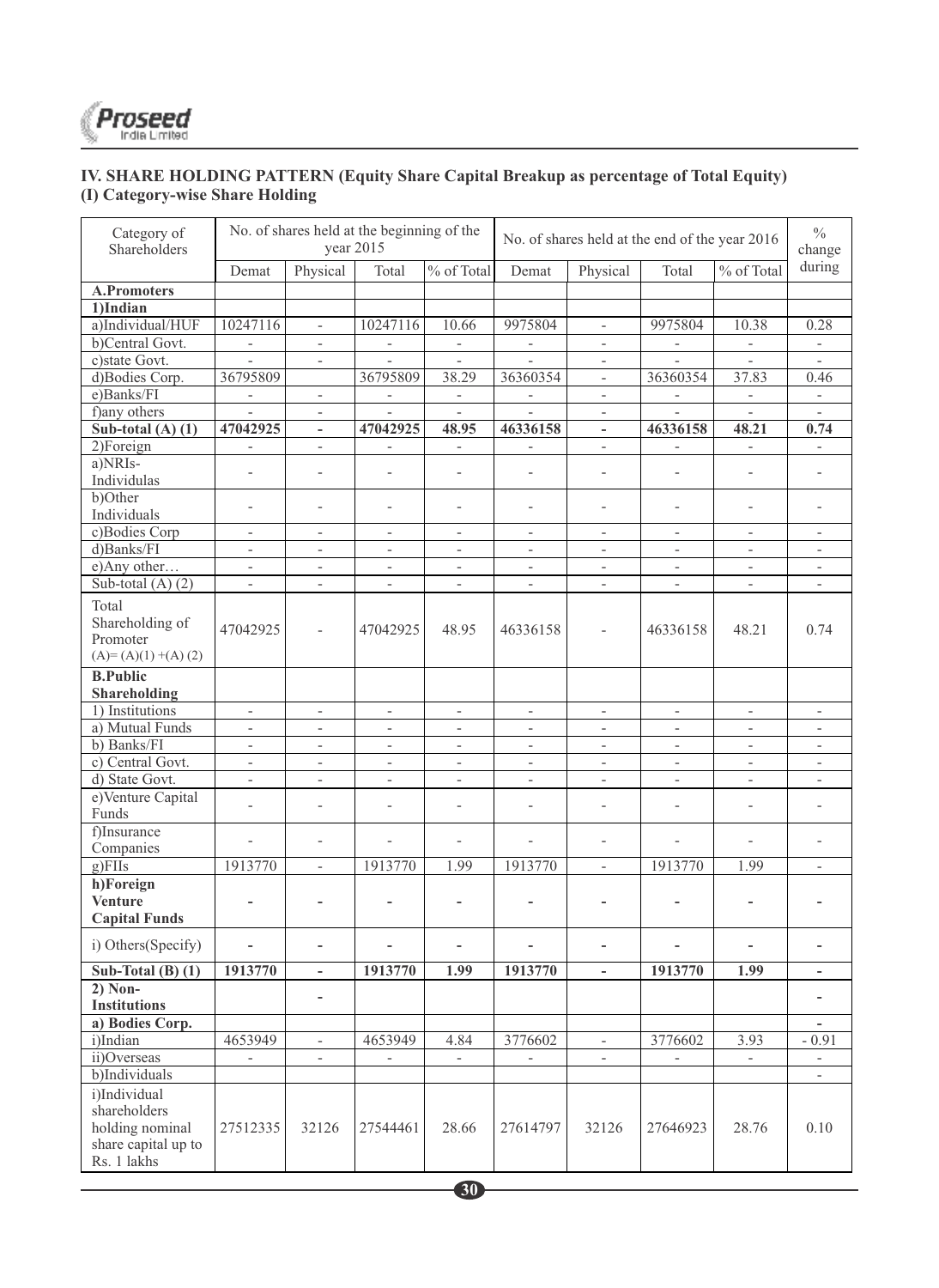## IV. SHARE HOLDING PATTERN (Equity Share Capital Breakup as percentage of Total Equity)

### (I) Category-wise Share Holding

| Category of Shareholders | No. of shares held at the beginning of the year 2015 | | | | No. of shares held at the end of the year 2016 | | | | % change during |
|---|---|---|---|---|---|---|---|---|---|
| | Demat | Physical | Total | % of Total | Demat | Physical | Total | % of Total | |
| **A.Promoters** | | | | | | | | | |
| **1)Indian** | | | | | | | | | |
| a)Individual/HUF | 10247116 | - | 10247116 | 10.66 | 9975804 | - | 9975804 | 10.38 | 0.28 |
| b)Central Govt. | - | - | - | - | - | - | - | - | - |
| c)state Govt. | - | - | - | - | - | - | - | - | - |
| d)Bodies Corp. | 36795809 | | 36795809 | 38.29 | 36360354 | - | 36360354 | 37.83 | 0.46 |
| e)Banks/FI | - | - | - | - | - | - | - | - | - |
| f)any others | - | - | - | - | - | - | - | - | - |
| **Sub-total (A) (1)** | **47042925** | **-** | **47042925** | **48.95** | **46336158** | **-** | **46336158** | **48.21** | **0.74** |
| 2)Foreign | - | - | - | - | - | - | - | - | - |
| a)NRIs-Individulas | - | - | - | - | - | - | - | - | - |
| b)Other Individuals | - | - | - | - | - | - | - | - | - |
| c)Bodies Corp | - | - | - | - | - | - | - | - | - |
| d)Banks/FI | - | - | - | - | - | - | - | - | - |
| e)Any other… | - | - | - | - | - | - | - | - | - |
| Sub-total (A) (2) | - | - | - | - | - | - | - | - | - |
| Total Shareholding of Promoter (A)= (A)(1) +(A) (2) | 47042925 | - | 47042925 | 48.95 | 46336158 | - | 46336158 | 48.21 | 0.74 |
| **B.Public Shareholding** | | | | | | | | | |
| 1) Institutions | - | - | - | - | - | - | - | - | - |
| a) Mutual Funds | - | - | - | - | - | - | - | - | - |
| b) Banks/FI | - | - | - | - | - | - | - | - | - |
| c) Central Govt. | - | - | - | - | - | - | - | - | - |
| d) State Govt. | - | - | - | - | - | - | - | - | - |
| e)Venture Capital Funds | - | - | - | - | - | - | - | - | - |
| f)Insurance Companies | - | - | - | - | - | - | - | - | - |
| g)FIIs | 1913770 | - | 1913770 | 1.99 | 1913770 | - | 1913770 | 1.99 | - |
| **h)Foreign Venture Capital Funds** | - | - | - | - | - | - | - | - | - |
| i) Others(Specify) | - | - | - | - | - | - | - | - | - |
| **Sub-Total (B) (1)** | **1913770** | **-** | **1913770** | **1.99** | **1913770** | **-** | **1913770** | **1.99** | **-** |
| **2) Non-Institutions** | | - | | | | | | | - |
| **a) Bodies Corp.** | | | | | | | | | - |
| i)Indian | 4653949 | - | 4653949 | 4.84 | 3776602 | - | 3776602 | 3.93 | - 0.91 |
| ii)Overseas | - | - | - | - | - | - | - | - | - |
| b)Individuals | | | | | | | | | - |
| i)Individual shareholders holding nominal share capital up to Rs. 1 lakhs | 27512335 | 32126 | 27544461 | 28.66 | 27614797 | 32126 | 27646923 | 28.76 | 0.10 |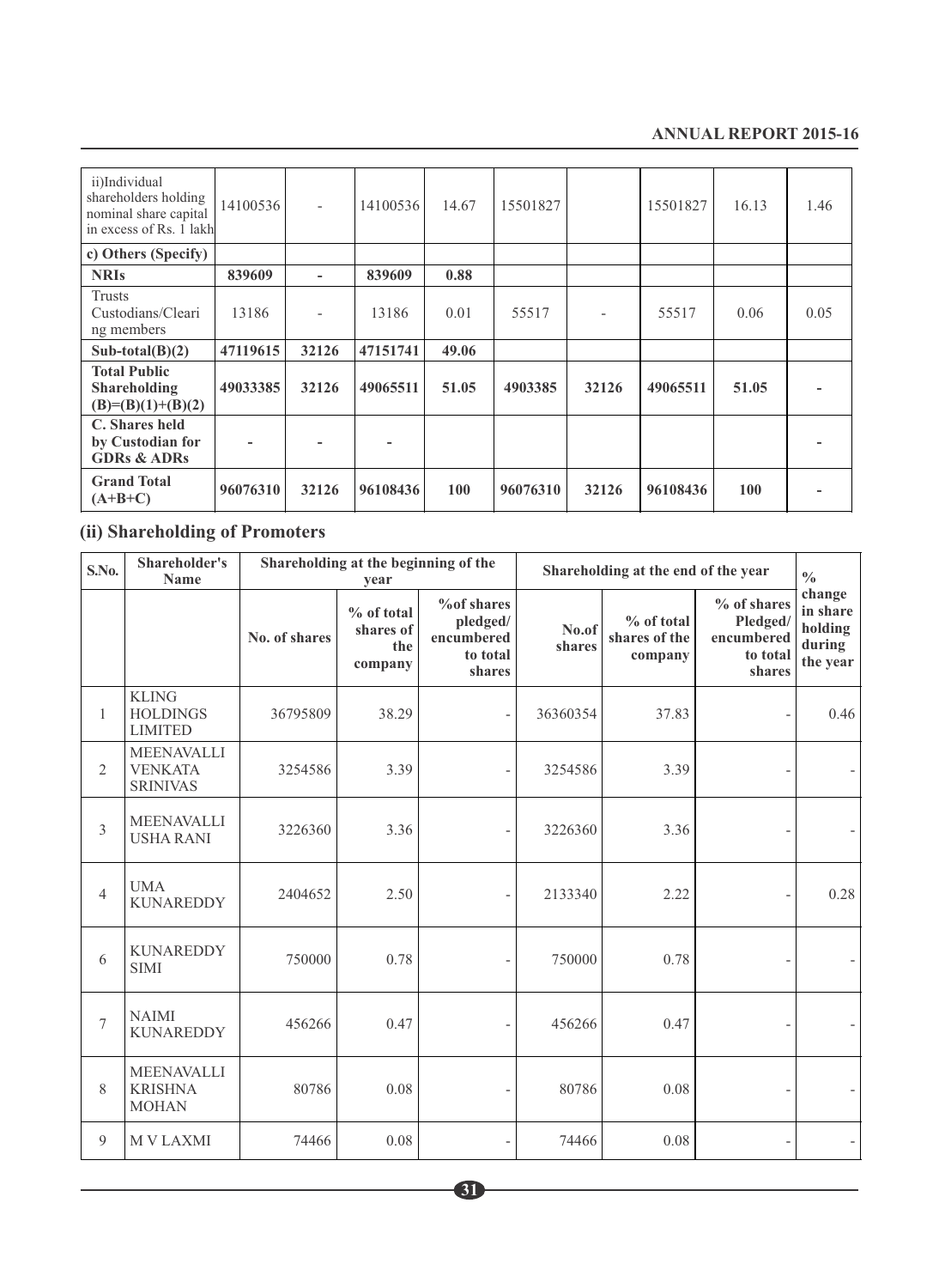| ii)Individual shareholders holding nominal share capital in excess of Rs. 1 lakh | 14100536 | - | 14100536 | 14.67 | 15501827 | | 15501827 | 16.13 | 1.46 |
|---|---|---|---|---|---|---|---|---|---|
| **c) Others (Specify)** | | | | | | | | | |
| **NRIs** | **839609** | **-** | **839609** | **0.88** | | | | | |
| Trusts Custodians/Clearing members | 13186 | - | 13186 | 0.01 | 55517 | - | 55517 | 0.06 | 0.05 |
| **Sub-total(B)(2)** | **47119615** | **32126** | **47151741** | **49.06** | | | | | |
| **Total Public Shareholding (B)=(B)(1)+(B)(2)** | **49033385** | **32126** | **49065511** | **51.05** | **4903385** | **32126** | **49065511** | **51.05** | **-** |
| **C. Shares held by Custodian for GDRs & ADRs** | **-** | **-** | **-** | | | | | | **-** |
| **Grand Total (A+B+C)** | **96076310** | **32126** | **96108436** | **100** | **96076310** | **32126** | **96108436** | **100** | **-** |

## (ii) Shareholding of Promoters

| S.No. | Shareholder's Name | Shareholding at the beginning of the year | | | Shareholding at the end of the year | | | % change in share holding during the year |
|---|---|---|---|---|---|---|---|---|
| | | No. of shares | % of total shares of the company | %of shares pledged/ encumbered to total shares | No.of shares | % of total shares of the company | % of shares Pledged/ encumbered to total shares | |
| 1 | KLING HOLDINGS LIMITED | 36795809 | 38.29 | - | 36360354 | 37.83 | - | 0.46 |
| 2 | MEENAVALLI VENKATA SRINIVAS | 3254586 | 3.39 | - | 3254586 | 3.39 | - | - |
| 3 | MEENAVALLI USHA RANI | 3226360 | 3.36 | - | 3226360 | 3.36 | - | - |
| 4 | UMA KUNAREDDY | 2404652 | 2.50 | - | 2133340 | 2.22 | - | 0.28 |
| 6 | KUNAREDDY SIMI | 750000 | 0.78 | - | 750000 | 0.78 | - | - |
| 7 | NAIMI KUNAREDDY | 456266 | 0.47 | - | 456266 | 0.47 | - | - |
| 8 | MEENAVALLI KRISHNA MOHAN | 80786 | 0.08 | - | 80786 | 0.08 | - | - |
| 9 | M V LAXMI | 74466 | 0.08 | - | 74466 | 0.08 | - | - |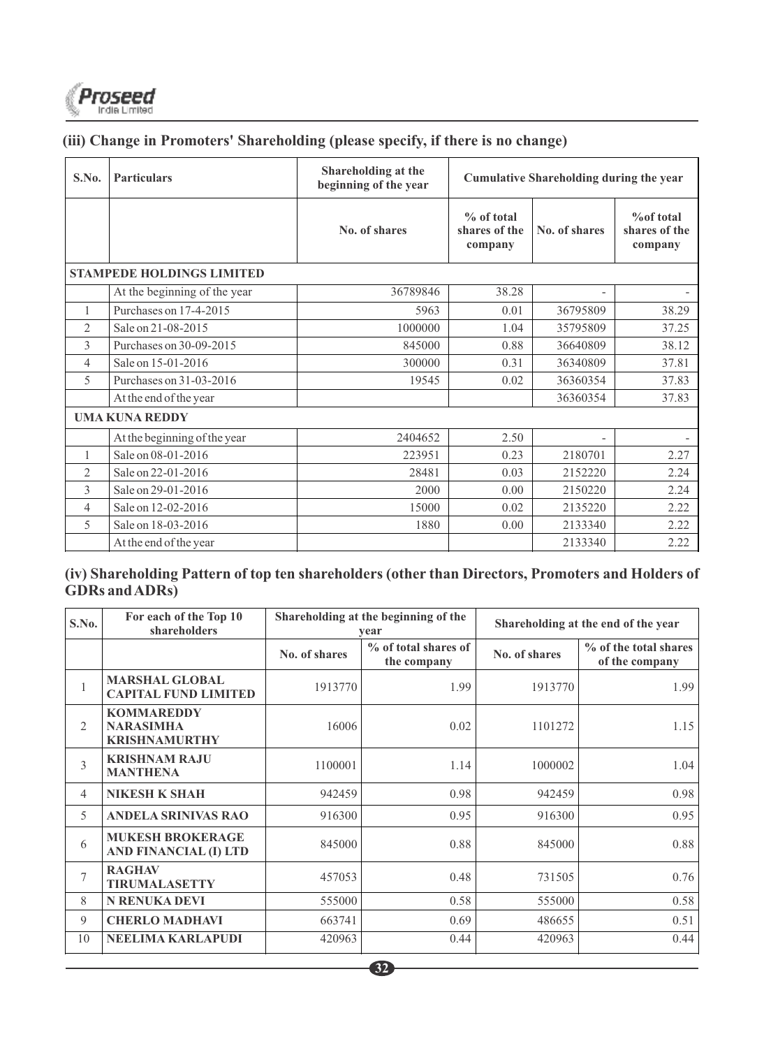### (iii) Change in Promoters' Shareholding (please specify, if there is no change)

| S.No. | Particulars | Shareholding at the beginning of the year | | Cumulative Shareholding during the year | |
|---|---|---|---|---|---|
| | | No. of shares | % of total shares of the company | No. of shares | %of total shares of the company |
| **STAMPEDE HOLDINGS LIMITED** | | | | | |
| | At the beginning of the year | 36789846 | 38.28 | - | - |
| 1 | Purchases on 17-4-2015 | 5963 | 0.01 | 36795809 | 38.29 |
| 2 | Sale on 21-08-2015 | 1000000 | 1.04 | 35795809 | 37.25 |
| 3 | Purchases on 30-09-2015 | 845000 | 0.88 | 36640809 | 38.12 |
| 4 | Sale on 15-01-2016 | 300000 | 0.31 | 36340809 | 37.81 |
| 5 | Purchases on 31-03-2016 | 19545 | 0.02 | 36360354 | 37.83 |
| | At the end of the year | | | 36360354 | 37.83 |
| **UMA KUNA REDDY** | | | | | |
| | At the beginning of the year | 2404652 | 2.50 | - | - |
| 1 | Sale on 08-01-2016 | 223951 | 0.23 | 2180701 | 2.27 |
| 2 | Sale on 22-01-2016 | 28481 | 0.03 | 2152220 | 2.24 |
| 3 | Sale on 29-01-2016 | 2000 | 0.00 | 2150220 | 2.24 |
| 4 | Sale on 12-02-2016 | 15000 | 0.02 | 2135220 | 2.22 |
| 5 | Sale on 18-03-2016 | 1880 | 0.00 | 2133340 | 2.22 |
| | At the end of the year | | | 2133340 | 2.22 |

### (iv) Shareholding Pattern of top ten shareholders (other than Directors, Promoters and Holders of GDRs and ADRs)

| S.No. | For each of the Top 10 shareholders | Shareholding at the beginning of the year | | Shareholding at the end of the year | |
|---|---|---|---|---|---|
| | | No. of shares | % of total shares of the company | No. of shares | % of the total shares of the company |
| 1 | **MARSHAL GLOBAL CAPITAL FUND LIMITED** | 1913770 | 1.99 | 1913770 | 1.99 |
| 2 | **KOMMAREDDY NARASIMHA KRISHNAMURTHY** | 16006 | 0.02 | 1101272 | 1.15 |
| 3 | **KRISHNAM RAJU MANTHENA** | 1100001 | 1.14 | 1000002 | 1.04 |
| 4 | **NIKESH K SHAH** | 942459 | 0.98 | 942459 | 0.98 |
| 5 | **ANDELA SRINIVAS RAO** | 916300 | 0.95 | 916300 | 0.95 |
| 6 | **MUKESH BROKERAGE AND FINANCIAL (I) LTD** | 845000 | 0.88 | 845000 | 0.88 |
| 7 | **RAGHAV TIRUMALASETTY** | 457053 | 0.48 | 731505 | 0.76 |
| 8 | **N RENUKA DEVI** | 555000 | 0.58 | 555000 | 0.58 |
| 9 | **CHERLO MADHAVI** | 663741 | 0.69 | 486655 | 0.51 |
| 10 | **NEELIMA KARLAPUDI** | 420963 | 0.44 | 420963 | 0.44 |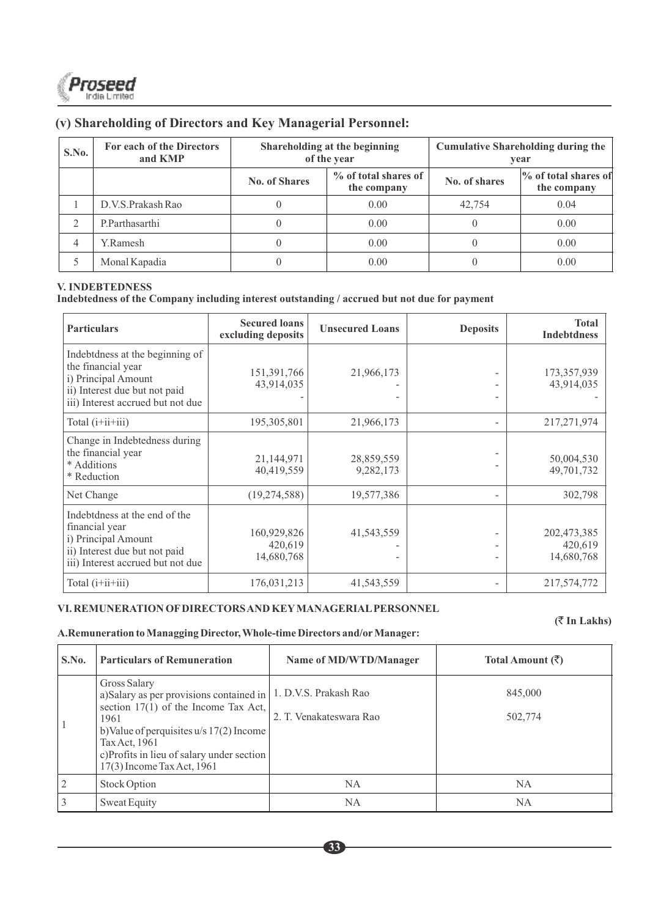## (v) Shareholding of Directors and Key Managerial Personnel:

| S.No. | For each of the Directors and KMP | Shareholding at the beginning of the year | | Cumulative Shareholding during the year | |
|---|---|---|---|---|---|
| | | No. of Shares | % of total shares of the company | No. of shares | % of total shares of the company |
| 1 | D.V.S.Prakash Rao | 0 | 0.00 | 42,754 | 0.04 |
| 2 | P.Parthasarthi | 0 | 0.00 | 0 | 0.00 |
| 4 | Y.Ramesh | 0 | 0.00 | 0 | 0.00 |
| 5 | Monal Kapadia | 0 | 0.00 | 0 | 0.00 |

### V. INDEBTEDNESS

**Indebtedness of the Company including interest outstanding / accrued but not due for payment**

| Particulars | Secured loans excluding deposits | Unsecured Loans | Deposits | Total Indebtdness |
|---|---|---|---|---|
| Indebtdness at the beginning of the financial year | | | | |
| i) Principal Amount | 151,391,766 | 21,966,173 | - | 173,357,939 |
| ii) Interest due but not paid | 43,914,035 | - | - | 43,914,035 |
| iii) Interest accrued but not due | - | - | - | - |
| Total (i+ii+iii) | 195,305,801 | 21,966,173 | - | 217,271,974 |
| Change in Indebtedness during the financial year | | | | |
| * Additions | 21,144,971 | 28,859,559 | - | 50,004,530 |
| * Reduction | 40,419,559 | 9,282,173 | - | 49,701,732 |
| Net Change | (19,274,588) | 19,577,386 | - | 302,798 |
| Indebtdness at the end of the financial year | | | | |
| i) Principal Amount | 160,929,826 | 41,543,559 | - | 202,473,385 |
| ii) Interest due but not paid | 420,619 | - | - | 420,619 |
| iii) Interest accrued but not due | 14,680,768 | - | - | 14,680,768 |
| Total (i+ii+iii) | 176,031,213 | 41,543,559 | - | 217,574,772 |

### VI. REMUNERATION OF DIRECTORS AND KEY MANAGERIAL PERSONNEL

**(₹ In Lakhs)**

**A. Remuneration to Managging Director, Whole-time Directors and/or Manager:**

| S.No. | Particulars of Remuneration | Name of MD/WTD/Manager | Total Amount (₹) |
|---|---|---|---|
| 1 | Gross Salary<br>a) Salary as per provisions contained in section 17(1) of the Income Tax Act, 1961<br>b) Value of perquisites u/s 17(2) Income Tax Act, 1961<br>c) Profits in lieu of salary under section 17(3) Income Tax Act, 1961 | 1. D.V.S. Prakash Rao<br>2. T. Venakateswara Rao | 845,000<br>502,774 |
| 2 | Stock Option | NA | NA |
| 3 | Sweat Equity | NA | NA |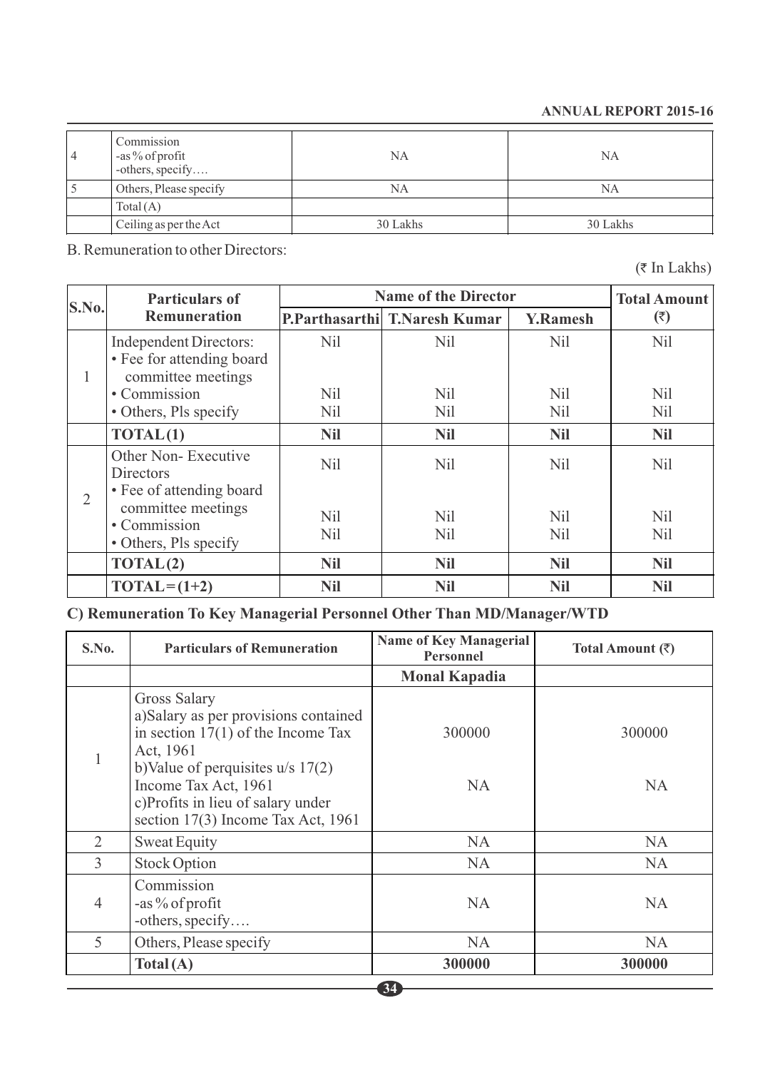| 4 | Commission<br>-as % of profit<br>-others, specify…. | NA | NA |
|---|---|---|---|
| 5 | Others, Please specify | NA | NA |
| | Total (A) | | |
| | Ceiling as per the Act | 30 Lakhs | 30 Lakhs |

B. Remuneration to other Directors:

(₹ In Lakhs)

| S.No. | Particulars of Remuneration | Name of the Director | | | Total Amount (₹) |
|---|---|---|---|---|---|
| | | P.Parthasarthi | T.Naresh Kumar | Y.Ramesh | |
| 1 | Independent Directors:<br>• Fee for attending board committee meetings<br>• Commission<br>• Others, Pls specify | Nil<br><br>Nil<br>Nil | Nil<br><br>Nil<br>Nil | Nil<br><br>Nil<br>Nil | Nil<br><br>Nil<br>Nil |
| | **TOTAL(1)** | **Nil** | **Nil** | **Nil** | **Nil** |
| 2 | Other Non- Executive Directors<br>• Fee of attending board committee meetings<br>• Commission<br>• Others, Pls specify | Nil<br><br>Nil<br>Nil | Nil<br><br>Nil<br>Nil | Nil<br><br>Nil<br>Nil | Nil<br><br>Nil<br>Nil |
| | **TOTAL(2)** | **Nil** | **Nil** | **Nil** | **Nil** |
| | **TOTAL=(1+2)** | **Nil** | **Nil** | **Nil** | **Nil** |

**C) Remuneration To Key Managerial Personnel Other Than MD/Manager/WTD**

| S.No. | Particulars of Remuneration | Name of Key Managerial Personnel | Total Amount (₹) |
|---|---|---|---|
| | | **Monal Kapadia** | |
| 1 | Gross Salary<br>a)Salary as per provisions contained in section 17(1) of the Income Tax Act, 1961<br>b)Value of perquisites u/s 17(2) Income Tax Act, 1961<br>c)Profits in lieu of salary under section 17(3) Income Tax Act, 1961 | 300000<br><br>NA | 300000<br><br>NA |
| 2 | Sweat Equity | NA | NA |
| 3 | Stock Option | NA | NA |
| 4 | Commission<br>-as % of profit<br>-others, specify…. | NA | NA |
| 5 | Others, Please specify | NA | NA |
| | **Total (A)** | **300000** | **300000** |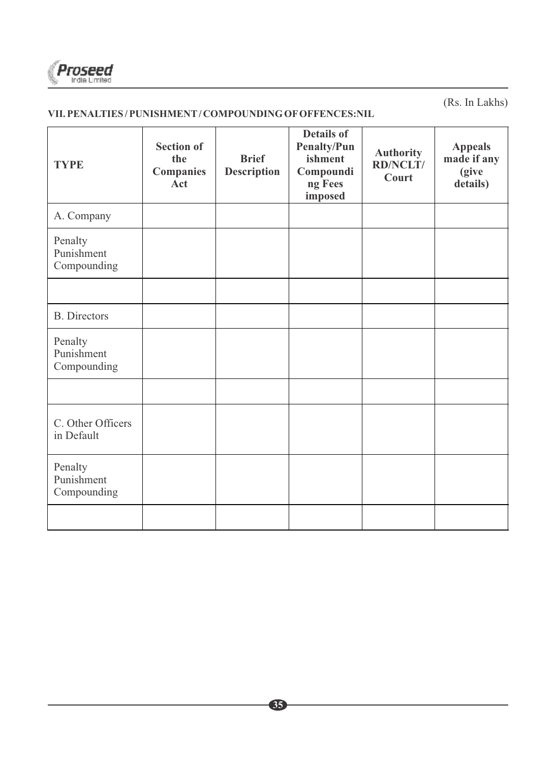(Rs. In Lakhs)

**VII. PENALTIES / PUNISHMENT / COMPOUNDING OF OFFENCES:NIL**

| TYPE | Section of the Companies Act | Brief Description | Details of Penalty/Punishment Compounding Fees imposed | Authority RD/NCLT/ Court | Appeals made if any (give details) |
|---|---|---|---|---|---|
| A. Company | | | | | |
| Penalty<br>Punishment<br>Compounding | | | | | |
| | | | | | |
| B. Directors | | | | | |
| Penalty<br>Punishment<br>Compounding | | | | | |
| | | | | | |
| C. Other Officers in Default | | | | | |
| Penalty<br>Punishment<br>Compounding | | | | | |
| | | | | | |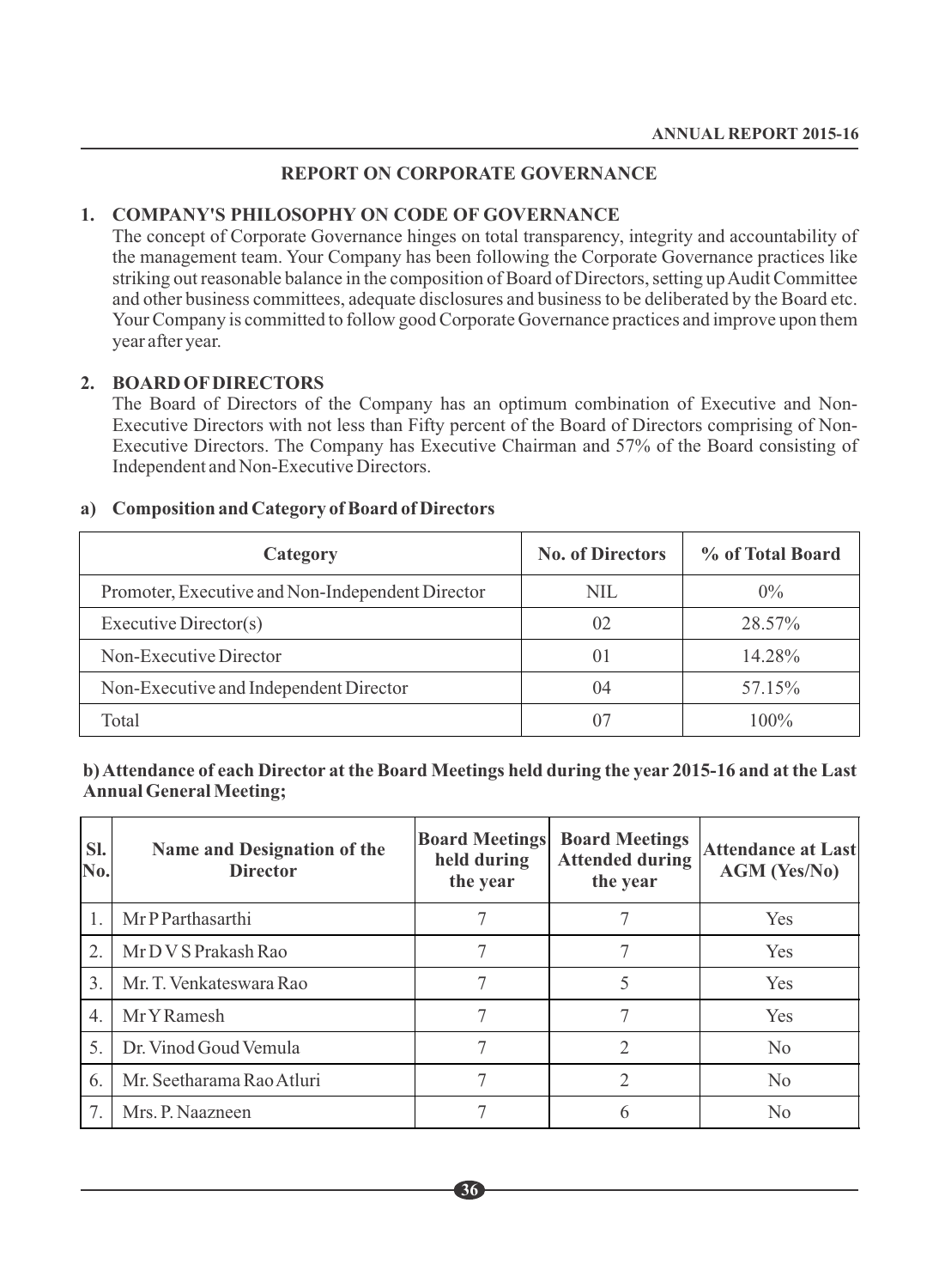## REPORT ON CORPORATE GOVERNANCE

### 1. COMPANY'S PHILOSOPHY ON CODE OF GOVERNANCE

The concept of Corporate Governance hinges on total transparency, integrity and accountability of the management team. Your Company has been following the Corporate Governance practices like striking out reasonable balance in the composition of Board of Directors, setting up Audit Committee and other business committees, adequate disclosures and business to be deliberated by the Board etc. Your Company is committed to follow good Corporate Governance practices and improve upon them year after year.

### 2. BOARD OF DIRECTORS

The Board of Directors of the Company has an optimum combination of Executive and Non-Executive Directors with not less than Fifty percent of the Board of Directors comprising of Non-Executive Directors. The Company has Executive Chairman and 57% of the Board consisting of Independent and Non-Executive Directors.

#### a) Composition and Category of Board of Directors

| Category | No. of Directors | % of Total Board |
|---|---|---|
| Promoter, Executive and Non-Independent Director | NIL | 0% |
| Executive Director(s) | 02 | 28.57% |
| Non-Executive Director | 01 | 14.28% |
| Non-Executive and Independent Director | 04 | 57.15% |
| Total | 07 | 100% |

#### b) Attendance of each Director at the Board Meetings held during the year 2015-16 and at the Last Annual General Meeting;

| Sl. No. | Name and Designation of the Director | Board Meetings held during the year | Board Meetings Attended during the year | Attendance at Last AGM (Yes/No) |
|---|---|---|---|---|
| 1. | Mr P Parthasarthi | 7 | 7 | Yes |
| 2. | Mr D V S Prakash Rao | 7 | 7 | Yes |
| 3. | Mr. T. Venkateswara Rao | 7 | 5 | Yes |
| 4. | Mr Y Ramesh | 7 | 7 | Yes |
| 5. | Dr. Vinod Goud Vemula | 7 | 2 | No |
| 6. | Mr. Seetharama Rao Atluri | 7 | 2 | No |
| 7. | Mrs. P. Naazneen | 7 | 6 | No |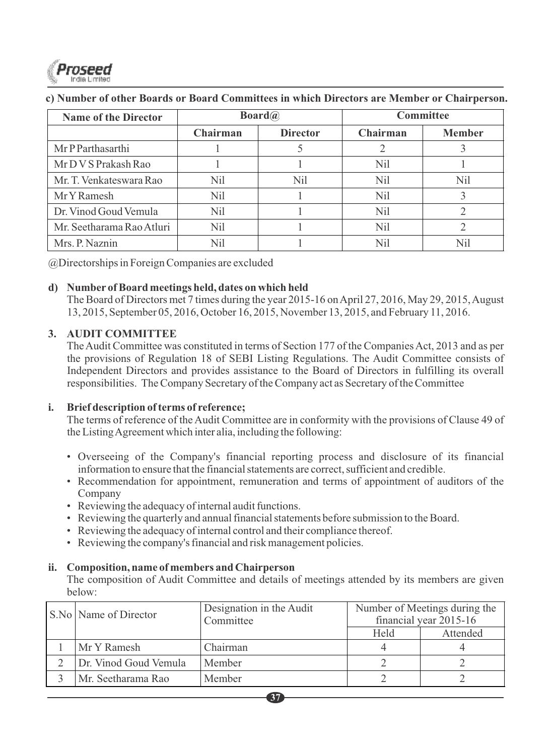**c) Number of other Boards or Board Committees in which Directors are Member or Chairperson.**

| Name of the Director | Board@ | | Committee | |
|---|---|---|---|---|
| | Chairman | Director | Chairman | Member |
| Mr P Parthasarthi | 1 | 5 | 2 | 3 |
| Mr D V S Prakash Rao | 1 | 1 | Nil | 1 |
| Mr. T. Venkateswara Rao | Nil | Nil | Nil | Nil |
| Mr Y Ramesh | Nil | 1 | Nil | 3 |
| Dr. Vinod Goud Vemula | Nil | 1 | Nil | 2 |
| Mr. Seetharama Rao Atluri | Nil | 1 | Nil | 2 |
| Mrs. P. Naznin | Nil | 1 | Nil | Nil |

@Directorships in Foreign Companies are excluded

**d) Number of Board meetings held, dates on which held**

The Board of Directors met 7 times during the year 2015-16 on April 27, 2016, May 29, 2015, August 13, 2015, September 05, 2016, October 16, 2015, November 13, 2015, and February 11, 2016.

## 3. AUDIT COMMITTEE

The Audit Committee was constituted in terms of Section 177 of the Companies Act, 2013 and as per the provisions of Regulation 18 of SEBI Listing Regulations. The Audit Committee consists of Independent Directors and provides assistance to the Board of Directors in fulfilling its overall responsibilities. The Company Secretary of the Company act as Secretary of the Committee

**i. Brief description of terms of reference;**

The terms of reference of the Audit Committee are in conformity with the provisions of Clause 49 of the Listing Agreement which inter alia, including the following:

- Overseeing of the Company's financial reporting process and disclosure of its financial information to ensure that the financial statements are correct, sufficient and credible.
- Recommendation for appointment, remuneration and terms of appointment of auditors of the Company
- Reviewing the adequacy of internal audit functions.
- Reviewing the quarterly and annual financial statements before submission to the Board.
- Reviewing the adequacy of internal control and their compliance thereof.
- Reviewing the company's financial and risk management policies.

**ii. Composition, name of members and Chairperson**

The composition of Audit Committee and details of meetings attended by its members are given below:

| S.No | Name of Director | Designation in the Audit Committee | Number of Meetings during the financial year 2015-16 | |
|---|---|---|---|---|
| | | | Held | Attended |
| 1 | Mr Y Ramesh | Chairman | 4 | 4 |
| 2 | Dr. Vinod Goud Vemula | Member | 2 | 2 |
| 3 | Mr. Seetharama Rao | Member | 2 | 2 |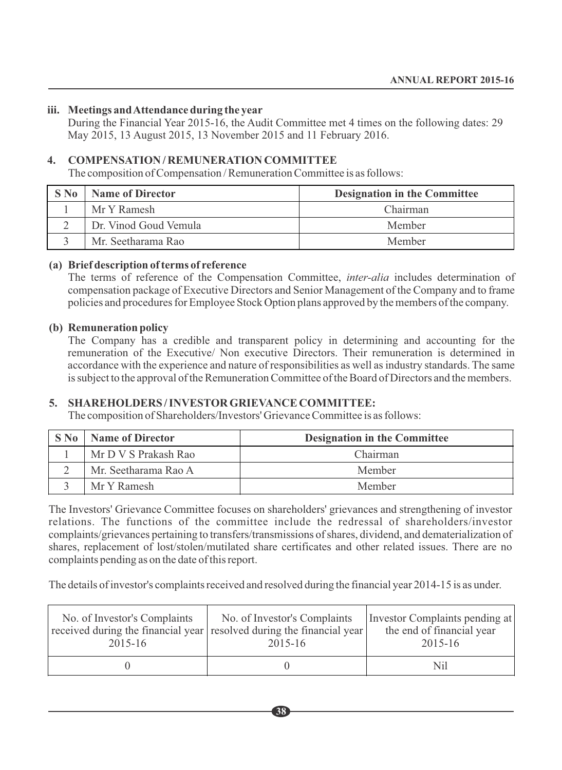**iii. Meetings and Attendance during the year**

During the Financial Year 2015-16, the Audit Committee met 4 times on the following dates: 29 May 2015, 13 August 2015, 13 November 2015 and 11 February 2016.

## 4. COMPENSATION / REMUNERATION COMMITTEE

The composition of Compensation / Remuneration Committee is as follows:

| S No | Name of Director | Designation in the Committee |
|---|---|---|
| 1 | Mr Y Ramesh | Chairman |
| 2 | Dr. Vinod Goud Vemula | Member |
| 3 | Mr. Seetharama Rao | Member |

**(a) Brief description of terms of reference**

The terms of reference of the Compensation Committee, *inter-alia* includes determination of compensation package of Executive Directors and Senior Management of the Company and to frame policies and procedures for Employee Stock Option plans approved by the members of the company.

**(b) Remuneration policy**

The Company has a credible and transparent policy in determining and accounting for the remuneration of the Executive/ Non executive Directors. Their remuneration is determined in accordance with the experience and nature of responsibilities as well as industry standards. The same is subject to the approval of the Remuneration Committee of the Board of Directors and the members.

## 5. SHAREHOLDERS / INVESTOR GRIEVANCE COMMITTEE:

The composition of Shareholders/Investors' Grievance Committee is as follows:

| S No | Name of Director | Designation in the Committee |
|---|---|---|
| 1 | Mr D V S Prakash Rao | Chairman |
| 2 | Mr. Seetharama Rao A | Member |
| 3 | Mr Y Ramesh | Member |

The Investors' Grievance Committee focuses on shareholders' grievances and strengthening of investor relations. The functions of the committee include the redressal of shareholders/investor complaints/grievances pertaining to transfers/transmissions of shares, dividend, and dematerialization of shares, replacement of lost/stolen/mutilated share certificates and other related issues. There are no complaints pending as on the date of this report.

The details of investor's complaints received and resolved during the financial year 2014-15 is as under.

| No. of Investor's Complaints received during the financial year 2015-16 | No. of Investor's Complaints resolved during the financial year 2015-16 | Investor Complaints pending at the end of financial year 2015-16 |
|---|---|---|
| 0 | 0 | Nil |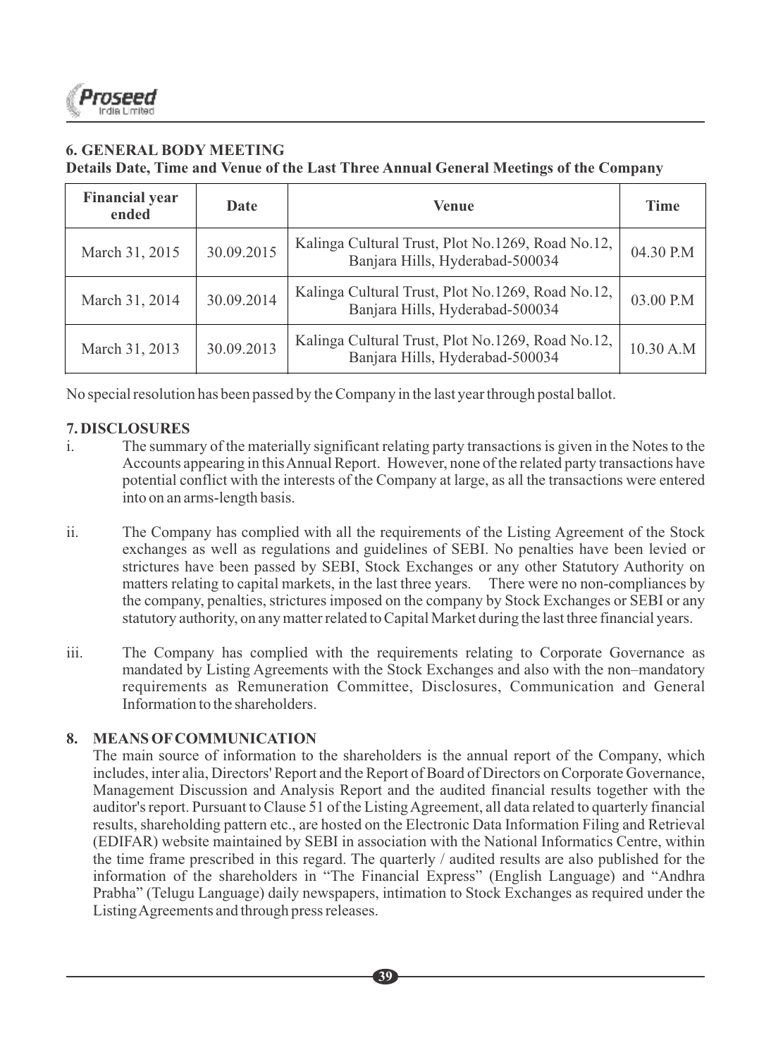### 6. GENERAL BODY MEETING

**Details Date, Time and Venue of the Last Three Annual General Meetings of the Company**

| Financial year ended | Date | Venue | Time |
|---|---|---|---|
| March 31, 2015 | 30.09.2015 | Kalinga Cultural Trust, Plot No.1269, Road No.12, Banjara Hills, Hyderabad-500034 | 04.30 P.M |
| March 31, 2014 | 30.09.2014 | Kalinga Cultural Trust, Plot No.1269, Road No.12, Banjara Hills, Hyderabad-500034 | 03.00 P.M |
| March 31, 2013 | 30.09.2013 | Kalinga Cultural Trust, Plot No.1269, Road No.12, Banjara Hills, Hyderabad-500034 | 10.30 A.M |

No special resolution has been passed by the Company in the last year through postal ballot.

### 7. DISCLOSURES

i. The summary of the materially significant relating party transactions is given in the Notes to the Accounts appearing in this Annual Report. However, none of the related party transactions have potential conflict with the interests of the Company at large, as all the transactions were entered into on an arms-length basis.

ii. The Company has complied with all the requirements of the Listing Agreement of the Stock exchanges as well as regulations and guidelines of SEBI. No penalties have been levied or strictures have been passed by SEBI, Stock Exchanges or any other Statutory Authority on matters relating to capital markets, in the last three years. There were no non-compliances by the company, penalties, strictures imposed on the company by Stock Exchanges or SEBI or any statutory authority, on any matter related to Capital Market during the last three financial years.

iii. The Company has complied with the requirements relating to Corporate Governance as mandated by Listing Agreements with the Stock Exchanges and also with the non–mandatory requirements as Remuneration Committee, Disclosures, Communication and General Information to the shareholders.

### 8. MEANS OF COMMUNICATION

The main source of information to the shareholders is the annual report of the Company, which includes, inter alia, Directors' Report and the Report of Board of Directors on Corporate Governance, Management Discussion and Analysis Report and the audited financial results together with the auditor's report. Pursuant to Clause 51 of the Listing Agreement, all data related to quarterly financial results, shareholding pattern etc., are hosted on the Electronic Data Information Filing and Retrieval (EDIFAR) website maintained by SEBI in association with the National Informatics Centre, within the time frame prescribed in this regard. The quarterly / audited results are also published for the information of the shareholders in "The Financial Express" (English Language) and "Andhra Prabha" (Telugu Language) daily newspapers, intimation to Stock Exchanges as required under the Listing Agreements and through press releases.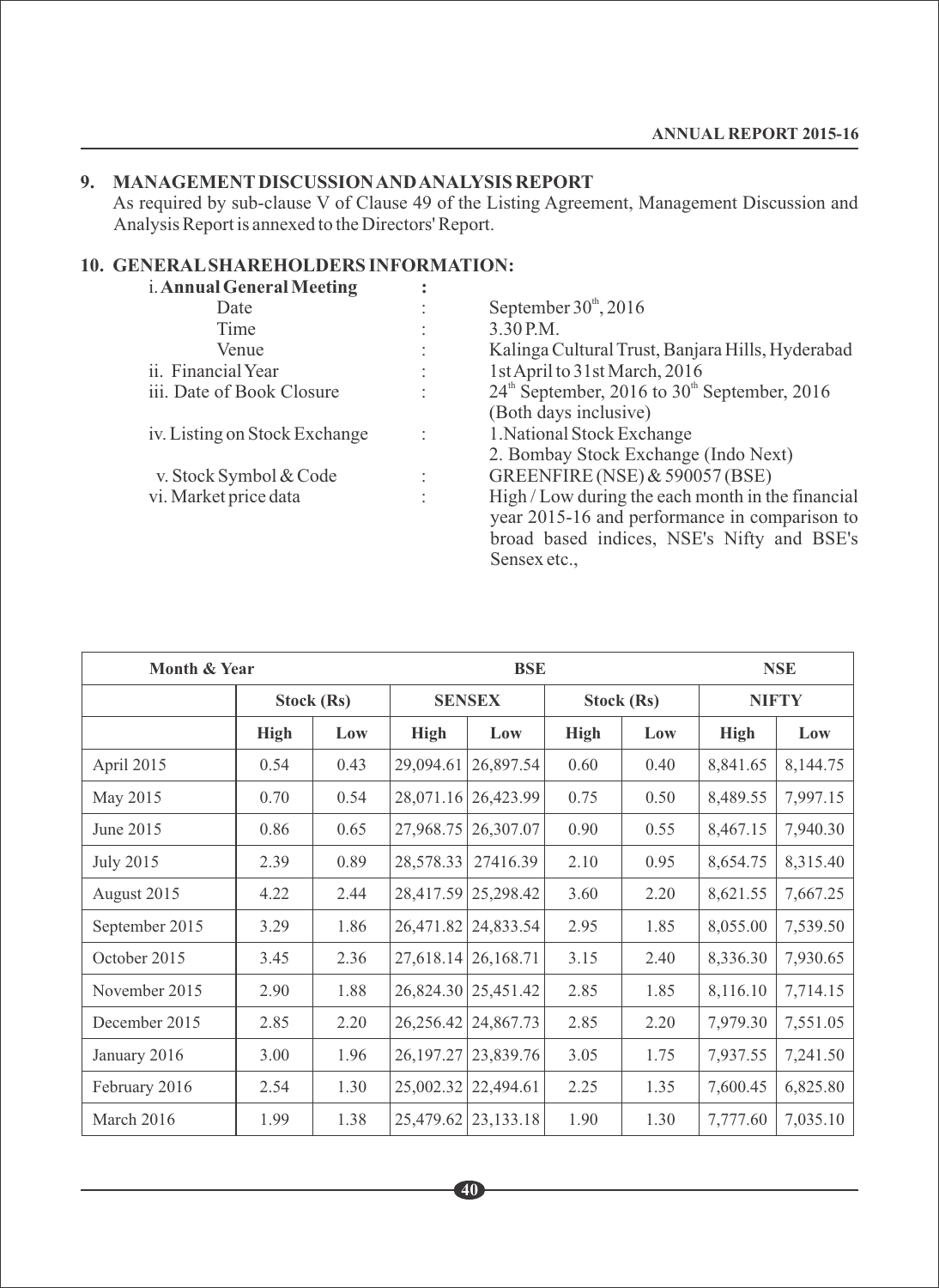## 9. MANAGEMENT DISCUSSION AND ANALYSIS REPORT

As required by sub-clause V of Clause 49 of the Listing Agreement, Management Discussion and Analysis Report is annexed to the Directors' Report.

## 10. GENERAL SHAREHOLDERS INFORMATION:

| | | |
|---|---|---|
| i. **Annual General Meeting** | : | |
| Date | : | September 30[th], 2016 |
| Time | : | 3.30 P.M. |
| Venue | : | Kalinga Cultural Trust, Banjara Hills, Hyderabad |
| ii. Financial Year | : | 1st April to 31st March, 2016 |
| iii. Date of Book Closure | : | 24[th] September, 2016 to 30[th] September, 2016 (Both days inclusive) |
| iv. Listing on Stock Exchange | : | 1. National Stock Exchange<br>2. Bombay Stock Exchange (Indo Next) |
| v. Stock Symbol & Code | : | GREENFIRE (NSE) & 590057 (BSE) |
| vi. Market price data | : | High / Low during the each month in the financial year 2015-16 and performance in comparison to broad based indices, NSE's Nifty and BSE's Sensex etc., |

| Month & Year | BSE | | | | NSE | | | |
|---|---|---|---|---|---|---|---|---|
| | Stock (Rs) | | SENSEX | | Stock (Rs) | | NIFTY | |
| | High | Low | High | Low | High | Low | High | Low |
| April 2015 | 0.54 | 0.43 | 29,094.61 | 26,897.54 | 0.60 | 0.40 | 8,841.65 | 8,144.75 |
| May 2015 | 0.70 | 0.54 | 28,071.16 | 26,423.99 | 0.75 | 0.50 | 8,489.55 | 7,997.15 |
| June 2015 | 0.86 | 0.65 | 27,968.75 | 26,307.07 | 0.90 | 0.55 | 8,467.15 | 7,940.30 |
| July 2015 | 2.39 | 0.89 | 28,578.33 | 27416.39 | 2.10 | 0.95 | 8,654.75 | 8,315.40 |
| August 2015 | 4.22 | 2.44 | 28,417.59 | 25,298.42 | 3.60 | 2.20 | 8,621.55 | 7,667.25 |
| September 2015 | 3.29 | 1.86 | 26,471.82 | 24,833.54 | 2.95 | 1.85 | 8,055.00 | 7,539.50 |
| October 2015 | 3.45 | 2.36 | 27,618.14 | 26,168.71 | 3.15 | 2.40 | 8,336.30 | 7,930.65 |
| November 2015 | 2.90 | 1.88 | 26,824.30 | 25,451.42 | 2.85 | 1.85 | 8,116.10 | 7,714.15 |
| December 2015 | 2.85 | 2.20 | 26,256.42 | 24,867.73 | 2.85 | 2.20 | 7,979.30 | 7,551.05 |
| January 2016 | 3.00 | 1.96 | 26,197.27 | 23,839.76 | 3.05 | 1.75 | 7,937.55 | 7,241.50 |
| February 2016 | 2.54 | 1.30 | 25,002.32 | 22,494.61 | 2.25 | 1.35 | 7,600.45 | 6,825.80 |
| March 2016 | 1.99 | 1.38 | 25,479.62 | 23,133.18 | 1.90 | 1.30 | 7,777.60 | 7,035.10 |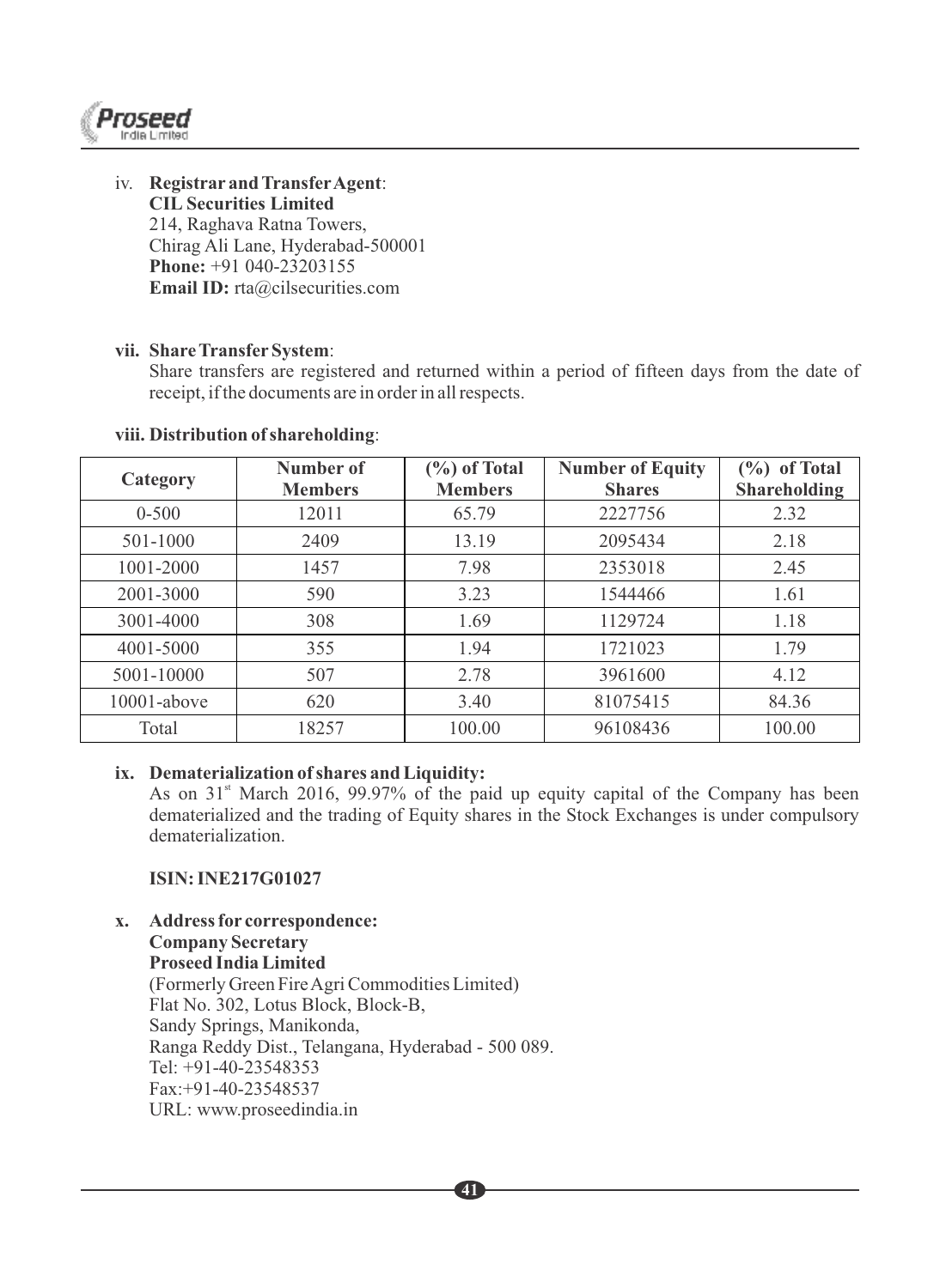iv. **Registrar and Transfer Agent**:
**CIL Securities Limited**
214, Raghava Ratna Towers,
Chirag Ali Lane, Hyderabad-500001
**Phone:** +91 040-23203155
**Email ID:** rta@cilsecurities.com

**vii. Share Transfer System**:
Share transfers are registered and returned within a period of fifteen days from the date of receipt, if the documents are in order in all respects.

**viii. Distribution of shareholding**:

| Category | Number of Members | (%) of Total Members | Number of Equity Shares | (%) of Total Shareholding |
|---|---|---|---|---|
| 0-500 | 12011 | 65.79 | 2227756 | 2.32 |
| 501-1000 | 2409 | 13.19 | 2095434 | 2.18 |
| 1001-2000 | 1457 | 7.98 | 2353018 | 2.45 |
| 2001-3000 | 590 | 3.23 | 1544466 | 1.61 |
| 3001-4000 | 308 | 1.69 | 1129724 | 1.18 |
| 4001-5000 | 355 | 1.94 | 1721023 | 1.79 |
| 5001-10000 | 507 | 2.78 | 3961600 | 4.12 |
| 10001-above | 620 | 3.40 | 81075415 | 84.36 |
| Total | 18257 | 100.00 | 96108436 | 100.00 |

**ix. Dematerialization of shares and Liquidity:**
As on 31st March 2016, 99.97% of the paid up equity capital of the Company has been dematerialized and the trading of Equity shares in the Stock Exchanges is under compulsory dematerialization.

**ISIN: INE217G01027**

**x. Address for correspondence:**
**Company Secretary**
**Proseed India Limited**
(Formerly Green Fire Agri Commodities Limited)
Flat No. 302, Lotus Block, Block-B,
Sandy Springs, Manikonda,
Ranga Reddy Dist., Telangana, Hyderabad - 500 089.
Tel: +91-40-23548353
Fax:+91-40-23548537
URL: www.proseedindia.in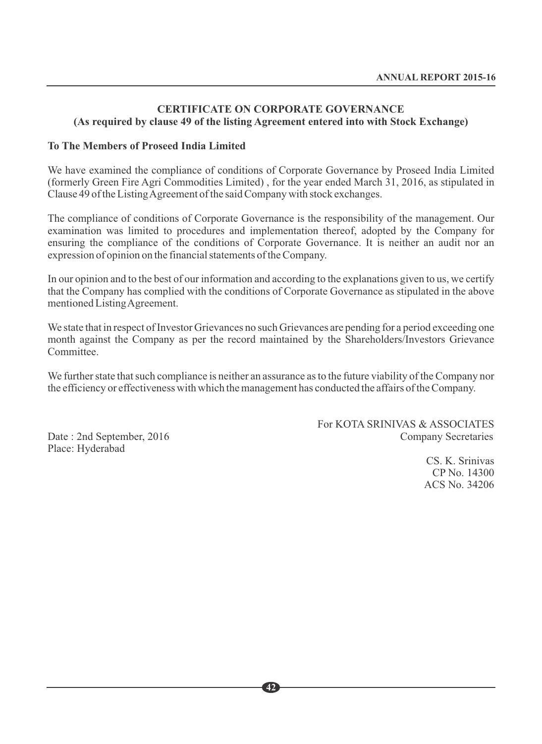## CERTIFICATE ON CORPORATE GOVERNANCE
### (As required by clause 49 of the listing Agreement entered into with Stock Exchange)

**To The Members of Proseed India Limited**

We have examined the compliance of conditions of Corporate Governance by Proseed India Limited (formerly Green Fire Agri Commodities Limited) , for the year ended March 31, 2016, as stipulated in Clause 49 of the Listing Agreement of the said Company with stock exchanges.

The compliance of conditions of Corporate Governance is the responsibility of the management. Our examination was limited to procedures and implementation thereof, adopted by the Company for ensuring the compliance of the conditions of Corporate Governance. It is neither an audit nor an expression of opinion on the financial statements of the Company.

In our opinion and to the best of our information and according to the explanations given to us, we certify that the Company has complied with the conditions of Corporate Governance as stipulated in the above mentioned Listing Agreement.

We state that in respect of Investor Grievances no such Grievances are pending for a period exceeding one month against the Company as per the record maintained by the Shareholders/Investors Grievance Committee.

We further state that such compliance is neither an assurance as to the future viability of the Company nor the efficiency or effectiveness with which the management has conducted the affairs of the Company.

For KOTA SRINIVAS & ASSOCIATES
Company Secretaries

Date : 2nd September, 2016
Place: Hyderabad

CS. K. Srinivas
CP No. 14300
ACS No. 34206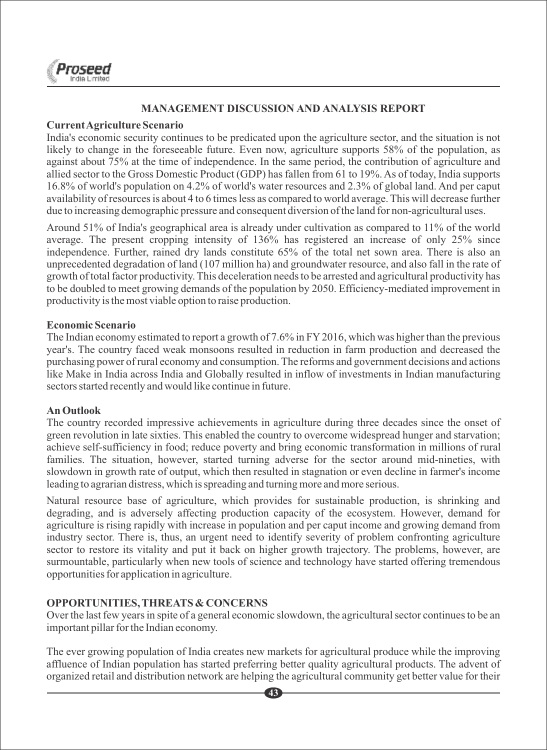## MANAGEMENT DISCUSSION AND ANALYSIS REPORT

**Current Agriculture Scenario**

India's economic security continues to be predicated upon the agriculture sector, and the situation is not likely to change in the foreseeable future. Even now, agriculture supports 58% of the population, as against about 75% at the time of independence. In the same period, the contribution of agriculture and allied sector to the Gross Domestic Product (GDP) has fallen from 61 to 19%. As of today, India supports 16.8% of world's population on 4.2% of world's water resources and 2.3% of global land. And per caput availability of resources is about 4 to 6 times less as compared to world average. This will decrease further due to increasing demographic pressure and consequent diversion of the land for non-agricultural uses.

Around 51% of India's geographical area is already under cultivation as compared to 11% of the world average. The present cropping intensity of 136% has registered an increase of only 25% since independence. Further, rained dry lands constitute 65% of the total net sown area. There is also an unprecedented degradation of land (107 million ha) and groundwater resource, and also fall in the rate of growth of total factor productivity. This deceleration needs to be arrested and agricultural productivity has to be doubled to meet growing demands of the population by 2050. Efficiency-mediated improvement in productivity is the most viable option to raise production.

**Economic Scenario**

The Indian economy estimated to report a growth of 7.6% in FY 2016, which was higher than the previous year's. The country faced weak monsoons resulted in reduction in farm production and decreased the purchasing power of rural economy and consumption. The reforms and government decisions and actions like Make in India across India and Globally resulted in inflow of investments in Indian manufacturing sectors started recently and would like continue in future.

**An Outlook**

The country recorded impressive achievements in agriculture during three decades since the onset of green revolution in late sixties. This enabled the country to overcome widespread hunger and starvation; achieve self-sufficiency in food; reduce poverty and bring economic transformation in millions of rural families. The situation, however, started turning adverse for the sector around mid-nineties, with slowdown in growth rate of output, which then resulted in stagnation or even decline in farmer's income leading to agrarian distress, which is spreading and turning more and more serious.

Natural resource base of agriculture, which provides for sustainable production, is shrinking and degrading, and is adversely affecting production capacity of the ecosystem. However, demand for agriculture is rising rapidly with increase in population and per caput income and growing demand from industry sector. There is, thus, an urgent need to identify severity of problem confronting agriculture sector to restore its vitality and put it back on higher growth trajectory. The problems, however, are surmountable, particularly when new tools of science and technology have started offering tremendous opportunities for application in agriculture.

**OPPORTUNITIES, THREATS & CONCERNS**

Over the last few years in spite of a general economic slowdown, the agricultural sector continues to be an important pillar for the Indian economy.

The ever growing population of India creates new markets for agricultural produce while the improving affluence of Indian population has started preferring better quality agricultural products. The advent of organized retail and distribution network are helping the agricultural community get better value for their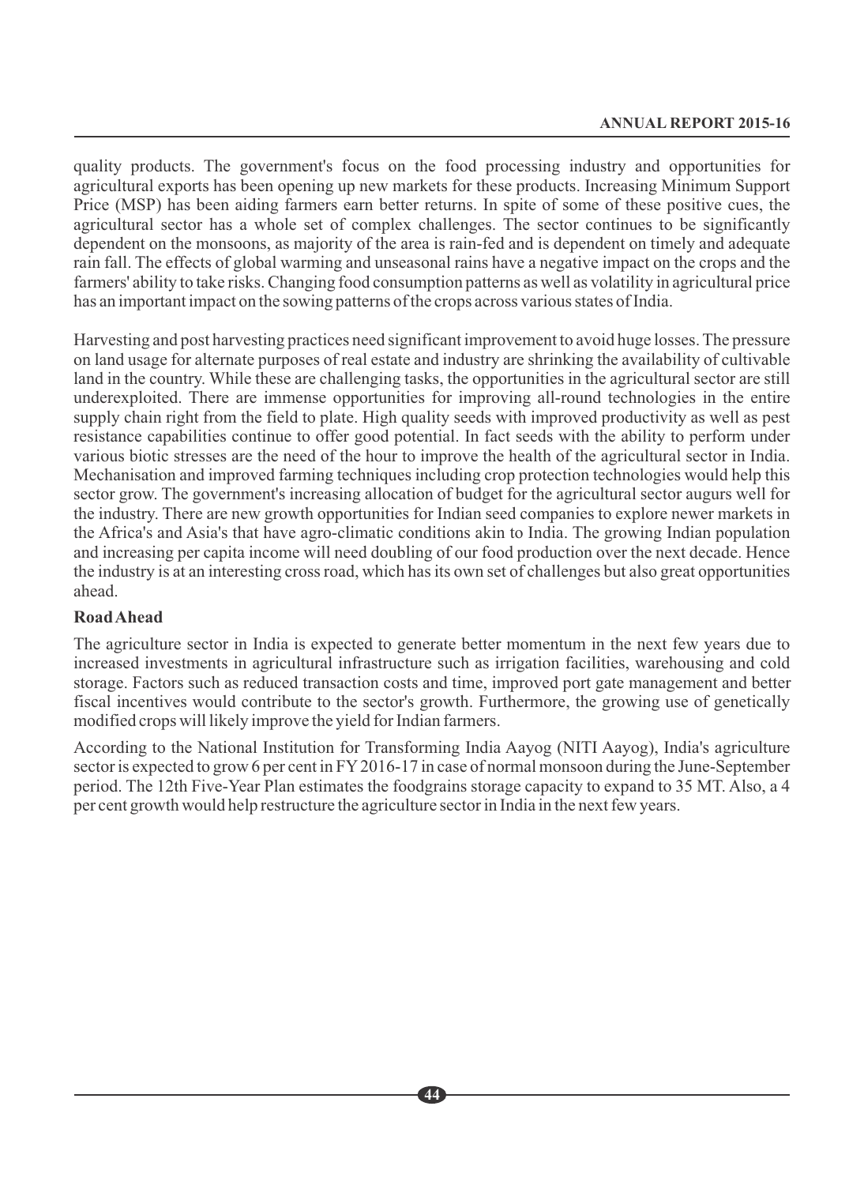quality products. The government's focus on the food processing industry and opportunities for agricultural exports has been opening up new markets for these products. Increasing Minimum Support Price (MSP) has been aiding farmers earn better returns. In spite of some of these positive cues, the agricultural sector has a whole set of complex challenges. The sector continues to be significantly dependent on the monsoons, as majority of the area is rain-fed and is dependent on timely and adequate rain fall. The effects of global warming and unseasonal rains have a negative impact on the crops and the farmers' ability to take risks. Changing food consumption patterns as well as volatility in agricultural price has an important impact on the sowing patterns of the crops across various states of India.

Harvesting and post harvesting practices need significant improvement to avoid huge losses. The pressure on land usage for alternate purposes of real estate and industry are shrinking the availability of cultivable land in the country. While these are challenging tasks, the opportunities in the agricultural sector are still underexploited. There are immense opportunities for improving all-round technologies in the entire supply chain right from the field to plate. High quality seeds with improved productivity as well as pest resistance capabilities continue to offer good potential. In fact seeds with the ability to perform under various biotic stresses are the need of the hour to improve the health of the agricultural sector in India. Mechanisation and improved farming techniques including crop protection technologies would help this sector grow. The government's increasing allocation of budget for the agricultural sector augurs well for the industry. There are new growth opportunities for Indian seed companies to explore newer markets in the Africa's and Asia's that have agro-climatic conditions akin to India. The growing Indian population and increasing per capita income will need doubling of our food production over the next decade. Hence the industry is at an interesting cross road, which has its own set of challenges but also great opportunities ahead.

**Road Ahead**

The agriculture sector in India is expected to generate better momentum in the next few years due to increased investments in agricultural infrastructure such as irrigation facilities, warehousing and cold storage. Factors such as reduced transaction costs and time, improved port gate management and better fiscal incentives would contribute to the sector's growth. Furthermore, the growing use of genetically modified crops will likely improve the yield for Indian farmers.

According to the National Institution for Transforming India Aayog (NITI Aayog), India's agriculture sector is expected to grow 6 per cent in FY 2016-17 in case of normal monsoon during the June-September period. The 12th Five-Year Plan estimates the foodgrains storage capacity to expand to 35 MT. Also, a 4 per cent growth would help restructure the agriculture sector in India in the next few years.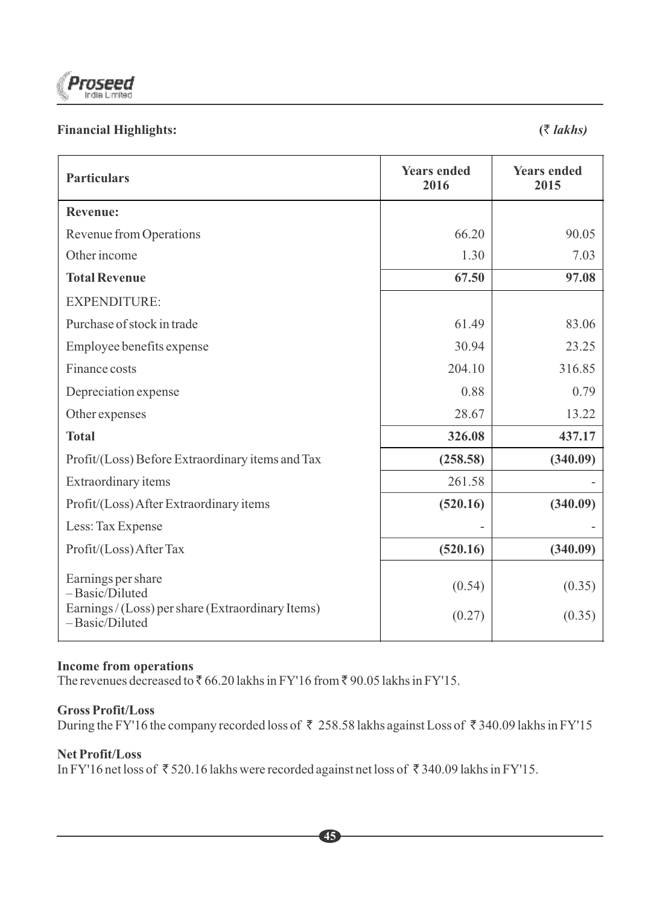**Financial Highlights:** *(₹ lakhs)*

| Particulars | Years ended 2016 | Years ended 2015 |
|---|---|---|
| **Revenue:** | | |
| Revenue from Operations | 66.20 | 90.05 |
| Other income | 1.30 | 7.03 |
| **Total Revenue** | **67.50** | **97.08** |
| EXPENDITURE: | | |
| Purchase of stock in trade | 61.49 | 83.06 |
| Employee benefits expense | 30.94 | 23.25 |
| Finance costs | 204.10 | 316.85 |
| Depreciation expense | 0.88 | 0.79 |
| Other expenses | 28.67 | 13.22 |
| **Total** | **326.08** | **437.17** |
| Profit/(Loss) Before Extraordinary items and Tax | **(258.58)** | **(340.09)** |
| Extraordinary items | 261.58 | - |
| Profit/(Loss) After Extraordinary items | **(520.16)** | **(340.09)** |
| Less: Tax Expense | - | - |
| Profit/(Loss) After Tax | **(520.16)** | **(340.09)** |
| Earnings per share – Basic/Diluted | (0.54) | (0.35) |
| Earnings / (Loss) per share (Extraordinary Items) – Basic/Diluted | (0.27) | (0.35) |

**Income from operations**

The revenues decreased to ₹ 66.20 lakhs in FY'16 from ₹ 90.05 lakhs in FY'15.

**Gross Profit/Loss**

During the FY'16 the company recorded loss of ₹ 258.58 lakhs against Loss of ₹ 340.09 lakhs in FY'15

**Net Profit/Loss**

In FY'16 net loss of ₹ 520.16 lakhs were recorded against net loss of ₹ 340.09 lakhs in FY'15.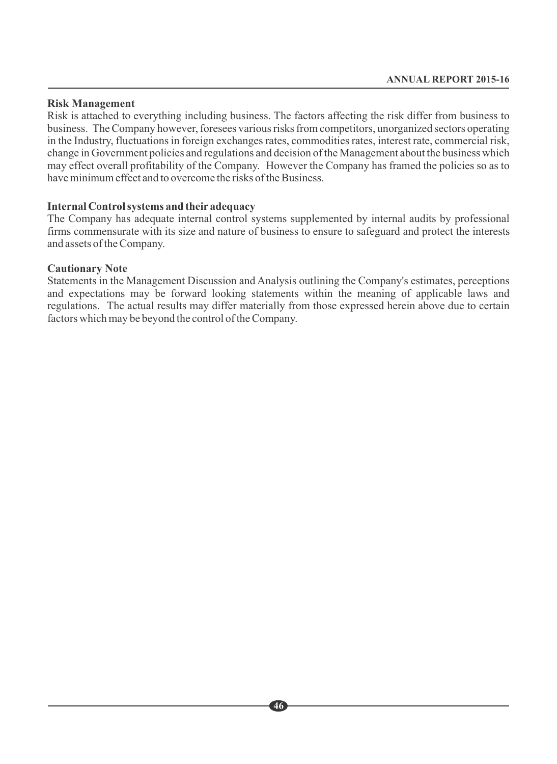**Risk Management**

Risk is attached to everything including business. The factors affecting the risk differ from business to business. The Company however, foresees various risks from competitors, unorganized sectors operating in the Industry, fluctuations in foreign exchanges rates, commodities rates, interest rate, commercial risk, change in Government policies and regulations and decision of the Management about the business which may effect overall profitability of the Company. However the Company has framed the policies so as to have minimum effect and to overcome the risks of the Business.

**Internal Control systems and their adequacy**

The Company has adequate internal control systems supplemented by internal audits by professional firms commensurate with its size and nature of business to ensure to safeguard and protect the interests and assets of the Company.

**Cautionary Note**

Statements in the Management Discussion and Analysis outlining the Company's estimates, perceptions and expectations may be forward looking statements within the meaning of applicable laws and regulations. The actual results may differ materially from those expressed herein above due to certain factors which may be beyond the control of the Company.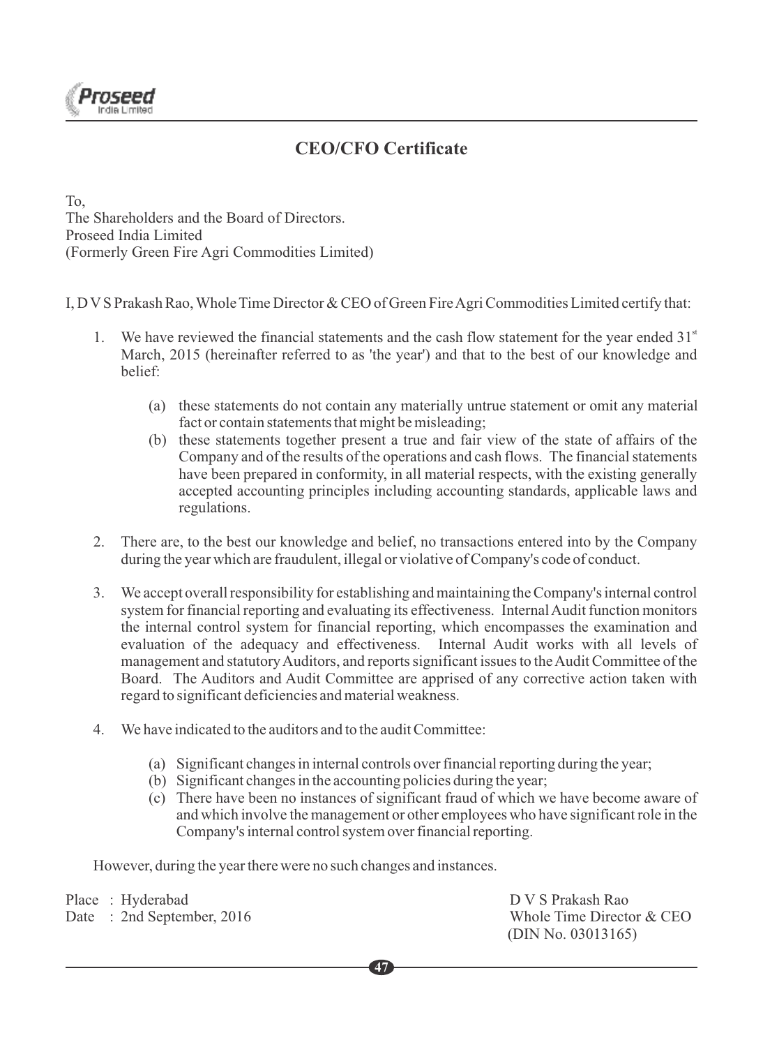# CEO/CFO Certificate

To,
The Shareholders and the Board of Directors.
Proseed India Limited
(Formerly Green Fire Agri Commodities Limited)

I, D V S Prakash Rao, Whole Time Director & CEO of Green Fire Agri Commodities Limited certify that:

1. We have reviewed the financial statements and the cash flow statement for the year ended 31[st] March, 2015 (hereinafter referred to as 'the year') and that to the best of our knowledge and belief:

   (a) these statements do not contain any materially untrue statement or omit any material fact or contain statements that might be misleading;

   (b) these statements together present a true and fair view of the state of affairs of the Company and of the results of the operations and cash flows. The financial statements have been prepared in conformity, in all material respects, with the existing generally accepted accounting principles including accounting standards, applicable laws and regulations.

2. There are, to the best our knowledge and belief, no transactions entered into by the Company during the year which are fraudulent, illegal or violative of Company's code of conduct.

3. We accept overall responsibility for establishing and maintaining the Company's internal control system for financial reporting and evaluating its effectiveness. Internal Audit function monitors the internal control system for financial reporting, which encompasses the examination and evaluation of the adequacy and effectiveness. Internal Audit works with all levels of management and statutory Auditors, and reports significant issues to the Audit Committee of the Board. The Auditors and Audit Committee are apprised of any corrective action taken with regard to significant deficiencies and material weakness.

4. We have indicated to the auditors and to the audit Committee:

   (a) Significant changes in internal controls over financial reporting during the year;

   (b) Significant changes in the accounting policies during the year;

   (c) There have been no instances of significant fraud of which we have become aware of and which involve the management or other employees who have significant role in the Company's internal control system over financial reporting.

However, during the year there were no such changes and instances.

Place : Hyderabad
Date : 2nd September, 2016

D V S Prakash Rao
Whole Time Director & CEO
(DIN No. 03013165)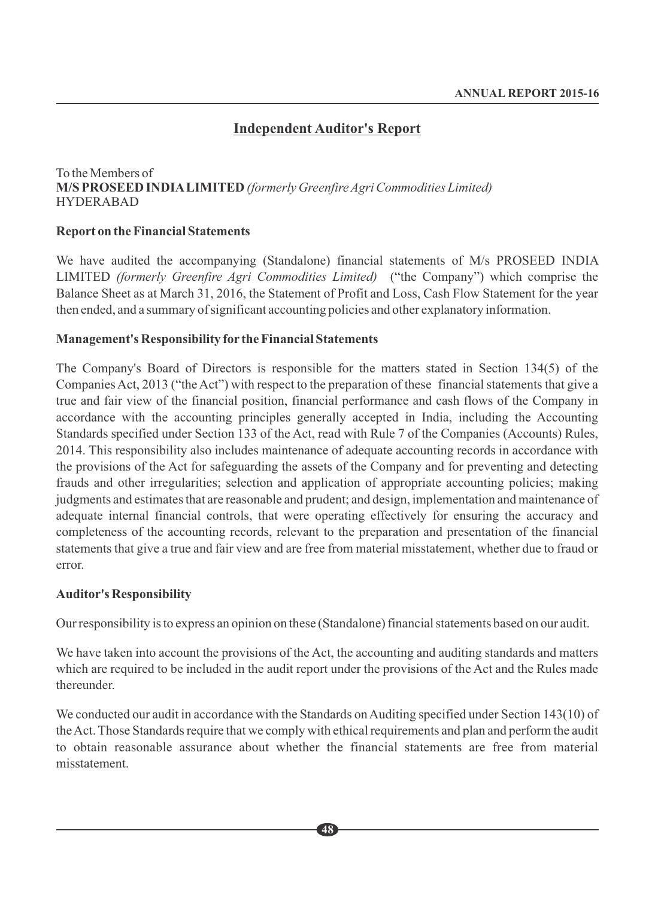## Independent Auditor's Report

To the Members of
**M/S PROSEED INDIA LIMITED** *(formerly Greenfire Agri Commodities Limited)*
HYDERABAD

### Report on the Financial Statements

We have audited the accompanying (Standalone) financial statements of M/s PROSEED INDIA LIMITED *(formerly Greenfire Agri Commodities Limited)* ("the Company") which comprise the Balance Sheet as at March 31, 2016, the Statement of Profit and Loss, Cash Flow Statement for the year then ended, and a summary of significant accounting policies and other explanatory information.

### Management's Responsibility for the Financial Statements

The Company's Board of Directors is responsible for the matters stated in Section 134(5) of the Companies Act, 2013 ("the Act") with respect to the preparation of these financial statements that give a true and fair view of the financial position, financial performance and cash flows of the Company in accordance with the accounting principles generally accepted in India, including the Accounting Standards specified under Section 133 of the Act, read with Rule 7 of the Companies (Accounts) Rules, 2014. This responsibility also includes maintenance of adequate accounting records in accordance with the provisions of the Act for safeguarding the assets of the Company and for preventing and detecting frauds and other irregularities; selection and application of appropriate accounting policies; making judgments and estimates that are reasonable and prudent; and design, implementation and maintenance of adequate internal financial controls, that were operating effectively for ensuring the accuracy and completeness of the accounting records, relevant to the preparation and presentation of the financial statements that give a true and fair view and are free from material misstatement, whether due to fraud or error.

### Auditor's Responsibility

Our responsibility is to express an opinion on these (Standalone) financial statements based on our audit.

We have taken into account the provisions of the Act, the accounting and auditing standards and matters which are required to be included in the audit report under the provisions of the Act and the Rules made thereunder.

We conducted our audit in accordance with the Standards on Auditing specified under Section 143(10) of the Act. Those Standards require that we comply with ethical requirements and plan and perform the audit to obtain reasonable assurance about whether the financial statements are free from material misstatement.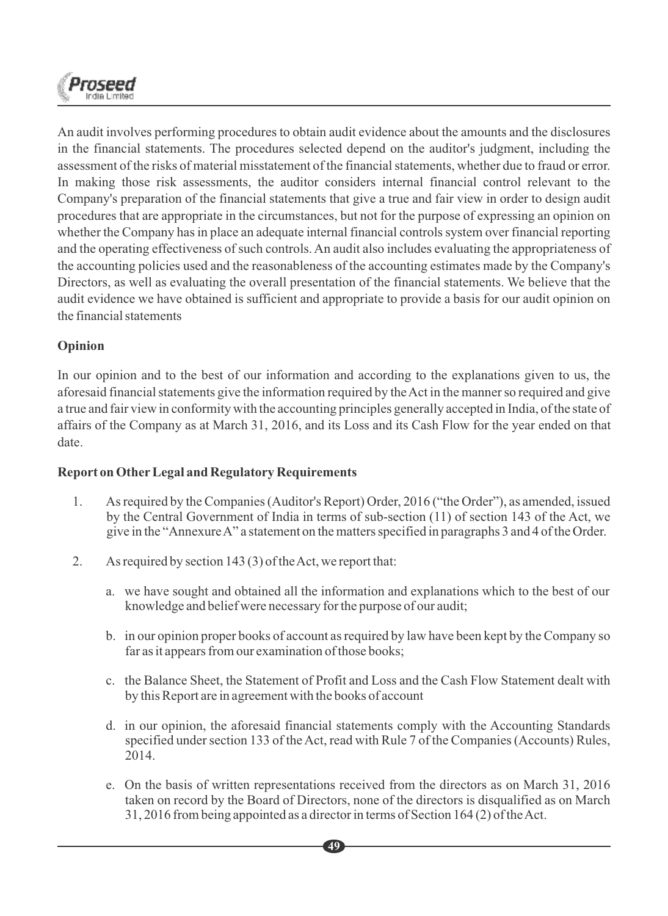An audit involves performing procedures to obtain audit evidence about the amounts and the disclosures in the financial statements. The procedures selected depend on the auditor's judgment, including the assessment of the risks of material misstatement of the financial statements, whether due to fraud or error. In making those risk assessments, the auditor considers internal financial control relevant to the Company's preparation of the financial statements that give a true and fair view in order to design audit procedures that are appropriate in the circumstances, but not for the purpose of expressing an opinion on whether the Company has in place an adequate internal financial controls system over financial reporting and the operating effectiveness of such controls. An audit also includes evaluating the appropriateness of the accounting policies used and the reasonableness of the accounting estimates made by the Company's Directors, as well as evaluating the overall presentation of the financial statements. We believe that the audit evidence we have obtained is sufficient and appropriate to provide a basis for our audit opinion on the financial statements

**Opinion**

In our opinion and to the best of our information and according to the explanations given to us, the aforesaid financial statements give the information required by the Act in the manner so required and give a true and fair view in conformity with the accounting principles generally accepted in India, of the state of affairs of the Company as at March 31, 2016, and its Loss and its Cash Flow for the year ended on that date.

**Report on Other Legal and Regulatory Requirements**

1. As required by the Companies (Auditor's Report) Order, 2016 ("the Order"), as amended, issued by the Central Government of India in terms of sub-section (11) of section 143 of the Act, we give in the "Annexure A" a statement on the matters specified in paragraphs 3 and 4 of the Order.

2. As required by section 143 (3) of the Act, we report that:

   a. we have sought and obtained all the information and explanations which to the best of our knowledge and belief were necessary for the purpose of our audit;

   b. in our opinion proper books of account as required by law have been kept by the Company so far as it appears from our examination of those books;

   c. the Balance Sheet, the Statement of Profit and Loss and the Cash Flow Statement dealt with by this Report are in agreement with the books of account

   d. in our opinion, the aforesaid financial statements comply with the Accounting Standards specified under section 133 of the Act, read with Rule 7 of the Companies (Accounts) Rules, 2014.

   e. On the basis of written representations received from the directors as on March 31, 2016 taken on record by the Board of Directors, none of the directors is disqualified as on March 31, 2016 from being appointed as a director in terms of Section 164 (2) of the Act.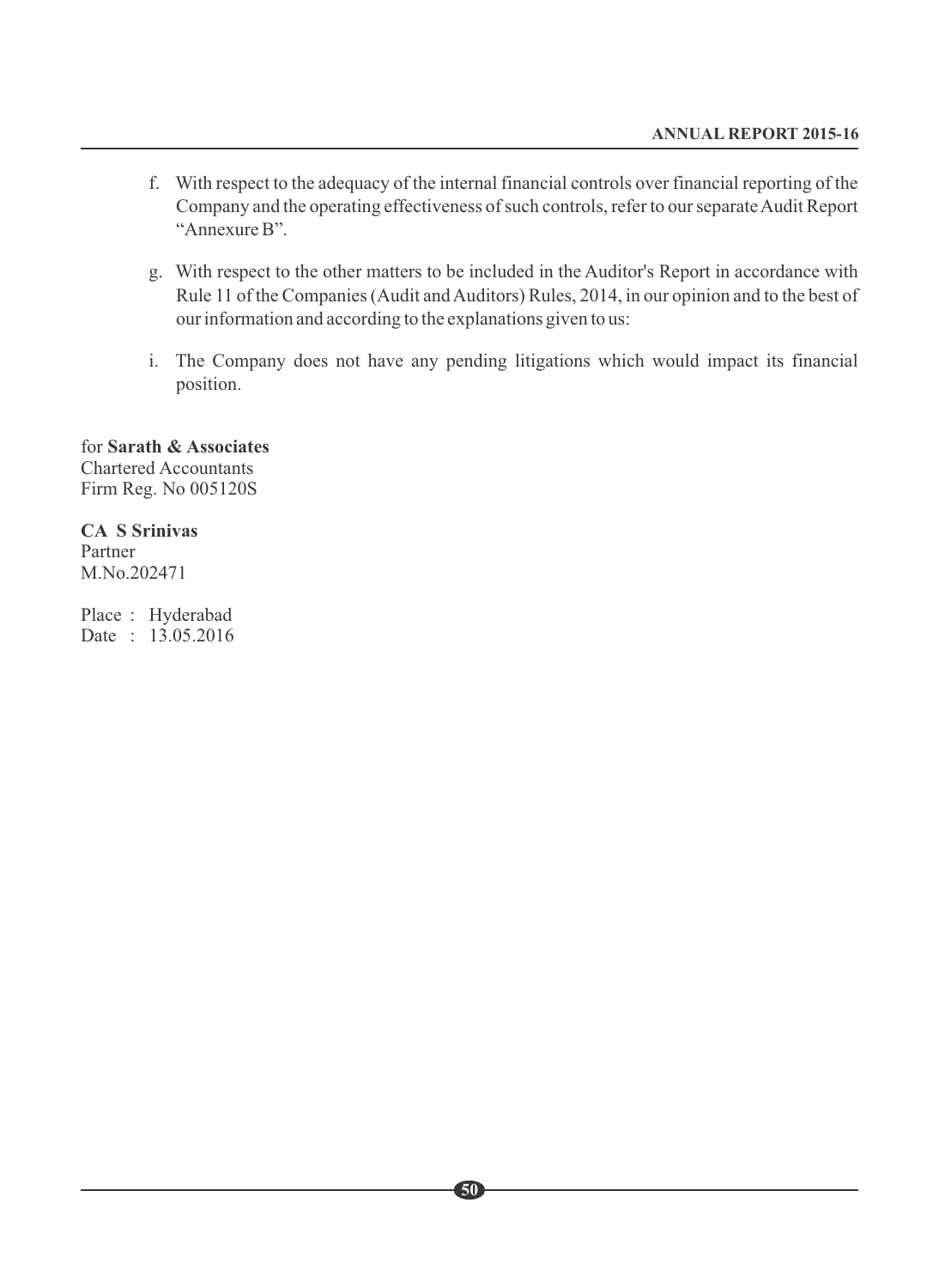f. With respect to the adequacy of the internal financial controls over financial reporting of the Company and the operating effectiveness of such controls, refer to our separate Audit Report "Annexure B".

g. With respect to the other matters to be included in the Auditor's Report in accordance with Rule 11 of the Companies (Audit and Auditors) Rules, 2014, in our opinion and to the best of our information and according to the explanations given to us:

i. The Company does not have any pending litigations which would impact its financial position.

for **Sarath & Associates**
Chartered Accountants
Firm Reg. No 005120S

**CA S Srinivas**
Partner
M.No.202471

Place : Hyderabad
Date : 13.05.2016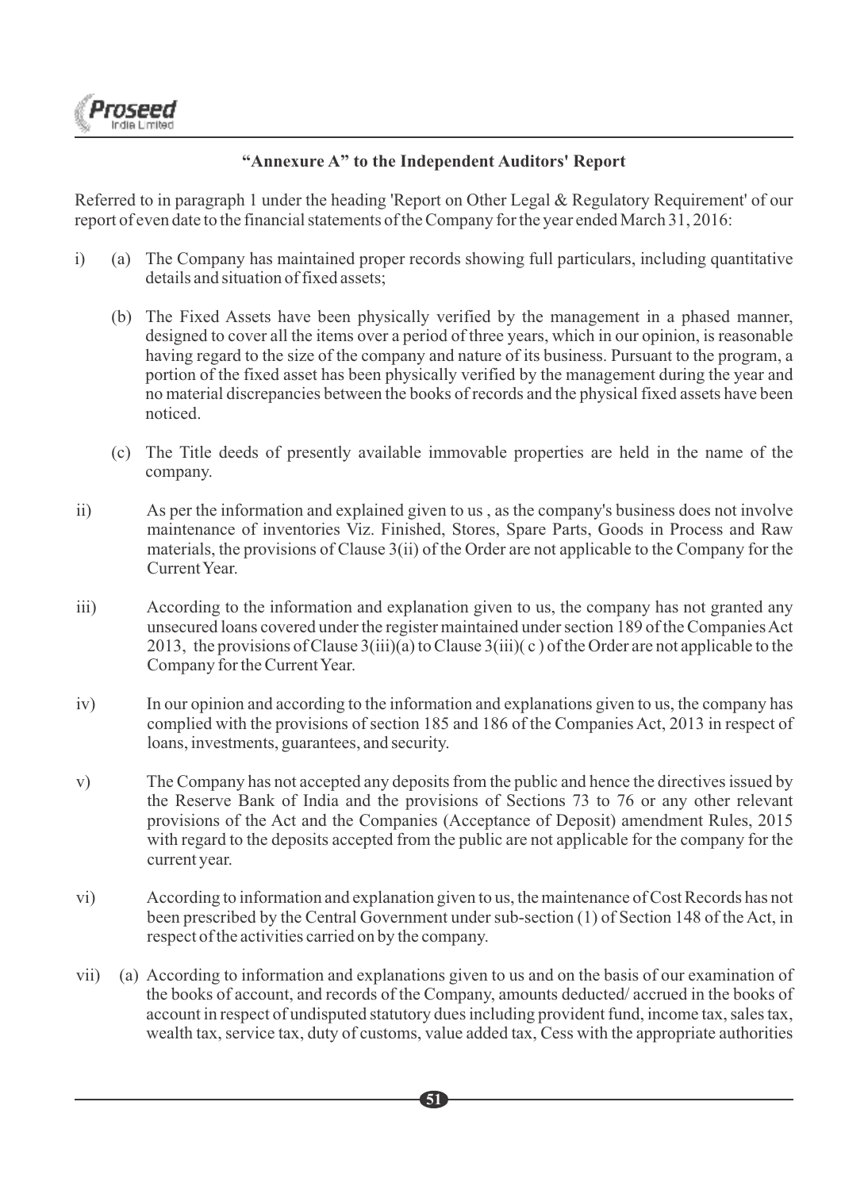## "Annexure A" to the Independent Auditors' Report

Referred to in paragraph 1 under the heading 'Report on Other Legal & Regulatory Requirement' of our report of even date to the financial statements of the Company for the year ended March 31, 2016:

i) (a) The Company has maintained proper records showing full particulars, including quantitative details and situation of fixed assets;

(b) The Fixed Assets have been physically verified by the management in a phased manner, designed to cover all the items over a period of three years, which in our opinion, is reasonable having regard to the size of the company and nature of its business. Pursuant to the program, a portion of the fixed asset has been physically verified by the management during the year and no material discrepancies between the books of records and the physical fixed assets have been noticed.

(c) The Title deeds of presently available immovable properties are held in the name of the company.

ii) As per the information and explained given to us , as the company's business does not involve maintenance of inventories Viz. Finished, Stores, Spare Parts, Goods in Process and Raw materials, the provisions of Clause 3(ii) of the Order are not applicable to the Company for the Current Year.

iii) According to the information and explanation given to us, the company has not granted any unsecured loans covered under the register maintained under section 189 of the Companies Act 2013, the provisions of Clause 3(iii)(a) to Clause 3(iii)( c ) of the Order are not applicable to the Company for the Current Year.

iv) In our opinion and according to the information and explanations given to us, the company has complied with the provisions of section 185 and 186 of the Companies Act, 2013 in respect of loans, investments, guarantees, and security.

v) The Company has not accepted any deposits from the public and hence the directives issued by the Reserve Bank of India and the provisions of Sections 73 to 76 or any other relevant provisions of the Act and the Companies (Acceptance of Deposit) amendment Rules, 2015 with regard to the deposits accepted from the public are not applicable for the company for the current year.

vi) According to information and explanation given to us, the maintenance of Cost Records has not been prescribed by the Central Government under sub-section (1) of Section 148 of the Act, in respect of the activities carried on by the company.

vii) (a) According to information and explanations given to us and on the basis of our examination of the books of account, and records of the Company, amounts deducted/ accrued in the books of account in respect of undisputed statutory dues including provident fund, income tax, sales tax, wealth tax, service tax, duty of customs, value added tax, Cess with the appropriate authorities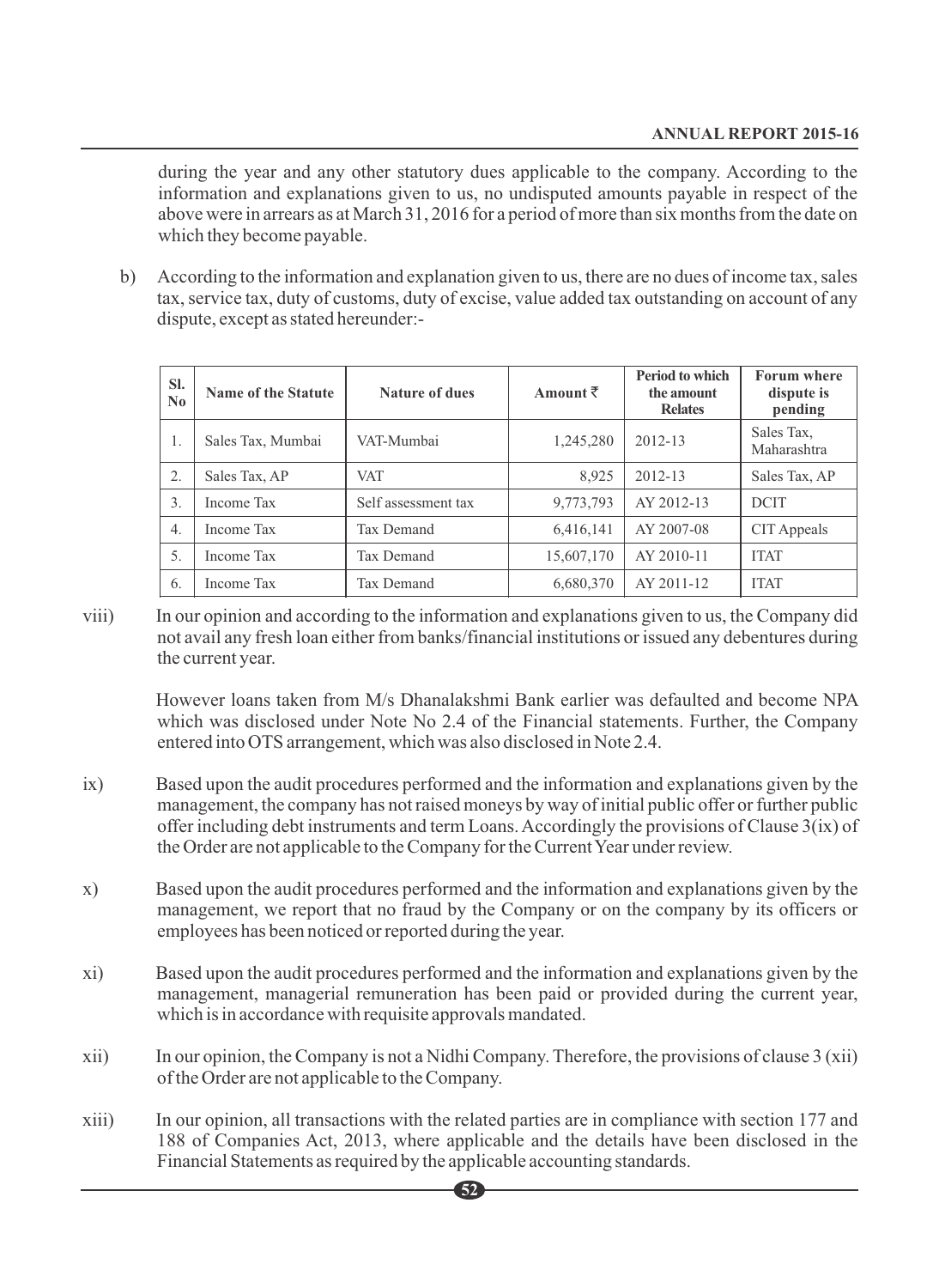during the year and any other statutory dues applicable to the company. According to the information and explanations given to us, no undisputed amounts payable in respect of the above were in arrears as at March 31, 2016 for a period of more than six months from the date on which they become payable.

b) According to the information and explanation given to us, there are no dues of income tax, sales tax, service tax, duty of customs, duty of excise, value added tax outstanding on account of any dispute, except as stated hereunder:-

| Sl. No | Name of the Statute | Nature of dues | Amount ₹ | Period to which the amount Relates | Forum where dispute is pending |
|---|---|---|---|---|---|
| 1. | Sales Tax, Mumbai | VAT-Mumbai | 1,245,280 | 2012-13 | Sales Tax, Maharashtra |
| 2. | Sales Tax, AP | VAT | 8,925 | 2012-13 | Sales Tax, AP |
| 3. | Income Tax | Self assessment tax | 9,773,793 | AY 2012-13 | DCIT |
| 4. | Income Tax | Tax Demand | 6,416,141 | AY 2007-08 | CIT Appeals |
| 5. | Income Tax | Tax Demand | 15,607,170 | AY 2010-11 | ITAT |
| 6. | Income Tax | Tax Demand | 6,680,370 | AY 2011-12 | ITAT |

viii) In our opinion and according to the information and explanations given to us, the Company did not avail any fresh loan either from banks/financial institutions or issued any debentures during the current year.

However loans taken from M/s Dhanalakshmi Bank earlier was defaulted and become NPA which was disclosed under Note No 2.4 of the Financial statements. Further, the Company entered into OTS arrangement, which was also disclosed in Note 2.4.

ix) Based upon the audit procedures performed and the information and explanations given by the management, the company has not raised moneys by way of initial public offer or further public offer including debt instruments and term Loans. Accordingly the provisions of Clause 3(ix) of the Order are not applicable to the Company for the Current Year under review.

x) Based upon the audit procedures performed and the information and explanations given by the management, we report that no fraud by the Company or on the company by its officers or employees has been noticed or reported during the year.

xi) Based upon the audit procedures performed and the information and explanations given by the management, managerial remuneration has been paid or provided during the current year, which is in accordance with requisite approvals mandated.

xii) In our opinion, the Company is not a Nidhi Company. Therefore, the provisions of clause 3 (xii) of the Order are not applicable to the Company.

xiii) In our opinion, all transactions with the related parties are in compliance with section 177 and 188 of Companies Act, 2013, where applicable and the details have been disclosed in the Financial Statements as required by the applicable accounting standards.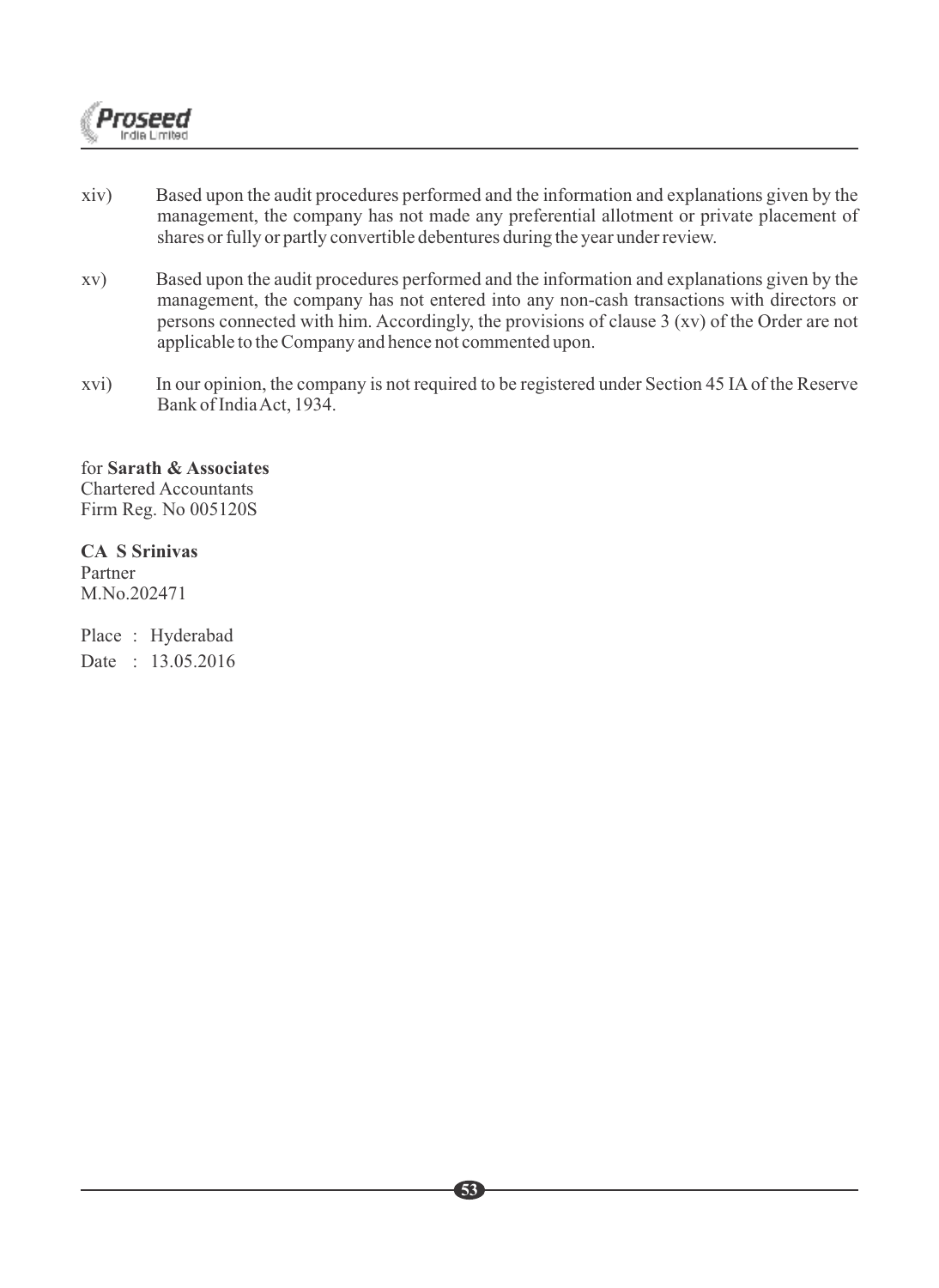xiv) Based upon the audit procedures performed and the information and explanations given by the management, the company has not made any preferential allotment or private placement of shares or fully or partly convertible debentures during the year under review.

xv) Based upon the audit procedures performed and the information and explanations given by the management, the company has not entered into any non-cash transactions with directors or persons connected with him. Accordingly, the provisions of clause 3 (xv) of the Order are not applicable to the Company and hence not commented upon.

xvi) In our opinion, the company is not required to be registered under Section 45 IA of the Reserve Bank of India Act, 1934.

for **Sarath & Associates**
Chartered Accountants
Firm Reg. No 005120S

**CA S Srinivas**
Partner
M.No.202471

Place : Hyderabad
Date : 13.05.2016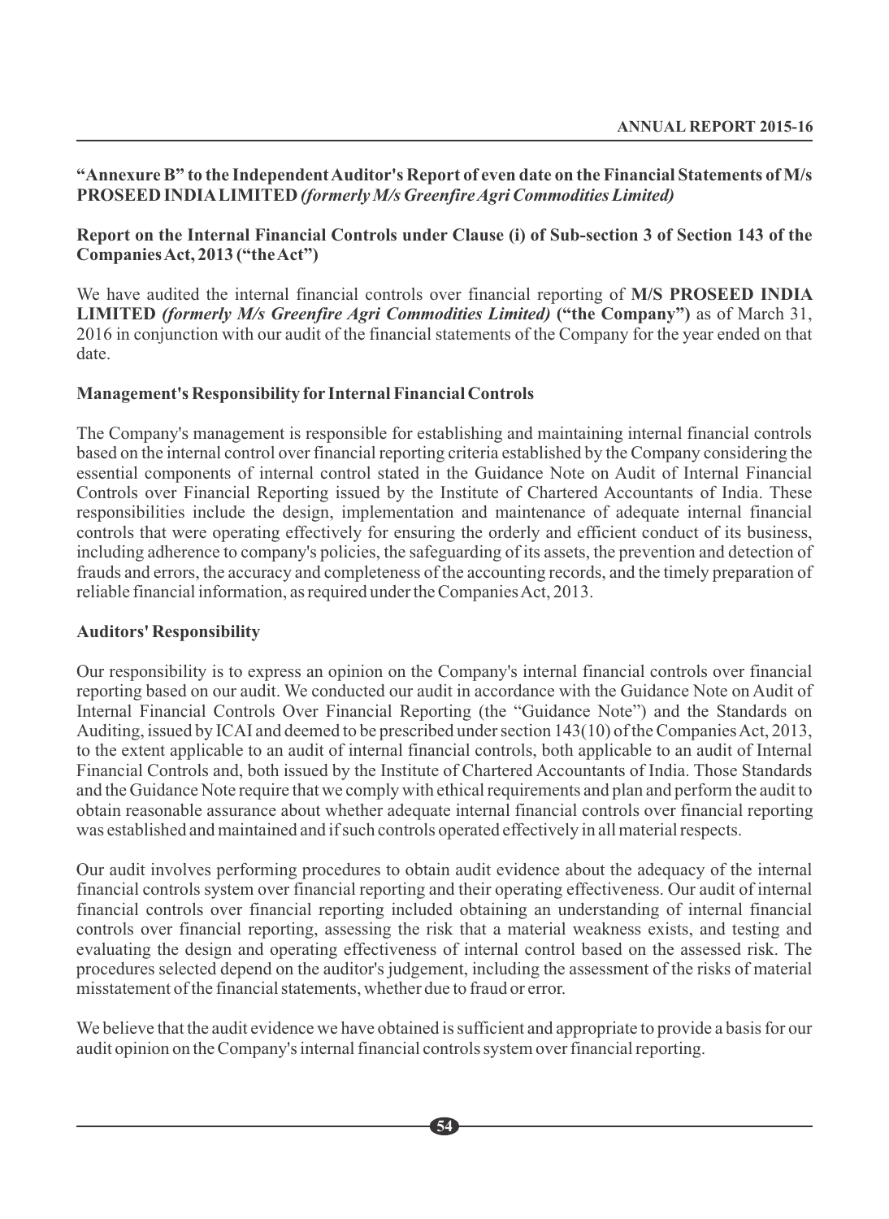**"Annexure B" to the Independent Auditor's Report of even date on the Financial Statements of M/s PROSEED INDIA LIMITED *(formerly M/s Greenfire Agri Commodities Limited)***

**Report on the Internal Financial Controls under Clause (i) of Sub-section 3 of Section 143 of the Companies Act, 2013 ("the Act")**

We have audited the internal financial controls over financial reporting of **M/S PROSEED INDIA LIMITED *(formerly M/s Greenfire Agri Commodities Limited)* ("the Company")** as of March 31, 2016 in conjunction with our audit of the financial statements of the Company for the year ended on that date.

**Management's Responsibility for Internal Financial Controls**

The Company's management is responsible for establishing and maintaining internal financial controls based on the internal control over financial reporting criteria established by the Company considering the essential components of internal control stated in the Guidance Note on Audit of Internal Financial Controls over Financial Reporting issued by the Institute of Chartered Accountants of India. These responsibilities include the design, implementation and maintenance of adequate internal financial controls that were operating effectively for ensuring the orderly and efficient conduct of its business, including adherence to company's policies, the safeguarding of its assets, the prevention and detection of frauds and errors, the accuracy and completeness of the accounting records, and the timely preparation of reliable financial information, as required under the Companies Act, 2013.

**Auditors' Responsibility**

Our responsibility is to express an opinion on the Company's internal financial controls over financial reporting based on our audit. We conducted our audit in accordance with the Guidance Note on Audit of Internal Financial Controls Over Financial Reporting (the "Guidance Note") and the Standards on Auditing, issued by ICAI and deemed to be prescribed under section 143(10) of the Companies Act, 2013, to the extent applicable to an audit of internal financial controls, both applicable to an audit of Internal Financial Controls and, both issued by the Institute of Chartered Accountants of India. Those Standards and the Guidance Note require that we comply with ethical requirements and plan and perform the audit to obtain reasonable assurance about whether adequate internal financial controls over financial reporting was established and maintained and if such controls operated effectively in all material respects.

Our audit involves performing procedures to obtain audit evidence about the adequacy of the internal financial controls system over financial reporting and their operating effectiveness. Our audit of internal financial controls over financial reporting included obtaining an understanding of internal financial controls over financial reporting, assessing the risk that a material weakness exists, and testing and evaluating the design and operating effectiveness of internal control based on the assessed risk. The procedures selected depend on the auditor's judgement, including the assessment of the risks of material misstatement of the financial statements, whether due to fraud or error.

We believe that the audit evidence we have obtained is sufficient and appropriate to provide a basis for our audit opinion on the Company's internal financial controls system over financial reporting.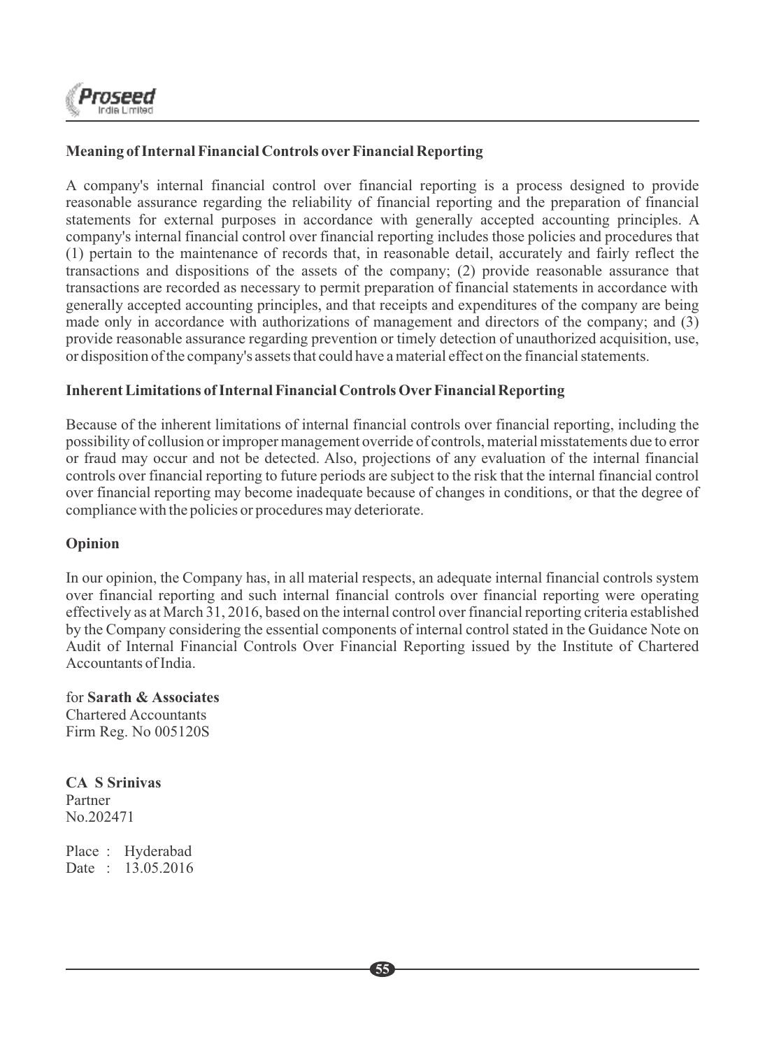**Meaning of Internal Financial Controls over Financial Reporting**

A company's internal financial control over financial reporting is a process designed to provide reasonable assurance regarding the reliability of financial reporting and the preparation of financial statements for external purposes in accordance with generally accepted accounting principles. A company's internal financial control over financial reporting includes those policies and procedures that (1) pertain to the maintenance of records that, in reasonable detail, accurately and fairly reflect the transactions and dispositions of the assets of the company; (2) provide reasonable assurance that transactions are recorded as necessary to permit preparation of financial statements in accordance with generally accepted accounting principles, and that receipts and expenditures of the company are being made only in accordance with authorizations of management and directors of the company; and (3) provide reasonable assurance regarding prevention or timely detection of unauthorized acquisition, use, or disposition of the company's assets that could have a material effect on the financial statements.

**Inherent Limitations of Internal Financial Controls Over Financial Reporting**

Because of the inherent limitations of internal financial controls over financial reporting, including the possibility of collusion or improper management override of controls, material misstatements due to error or fraud may occur and not be detected. Also, projections of any evaluation of the internal financial controls over financial reporting to future periods are subject to the risk that the internal financial control over financial reporting may become inadequate because of changes in conditions, or that the degree of compliance with the policies or procedures may deteriorate.

**Opinion**

In our opinion, the Company has, in all material respects, an adequate internal financial controls system over financial reporting and such internal financial controls over financial reporting were operating effectively as at March 31, 2016, based on the internal control over financial reporting criteria established by the Company considering the essential components of internal control stated in the Guidance Note on Audit of Internal Financial Controls Over Financial Reporting issued by the Institute of Chartered Accountants of India.

for **Sarath & Associates**
Chartered Accountants
Firm Reg. No 005120S

**CA S Srinivas**
Partner
No.202471

Place : Hyderabad
Date : 13.05.2016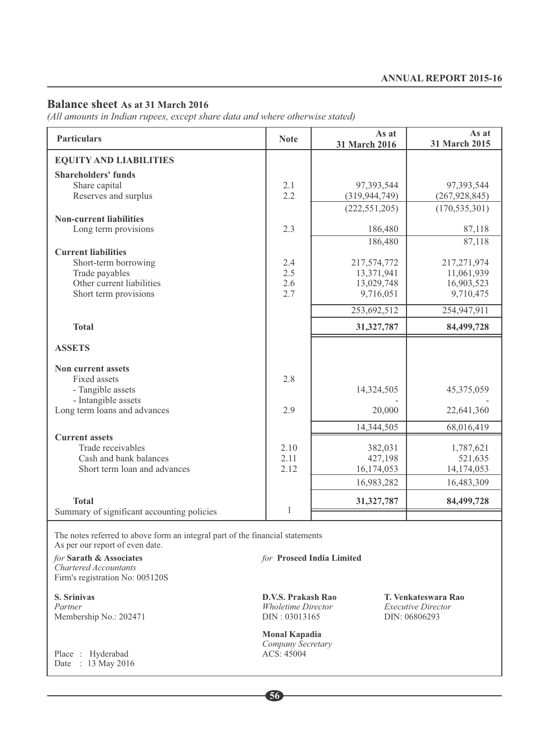## Balance sheet As at 31 March 2016

*(All amounts in Indian rupees, except share data and where otherwise stated)*

| Particulars | Note | As at 31 March 2016 | As at 31 March 2015 |
|---|---|---|---|
| **EQUITY AND LIABILITIES** | | | |
| **Shareholders' funds** | | | |
| Share capital | 2.1 | 97,393,544 | 97,393,544 |
| Reserves and surplus | 2.2 | (319,944,749) | (267,928,845) |
| | | (222,551,205) | (170,535,301) |
| **Non-current liabilities** | | | |
| Long term provisions | 2.3 | 186,480 | 87,118 |
| | | 186,480 | 87,118 |
| **Current liabilities** | | | |
| Short-term borrowing | 2.4 | 217,574,772 | 217,271,974 |
| Trade payables | 2.5 | 13,371,941 | 11,061,939 |
| Other current liabilities | 2.6 | 13,029,748 | 16,903,523 |
| Short term provisions | 2.7 | 9,716,051 | 9,710,475 |
| | | 253,692,512 | 254,947,911 |
| **Total** | | **31,327,787** | **84,499,728** |
| **ASSETS** | | | |
| **Non current assets** | | | |
| Fixed assets | 2.8 | | |
| - Tangible assets | | 14,324,505 | 45,375,059 |
| - Intangible assets | | - | - |
| Long term loans and advances | 2.9 | 20,000 | 22,641,360 |
| | | 14,344,505 | 68,016,419 |
| **Current assets** | | | |
| Trade receivables | 2.10 | 382,031 | 1,787,621 |
| Cash and bank balances | 2.11 | 427,198 | 521,635 |
| Short term loan and advances | 2.12 | 16,174,053 | 14,174,053 |
| | | 16,983,282 | 16,483,309 |
| **Total** | | **31,327,787** | **84,499,728** |
| Summary of significant accounting policies | 1 | | |

The notes referred to above form an integral part of the financial statements
As per our report of even date.

*for* **Sarath & Associates**
*Chartered Accountants*
Firm's registration No: 005120S

**S. Srinivas**
*Partner*
Membership No.: 202471

Place : Hyderabad
Date : 13 May 2016

*for* **Proseed India Limited**

**D.V.S. Prakash Rao**
*Wholetime Director*
DIN : 03013165

**T. Venkateswara Rao**
*Executive Director*
DIN: 06806293

**Monal Kapadia**
*Company Secretary*
ACS: 45004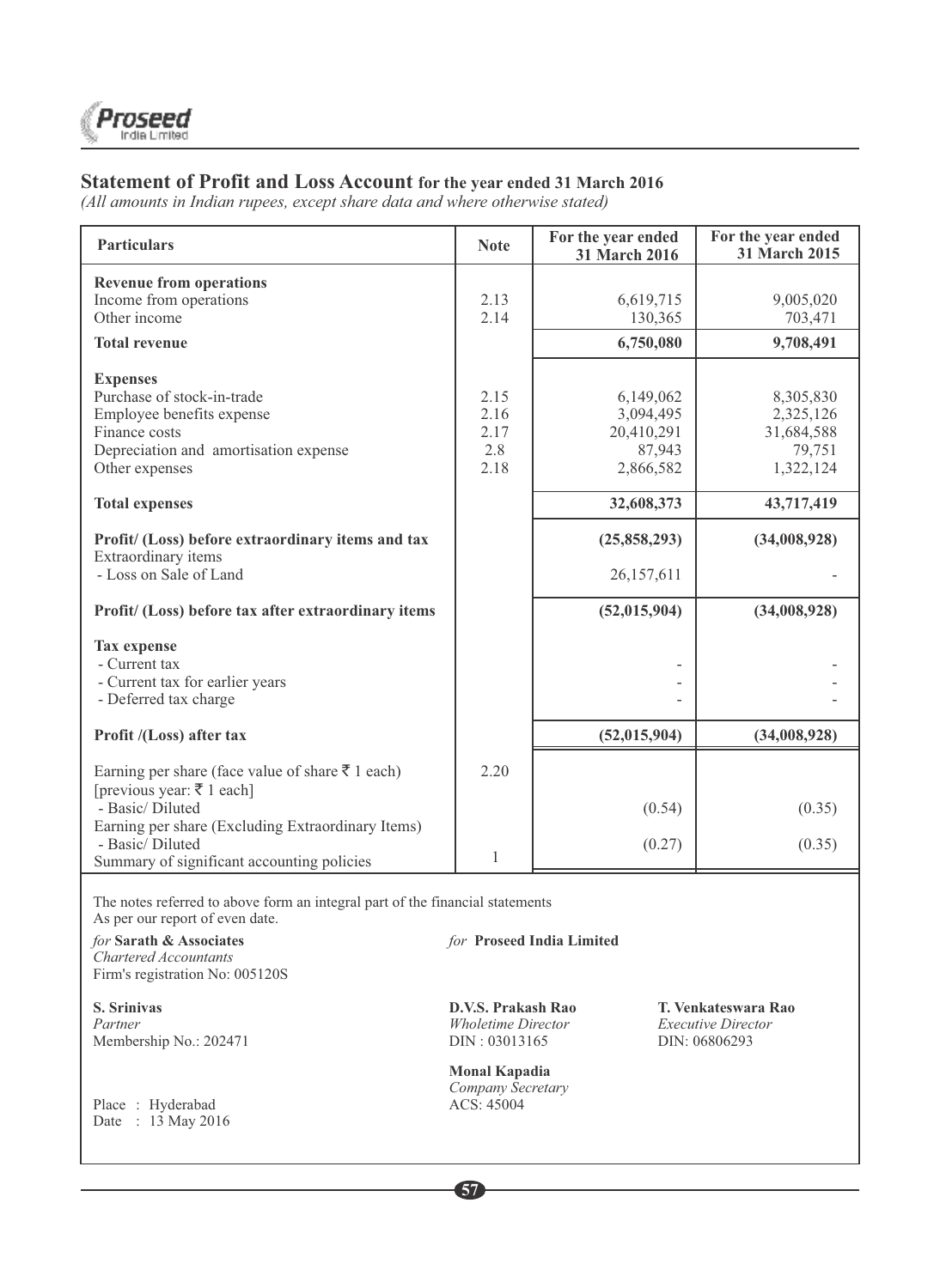## Statement of Profit and Loss Account for the year ended 31 March 2016

*(All amounts in Indian rupees, except share data and where otherwise stated)*

| Particulars | Note | For the year ended 31 March 2016 | For the year ended 31 March 2015 |
|---|---|---|---|
| **Revenue from operations** | | | |
| Income from operations | 2.13 | 6,619,715 | 9,005,020 |
| Other income | 2.14 | 130,365 | 703,471 |
| **Total revenue** | | **6,750,080** | **9,708,491** |
| **Expenses** | | | |
| Purchase of stock-in-trade | 2.15 | 6,149,062 | 8,305,830 |
| Employee benefits expense | 2.16 | 3,094,495 | 2,325,126 |
| Finance costs | 2.17 | 20,410,291 | 31,684,588 |
| Depreciation and amortisation expense | 2.8 | 87,943 | 79,751 |
| Other expenses | 2.18 | 2,866,582 | 1,322,124 |
| **Total expenses** | | **32,608,373** | **43,717,419** |
| **Profit/ (Loss) before extraordinary items and tax** | | **(25,858,293)** | **(34,008,928)** |
| Extraordinary items | | | |
| - Loss on Sale of Land | | 26,157,611 | - |
| **Profit/ (Loss) before tax after extraordinary items** | | **(52,015,904)** | **(34,008,928)** |
| **Tax expense** | | | |
| - Current tax | | - | - |
| - Current tax for earlier years | | - | - |
| - Deferred tax charge | | - | - |
| **Profit /(Loss) after tax** | | **(52,015,904)** | **(34,008,928)** |
| Earning per share (face value of share ₹ 1 each) [previous year: ₹ 1 each] | 2.20 | | |
| - Basic/ Diluted | | (0.54) | (0.35) |
| Earning per share (Excluding Extraordinary Items) | | | |
| - Basic/ Diluted | | (0.27) | (0.35) |
| Summary of significant accounting policies | 1 | | |

The notes referred to above form an integral part of the financial statements
As per our report of even date.

*for* **Sarath & Associates**
*Chartered Accountants*
Firm's registration No: 005120S

**S. Srinivas**
*Partner*
Membership No.: 202471

Place : Hyderabad
Date : 13 May 2016

*for* **Proseed India Limited**

**D.V.S. Prakash Rao**
*Wholetime Director*
DIN : 03013165

**T. Venkateswara Rao**
*Executive Director*
DIN: 06806293

**Monal Kapadia**
*Company Secretary*
ACS: 45004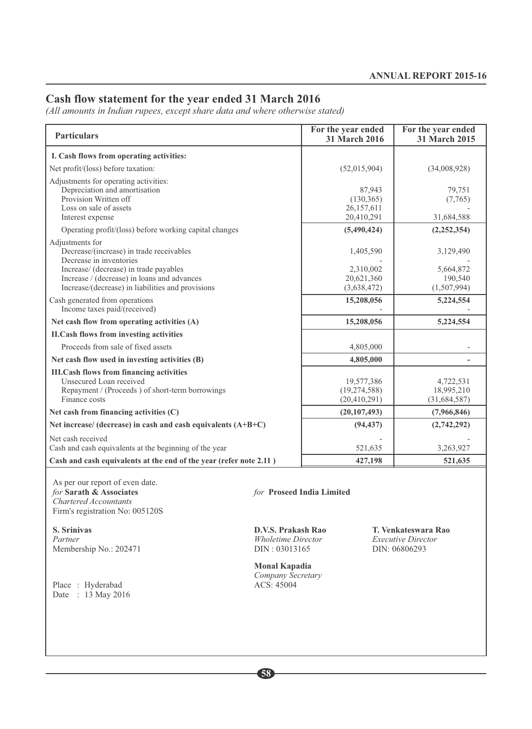## Cash flow statement for the year ended 31 March 2016

*(All amounts in Indian rupees, except share data and where otherwise stated)*

| Particulars | For the year ended 31 March 2016 | For the year ended 31 March 2015 |
|---|---|---|
| **I. Cash flows from operating activities:** | | |
| Net profit/(loss) before taxation: | (52,015,904) | (34,008,928) |
| Adjustments for operating activities: | | |
| Depreciation and amortisation | 87,943 | 79,751 |
| Provision Written off | (130,365) | (7,765) |
| Loss on sale of assets | 26,157,611 | - |
| Interest expense | 20,410,291 | 31,684,588 |
| Operating profit/(loss) before working capital changes | **(5,490,424)** | **(2,252,354)** |
| Adjustments for | | |
| Decrease/(increase) in trade receivables | 1,405,590 | 3,129,490 |
| Decrease in inventories | - | - |
| Increase/ (decrease) in trade payables | 2,310,002 | 5,664,872 |
| Increase / (decrease) in loans and advances | 20,621,360 | 190,540 |
| Increase/(decrease) in liabilities and provisions | (3,638,472) | (1,507,994) |
| Cash generated from operations | **15,208,056** | **5,224,554** |
| Income taxes paid/(received) | - | - |
| **Net cash flow from operating activities (A)** | **15,208,056** | **5,224,554** |
| **II.Cash flows from investing activities** | | |
| Proceeds from sale of fixed assets | 4,805,000 | - |
| **Net cash flow used in investing activities (B)** | **4,805,000** | **-** |
| **III.Cash flows from financing activities** | | |
| Unsecured Loan received | 19,577,386 | 4,722,531 |
| Repayment / (Proceeds ) of short-term borrowings | (19,274,588) | 18,995,210 |
| Finance costs | (20,410,291) | (31,684,587) |
| **Net cash from financing activities (C)** | **(20,107,493)** | **(7,966,846)** |
| **Net increase/ (decrease) in cash and cash equivalents (A+B+C)** | **(94,437)** | **(2,742,292)** |
| Net cash received | - | - |
| Cash and cash equivalents at the beginning of the year | 521,635 | 3,263,927 |
| **Cash and cash equivalents at the end of the year (refer note 2.11 )** | **427,198** | **521,635** |

As per our report of even date.
*for* **Sarath & Associates**
*Chartered Accountants*
Firm's registration No: 005120S

*for* **Proseed India Limited**

**S. Srinivas**
*Partner*
Membership No.: 202471

**D.V.S. Prakash Rao**
*Wholetime Director*
DIN : 03013165

**T. Venkateswara Rao**
*Executive Director*
DIN: 06806293

**Monal Kapadia**
*Company Secretary*
ACS: 45004

Place : Hyderabad
Date : 13 May 2016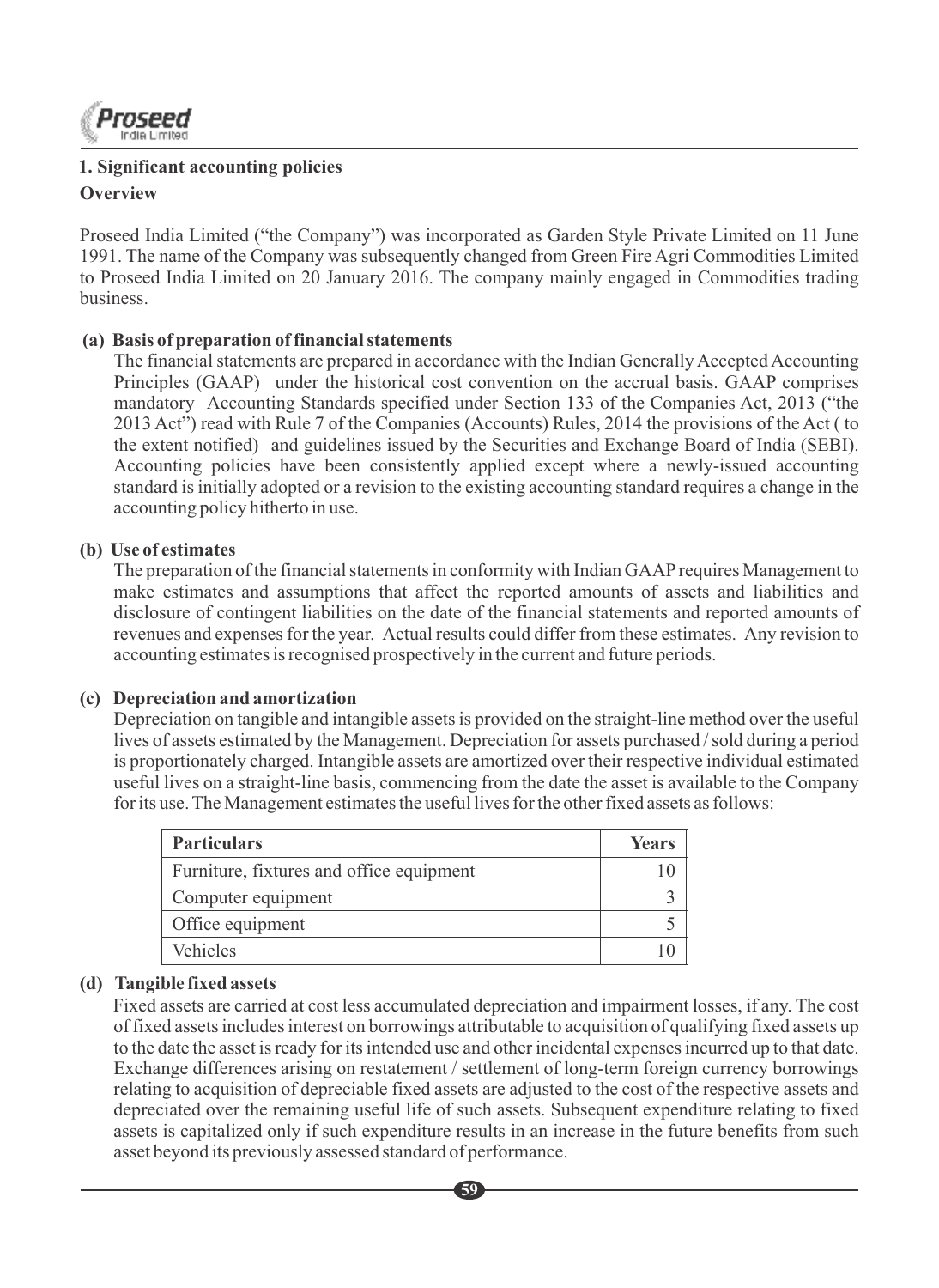## 1. Significant accounting policies

### Overview

Proseed India Limited ("the Company") was incorporated as Garden Style Private Limited on 11 June 1991. The name of the Company was subsequently changed from Green Fire Agri Commodities Limited to Proseed India Limited on 20 January 2016. The company mainly engaged in Commodities trading business.

**(a) Basis of preparation of financial statements**

The financial statements are prepared in accordance with the Indian Generally Accepted Accounting Principles (GAAP) under the historical cost convention on the accrual basis. GAAP comprises mandatory Accounting Standards specified under Section 133 of the Companies Act, 2013 ("the 2013 Act") read with Rule 7 of the Companies (Accounts) Rules, 2014 the provisions of the Act ( to the extent notified) and guidelines issued by the Securities and Exchange Board of India (SEBI). Accounting policies have been consistently applied except where a newly-issued accounting standard is initially adopted or a revision to the existing accounting standard requires a change in the accounting policy hitherto in use.

**(b) Use of estimates**

The preparation of the financial statements in conformity with Indian GAAP requires Management to make estimates and assumptions that affect the reported amounts of assets and liabilities and disclosure of contingent liabilities on the date of the financial statements and reported amounts of revenues and expenses for the year. Actual results could differ from these estimates. Any revision to accounting estimates is recognised prospectively in the current and future periods.

**(c) Depreciation and amortization**

Depreciation on tangible and intangible assets is provided on the straight-line method over the useful lives of assets estimated by the Management. Depreciation for assets purchased / sold during a period is proportionately charged. Intangible assets are amortized over their respective individual estimated useful lives on a straight-line basis, commencing from the date the asset is available to the Company for its use. The Management estimates the useful lives for the other fixed assets as follows:

| Particulars | Years |
|---|---|
| Furniture, fixtures and office equipment | 10 |
| Computer equipment | 3 |
| Office equipment | 5 |
| Vehicles | 10 |

**(d) Tangible fixed assets**

Fixed assets are carried at cost less accumulated depreciation and impairment losses, if any. The cost of fixed assets includes interest on borrowings attributable to acquisition of qualifying fixed assets up to the date the asset is ready for its intended use and other incidental expenses incurred up to that date. Exchange differences arising on restatement / settlement of long-term foreign currency borrowings relating to acquisition of depreciable fixed assets are adjusted to the cost of the respective assets and depreciated over the remaining useful life of such assets. Subsequent expenditure relating to fixed assets is capitalized only if such expenditure results in an increase in the future benefits from such asset beyond its previously assessed standard of performance.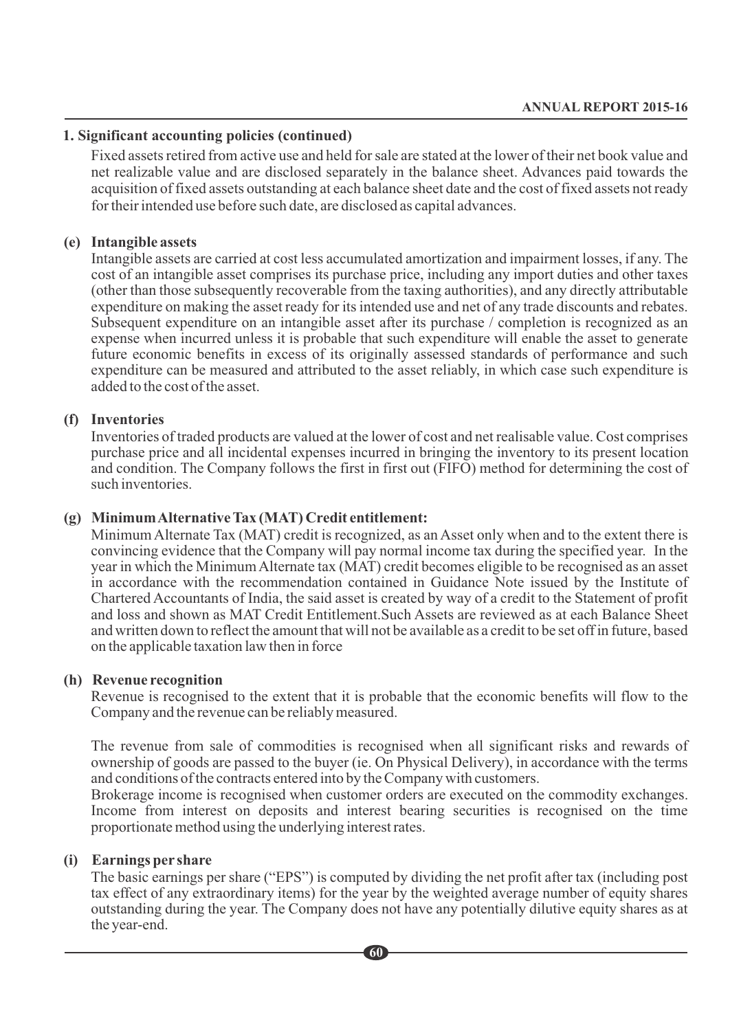## 1. Significant accounting policies (continued)

Fixed assets retired from active use and held for sale are stated at the lower of their net book value and net realizable value and are disclosed separately in the balance sheet. Advances paid towards the acquisition of fixed assets outstanding at each balance sheet date and the cost of fixed assets not ready for their intended use before such date, are disclosed as capital advances.

### (e) Intangible assets

Intangible assets are carried at cost less accumulated amortization and impairment losses, if any. The cost of an intangible asset comprises its purchase price, including any import duties and other taxes (other than those subsequently recoverable from the taxing authorities), and any directly attributable expenditure on making the asset ready for its intended use and net of any trade discounts and rebates. Subsequent expenditure on an intangible asset after its purchase / completion is recognized as an expense when incurred unless it is probable that such expenditure will enable the asset to generate future economic benefits in excess of its originally assessed standards of performance and such expenditure can be measured and attributed to the asset reliably, in which case such expenditure is added to the cost of the asset.

### (f) Inventories

Inventories of traded products are valued at the lower of cost and net realisable value. Cost comprises purchase price and all incidental expenses incurred in bringing the inventory to its present location and condition. The Company follows the first in first out (FIFO) method for determining the cost of such inventories.

### (g) Minimum Alternative Tax (MAT) Credit entitlement:

Minimum Alternate Tax (MAT) credit is recognized, as an Asset only when and to the extent there is convincing evidence that the Company will pay normal income tax during the specified year. In the year in which the Minimum Alternate tax (MAT) credit becomes eligible to be recognised as an asset in accordance with the recommendation contained in Guidance Note issued by the Institute of Chartered Accountants of India, the said asset is created by way of a credit to the Statement of profit and loss and shown as MAT Credit Entitlement.Such Assets are reviewed as at each Balance Sheet and written down to reflect the amount that will not be available as a credit to be set off in future, based on the applicable taxation law then in force

### (h) Revenue recognition

Revenue is recognised to the extent that it is probable that the economic benefits will flow to the Company and the revenue can be reliably measured.

The revenue from sale of commodities is recognised when all significant risks and rewards of ownership of goods are passed to the buyer (ie. On Physical Delivery), in accordance with the terms and conditions of the contracts entered into by the Company with customers.

Brokerage income is recognised when customer orders are executed on the commodity exchanges. Income from interest on deposits and interest bearing securities is recognised on the time proportionate method using the underlying interest rates.

### (i) Earnings per share

The basic earnings per share ("EPS") is computed by dividing the net profit after tax (including post tax effect of any extraordinary items) for the year by the weighted average number of equity shares outstanding during the year. The Company does not have any potentially dilutive equity shares as at the year-end.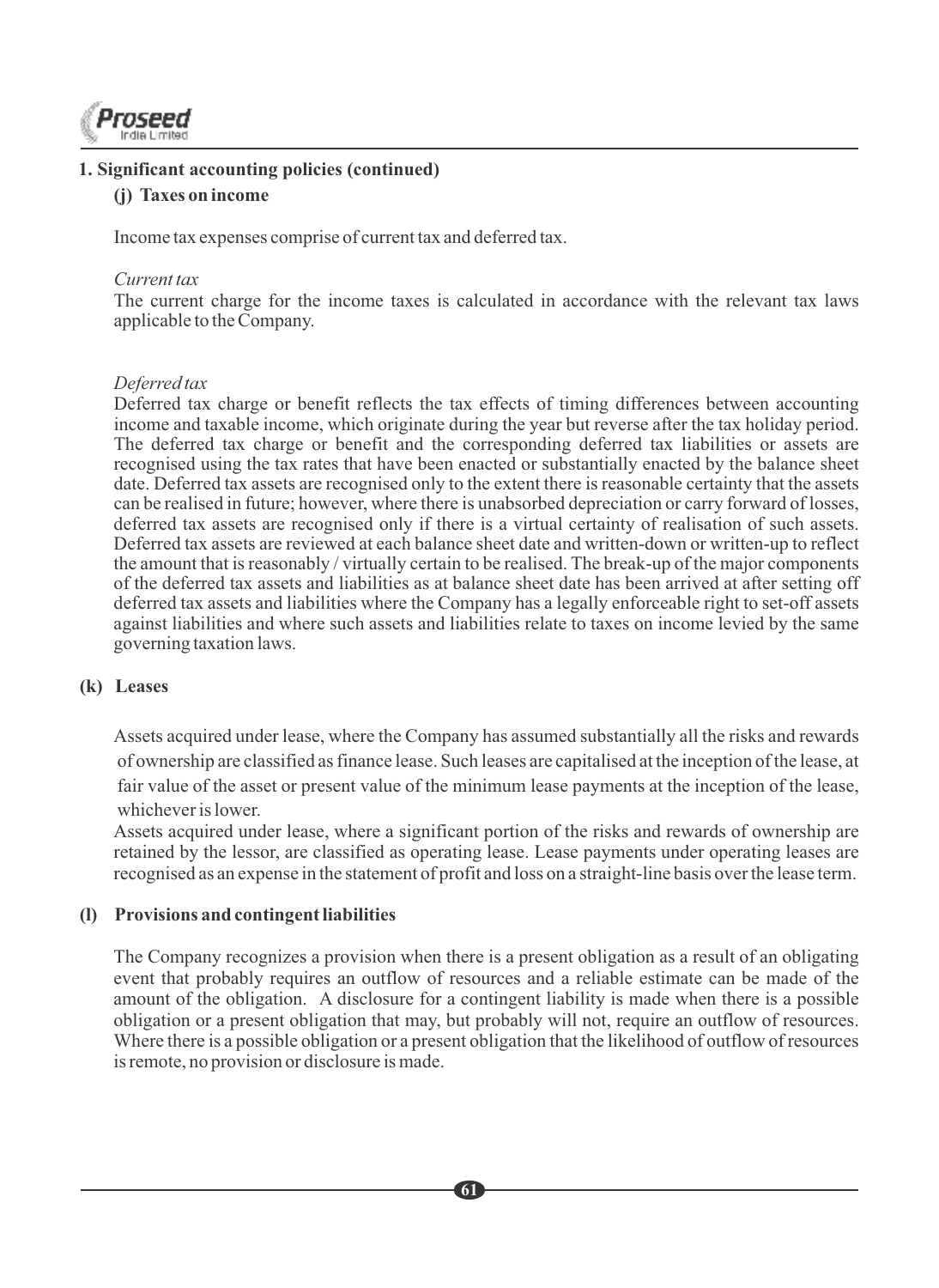## 1. Significant accounting policies (continued)

### (j) Taxes on income

Income tax expenses comprise of current tax and deferred tax.

*Current tax*

The current charge for the income taxes is calculated in accordance with the relevant tax laws applicable to the Company.

*Deferred tax*

Deferred tax charge or benefit reflects the tax effects of timing differences between accounting income and taxable income, which originate during the year but reverse after the tax holiday period. The deferred tax charge or benefit and the corresponding deferred tax liabilities or assets are recognised using the tax rates that have been enacted or substantially enacted by the balance sheet date. Deferred tax assets are recognised only to the extent there is reasonable certainty that the assets can be realised in future; however, where there is unabsorbed depreciation or carry forward of losses, deferred tax assets are recognised only if there is a virtual certainty of realisation of such assets. Deferred tax assets are reviewed at each balance sheet date and written-down or written-up to reflect the amount that is reasonably / virtually certain to be realised. The break-up of the major components of the deferred tax assets and liabilities as at balance sheet date has been arrived at after setting off deferred tax assets and liabilities where the Company has a legally enforceable right to set-off assets against liabilities and where such assets and liabilities relate to taxes on income levied by the same governing taxation laws.

### (k) Leases

Assets acquired under lease, where the Company has assumed substantially all the risks and rewards of ownership are classified as finance lease. Such leases are capitalised at the inception of the lease, at fair value of the asset or present value of the minimum lease payments at the inception of the lease, whichever is lower.

Assets acquired under lease, where a significant portion of the risks and rewards of ownership are retained by the lessor, are classified as operating lease. Lease payments under operating leases are recognised as an expense in the statement of profit and loss on a straight-line basis over the lease term.

### (l) Provisions and contingent liabilities

The Company recognizes a provision when there is a present obligation as a result of an obligating event that probably requires an outflow of resources and a reliable estimate can be made of the amount of the obligation. A disclosure for a contingent liability is made when there is a possible obligation or a present obligation that may, but probably will not, require an outflow of resources. Where there is a possible obligation or a present obligation that the likelihood of outflow of resources is remote, no provision or disclosure is made.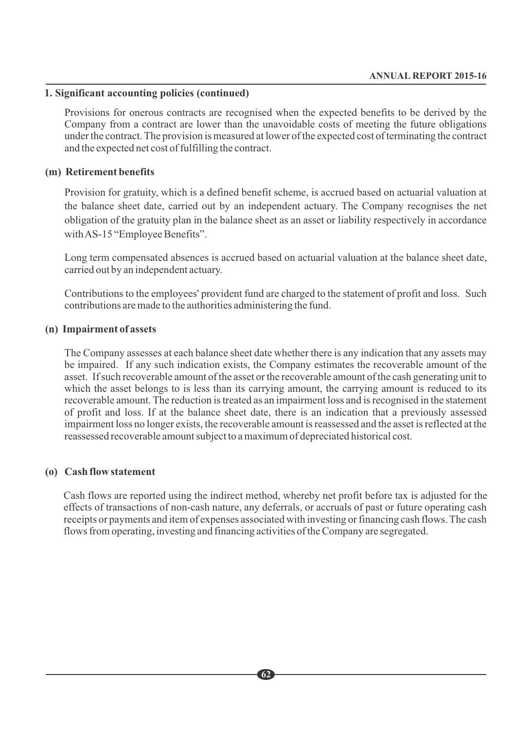## 1. Significant accounting policies (continued)

Provisions for onerous contracts are recognised when the expected benefits to be derived by the Company from a contract are lower than the unavoidable costs of meeting the future obligations under the contract. The provision is measured at lower of the expected cost of terminating the contract and the expected net cost of fulfilling the contract.

### (m) Retirement benefits

Provision for gratuity, which is a defined benefit scheme, is accrued based on actuarial valuation at the balance sheet date, carried out by an independent actuary. The Company recognises the net obligation of the gratuity plan in the balance sheet as an asset or liability respectively in accordance with AS-15 "Employee Benefits".

Long term compensated absences is accrued based on actuarial valuation at the balance sheet date, carried out by an independent actuary.

Contributions to the employees' provident fund are charged to the statement of profit and loss. Such contributions are made to the authorities administering the fund.

### (n) Impairment of assets

The Company assesses at each balance sheet date whether there is any indication that any assets may be impaired. If any such indication exists, the Company estimates the recoverable amount of the asset. If such recoverable amount of the asset or the recoverable amount of the cash generating unit to which the asset belongs to is less than its carrying amount, the carrying amount is reduced to its recoverable amount. The reduction is treated as an impairment loss and is recognised in the statement of profit and loss. If at the balance sheet date, there is an indication that a previously assessed impairment loss no longer exists, the recoverable amount is reassessed and the asset is reflected at the reassessed recoverable amount subject to a maximum of depreciated historical cost.

### (o) Cash flow statement

Cash flows are reported using the indirect method, whereby net profit before tax is adjusted for the effects of transactions of non-cash nature, any deferrals, or accruals of past or future operating cash receipts or payments and item of expenses associated with investing or financing cash flows. The cash flows from operating, investing and financing activities of the Company are segregated.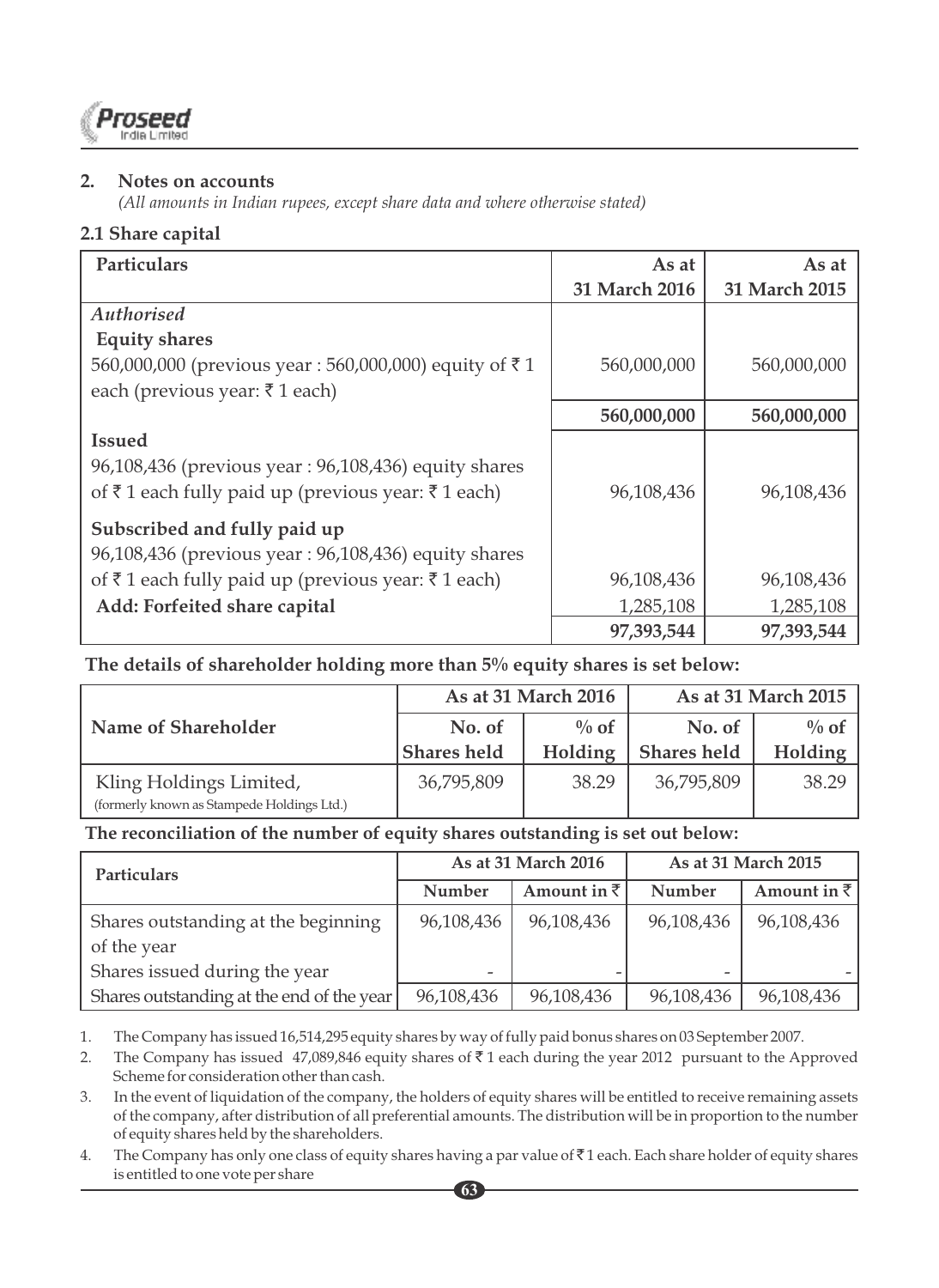## 2. Notes on accounts

*(All amounts in Indian rupees, except share data and where otherwise stated)*

### 2.1 Share capital

| Particulars | As at 31 March 2016 | As at 31 March 2015 |
|---|---|---|
| *Authorised* | | |
| **Equity shares** | | |
| 560,000,000 (previous year : 560,000,000) equity of ₹ 1 each (previous year: ₹ 1 each) | 560,000,000 | 560,000,000 |
| | **560,000,000** | **560,000,000** |
| **Issued** | | |
| 96,108,436 (previous year : 96,108,436) equity shares of ₹ 1 each fully paid up (previous year: ₹ 1 each) | 96,108,436 | 96,108,436 |
| **Subscribed and fully paid up** | | |
| 96,108,436 (previous year : 96,108,436) equity shares of ₹ 1 each fully paid up (previous year: ₹ 1 each) | 96,108,436 | 96,108,436 |
| **Add: Forfeited share capital** | 1,285,108 | 1,285,108 |
| | **97,393,544** | **97,393,544** |

**The details of shareholder holding more than 5% equity shares is set below:**

| Name of Shareholder | As at 31 March 2016 | | As at 31 March 2015 | |
|---|---|---|---|---|
| | No. of Shares held | % of Holding | No. of Shares held | % of Holding |
| Kling Holdings Limited, (formerly known as Stampede Holdings Ltd.) | 36,795,809 | 38.29 | 36,795,809 | 38.29 |

**The reconciliation of the number of equity shares outstanding is set out below:**

| Particulars | As at 31 March 2016 | | As at 31 March 2015 | |
|---|---|---|---|---|
| | Number | Amount in ₹ | Number | Amount in ₹ |
| Shares outstanding at the beginning of the year | 96,108,436 | 96,108,436 | 96,108,436 | 96,108,436 |
| Shares issued during the year | - | - | - | - |
| Shares outstanding at the end of the year | 96,108,436 | 96,108,436 | 96,108,436 | 96,108,436 |

1. The Company has issued 16,514,295 equity shares by way of fully paid bonus shares on 03 September 2007.
2. The Company has issued 47,089,846 equity shares of ₹ 1 each during the year 2012 pursuant to the Approved Scheme for consideration other than cash.
3. In the event of liquidation of the company, the holders of equity shares will be entitled to receive remaining assets of the company, after distribution of all preferential amounts. The distribution will be in proportion to the number of equity shares held by the shareholders.
4. The Company has only one class of equity shares having a par value of ₹ 1 each. Each share holder of equity shares is entitled to one vote per share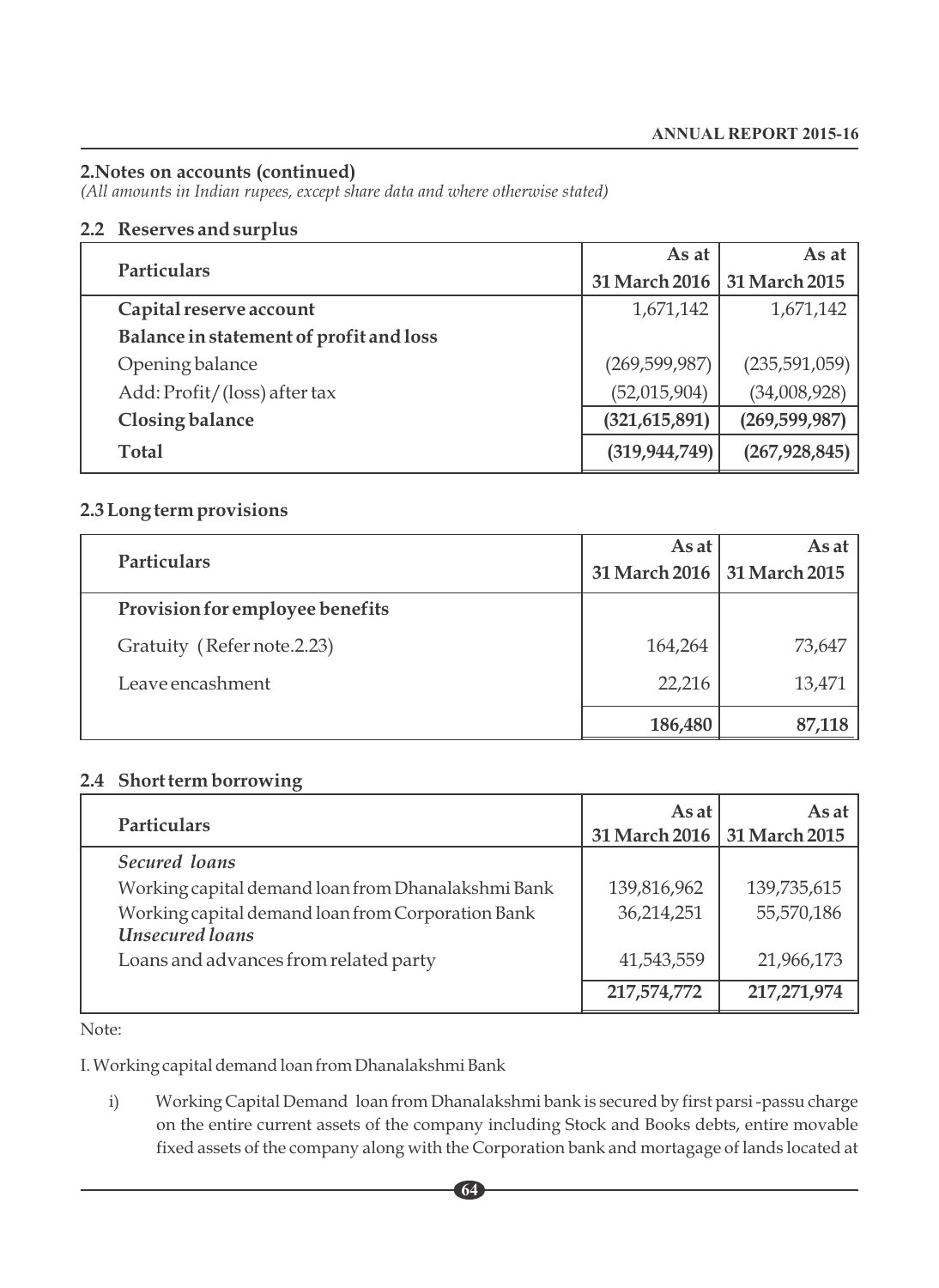## 2.Notes on accounts (continued)

*(All amounts in Indian rupees, except share data and where otherwise stated)*

### 2.2 Reserves and surplus

| Particulars | As at 31 March 2016 | As at 31 March 2015 |
|---|---|---|
| **Capital reserve account** | 1,671,142 | 1,671,142 |
| **Balance in statement of profit and loss** | | |
| Opening balance | (269,599,987) | (235,591,059) |
| Add: Profit/(loss) after tax | (52,015,904) | (34,008,928) |
| **Closing balance** | **(321,615,891)** | **(269,599,987)** |
| **Total** | **(319,944,749)** | **(267,928,845)** |

### 2.3 Long term provisions

| Particulars | As at 31 March 2016 | As at 31 March 2015 |
|---|---|---|
| **Provision for employee benefits** | | |
| Gratuity (Refer note.2.23) | 164,264 | 73,647 |
| Leave encashment | 22,216 | 13,471 |
| | **186,480** | **87,118** |

### 2.4 Short term borrowing

| Particulars | As at 31 March 2016 | As at 31 March 2015 |
|---|---|---|
| *Secured loans* | | |
| Working capital demand loan from Dhanalakshmi Bank | 139,816,962 | 139,735,615 |
| Working capital demand loan from Corporation Bank | 36,214,251 | 55,570,186 |
| *Unsecured loans* | | |
| Loans and advances from related party | 41,543,559 | 21,966,173 |
| | **217,574,772** | **217,271,974** |

Note:

I. Working capital demand loan from Dhanalakshmi Bank

i) Working Capital Demand loan from Dhanalakshmi bank is secured by first parsi -passu charge on the entire current assets of the company including Stock and Books debts, entire movable fixed assets of the company along with the Corporation bank and mortagage of lands located at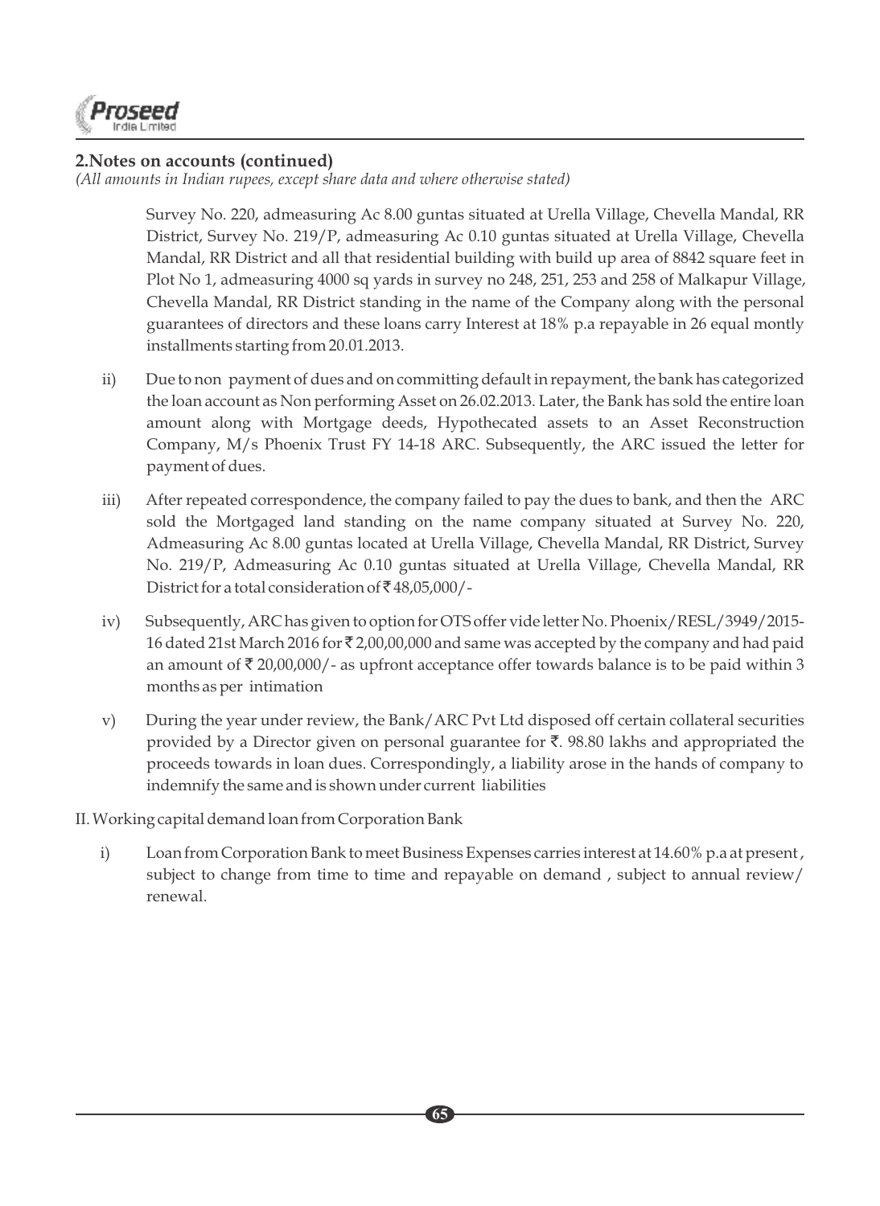## 2.Notes on accounts (continued)

*(All amounts in Indian rupees, except share data and where otherwise stated)*

Survey No. 220, admeasuring Ac 8.00 guntas situated at Urella Village, Chevella Mandal, RR District, Survey No. 219/P, admeasuring Ac 0.10 guntas situated at Urella Village, Chevella Mandal, RR District and all that residential building with build up area of 8842 square feet in Plot No 1, admeasuring 4000 sq yards in survey no 248, 251, 253 and 258 of Malkapur Village, Chevella Mandal, RR District standing in the name of the Company along with the personal guarantees of directors and these loans carry Interest at 18% p.a repayable in 26 equal montly installments starting from 20.01.2013.

ii) Due to non payment of dues and on committing default in repayment, the bank has categorized the loan account as Non performing Asset on 26.02.2013. Later, the Bank has sold the entire loan amount along with Mortgage deeds, Hypothecated assets to an Asset Reconstruction Company, M/s Phoenix Trust FY 14-18 ARC. Subsequently, the ARC issued the letter for payment of dues.

iii) After repeated correspondence, the company failed to pay the dues to bank, and then the ARC sold the Mortgaged land standing on the name company situated at Survey No. 220, Admeasuring Ac 8.00 guntas located at Urella Village, Chevella Mandal, RR District, Survey No. 219/P, Admeasuring Ac 0.10 guntas situated at Urella Village, Chevella Mandal, RR District for a total consideration of ₹ 48,05,000/-

iv) Subsequently, ARC has given to option for OTS offer vide letter No. Phoenix/RESL/3949/2015-16 dated 21st March 2016 for ₹ 2,00,00,000 and same was accepted by the company and had paid an amount of ₹ 20,00,000/- as upfront acceptance offer towards balance is to be paid within 3 months as per intimation

v) During the year under review, the Bank/ARC Pvt Ltd disposed off certain collateral securities provided by a Director given on personal guarantee for ₹. 98.80 lakhs and appropriated the proceeds towards in loan dues. Correspondingly, a liability arose in the hands of company to indemnify the same and is shown under current liabilities

II. Working capital demand loan from Corporation Bank

i) Loan from Corporation Bank to meet Business Expenses carries interest at 14.60% p.a at present , subject to change from time to time and repayable on demand , subject to annual review/ renewal.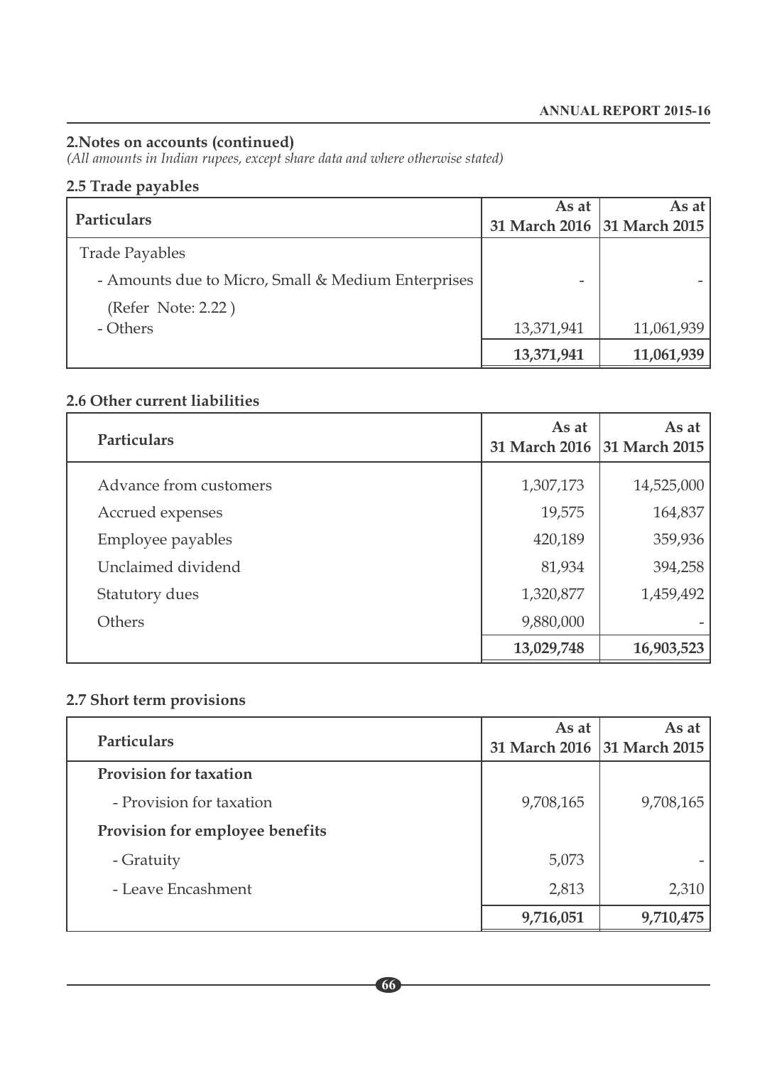## 2.Notes on accounts (continued)

*(All amounts in Indian rupees, except share data and where otherwise stated)*

### 2.5 Trade payables

| Particulars | As at 31 March 2016 | As at 31 March 2015 |
|---|---|---|
| Trade Payables | | |
| - Amounts due to Micro, Small & Medium Enterprises | - | - |
| (Refer Note: 2.22 ) | | |
| - Others | 13,371,941 | 11,061,939 |
| | **13,371,941** | **11,061,939** |

### 2.6 Other current liabilities

| Particulars | As at 31 March 2016 | As at 31 March 2015 |
|---|---|---|
| Advance from customers | 1,307,173 | 14,525,000 |
| Accrued expenses | 19,575 | 164,837 |
| Employee payables | 420,189 | 359,936 |
| Unclaimed dividend | 81,934 | 394,258 |
| Statutory dues | 1,320,877 | 1,459,492 |
| Others | 9,880,000 | - |
| | **13,029,748** | **16,903,523** |

### 2.7 Short term provisions

| Particulars | As at 31 March 2016 | As at 31 March 2015 |
|---|---|---|
| **Provision for taxation** | | |
| - Provision for taxation | 9,708,165 | 9,708,165 |
| **Provision for employee benefits** | | |
| - Gratuity | 5,073 | - |
| - Leave Encashment | 2,813 | 2,310 |
| | **9,716,051** | **9,710,475** |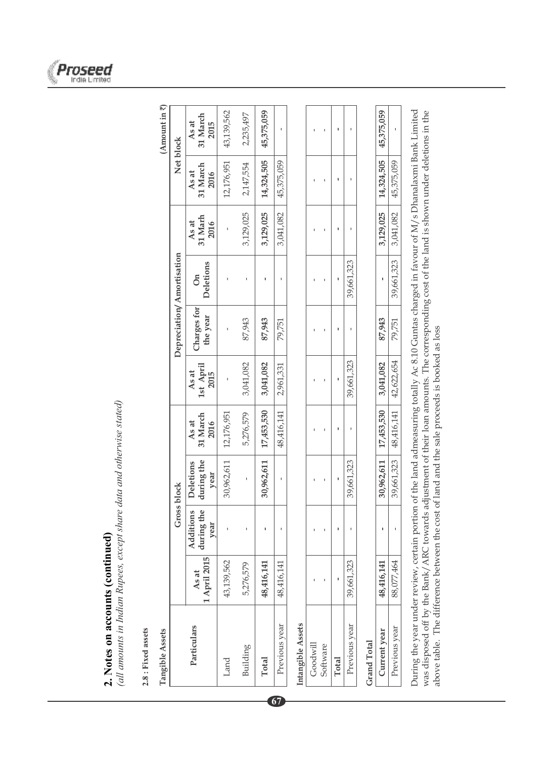## 2. Notes on accounts (continued)

*(all amounts in Indian Rupees, except share data and otherwise stated)*

**2.8 : Fixed assets**

(Amount in ₹)

| Particulars | Gross block | | | | Depreciation/ Amortisation | | | | Net block | |
|---|---|---|---|---|---|---|---|---|---|---|
| | As at 1 April 2015 | Additions during the year | Deletions during the year | As at 31 March 2016 | As at 1st April 2015 | Charges for the year | On Deletions | As at 31 March 2016 | As at 31 March 2016 | As at 31 March 2015 |
| **Tangible Assets** | | | | | | | | | | |
| Land | 43,139,562 | - | 30,962,611 | 12,176,951 | - | - | - | - | 12,176,951 | 43,139,562 |
| Building | 5,276,579 | - | - | 5,276,579 | 3,041,082 | 87,943 | - | 3,129,025 | 2,147,554 | 2,235,497 |
| **Total** | **48,416,141** | **-** | **30,962,611** | **17,453,530** | **3,041,082** | **87,943** | **-** | **3,129,025** | **14,324,505** | **45,375,059** |
| Previous year | 48,416,141 | - | - | 48,416,141 | 2,961,331 | 79,751 | - | 3,041,082 | 45,375,059 | - |
| **Intangible Assets** | | | | | | | | | | |
| Goodwill | - | - | - | - | - | - | - | - | - | - |
| Software | - | - | - | - | - | - | - | - | - | - |
| **Total** | **-** | **-** | **-** | **-** | **-** | **-** | **-** | **-** | **-** | **-** |
| Previous year | 39,661,323 | - | 39,661,323 | - | 39,661,323 | - | 39,661,323 | - | - | - |
| **Grand Total** | | | | | | | | | | |
| **Current year** | **48,416,141** | **-** | **30,962,611** | **17,453,530** | **3,041,082** | **87,943** | **-** | **3,129,025** | **14,324,505** | **45,375,059** |
| Previous year | 88,077,464 | - | 39,661,323 | 48,416,141 | 42,622,654 | 79,751 | 39,661,323 | 3,041,082 | 45,375,059 | - |

During the year under review, certain portion of the land admeasuring totally Ac 8.10 Guntas charged in favour of M/s Dhanalaxmi Bank Limited was disposed off by the Bank/ARC towards adjustment of their loan amounts. The corresponding cost of the land is shown under deletions in the above table. The difference between the cost of land and the sale proceeds is booked as loss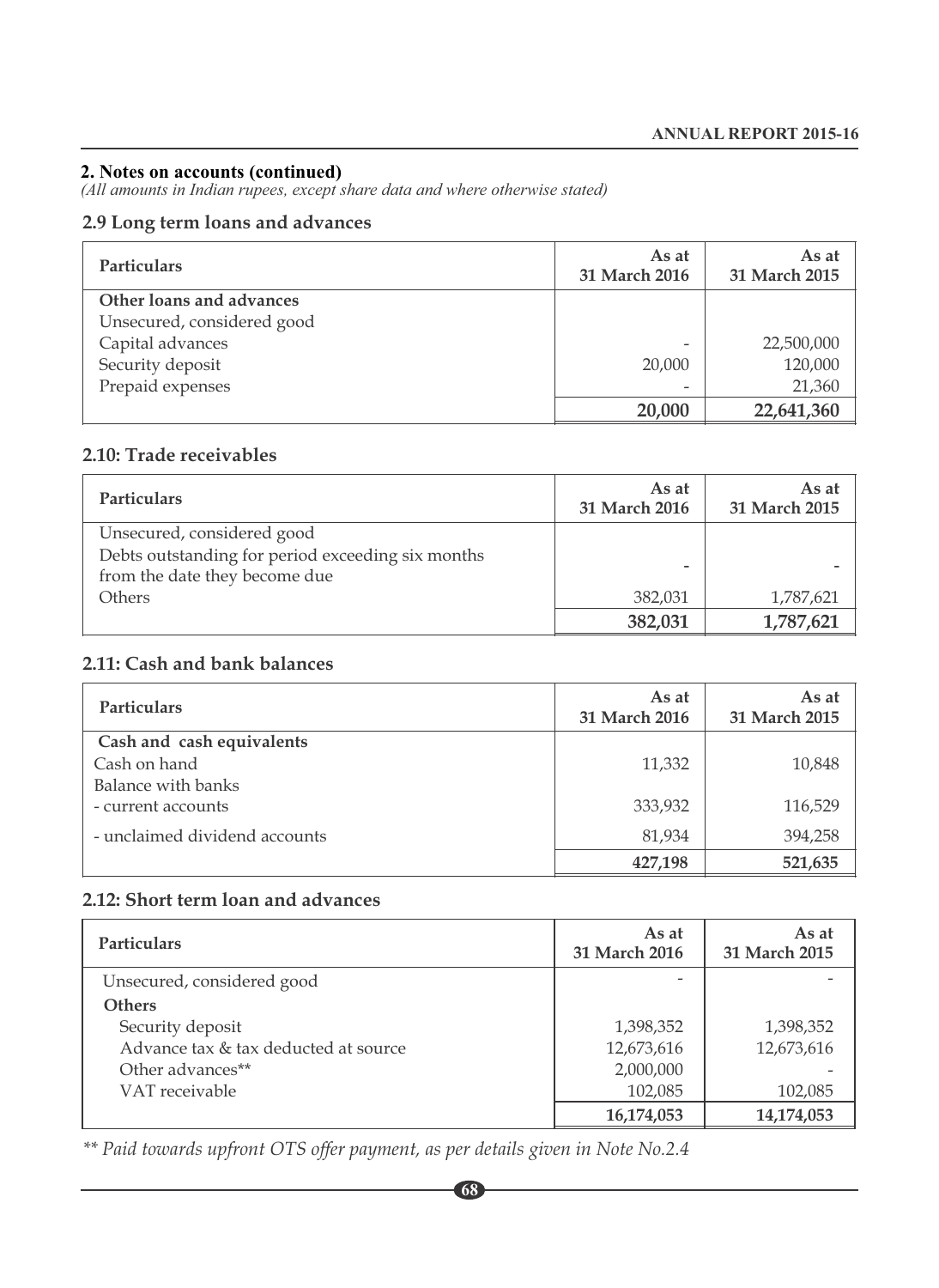## 2. Notes on accounts (continued)

*(All amounts in Indian rupees, except share data and where otherwise stated)*

### 2.9 Long term loans and advances

| Particulars | As at 31 March 2016 | As at 31 March 2015 |
|---|---|---|
| **Other loans and advances** | | |
| Unsecured, considered good | | |
| Capital advances | - | 22,500,000 |
| Security deposit | 20,000 | 120,000 |
| Prepaid expenses | - | 21,360 |
| | **20,000** | **22,641,360** |

### 2.10: Trade receivables

| Particulars | As at 31 March 2016 | As at 31 March 2015 |
|---|---|---|
| Unsecured, considered good | | |
| Debts outstanding for period exceeding six months from the date they become due | - | - |
| Others | 382,031 | 1,787,621 |
| | **382,031** | **1,787,621** |

### 2.11: Cash and bank balances

| Particulars | As at 31 March 2016 | As at 31 March 2015 |
|---|---|---|
| **Cash and cash equivalents** | | |
| Cash on hand | 11,332 | 10,848 |
| Balance with banks | | |
| - current accounts | 333,932 | 116,529 |
| - unclaimed dividend accounts | 81,934 | 394,258 |
| | **427,198** | **521,635** |

### 2.12: Short term loan and advances

| Particulars | As at 31 March 2016 | As at 31 March 2015 |
|---|---|---|
| Unsecured, considered good | - | - |
| **Others** | | |
| Security deposit | 1,398,352 | 1,398,352 |
| Advance tax & tax deducted at source | 12,673,616 | 12,673,616 |
| Other advances** | 2,000,000 | - |
| VAT receivable | 102,085 | 102,085 |
| | **16,174,053** | **14,174,053** |

*** Paid towards upfront OTS offer payment, as per details given in Note No.2.4*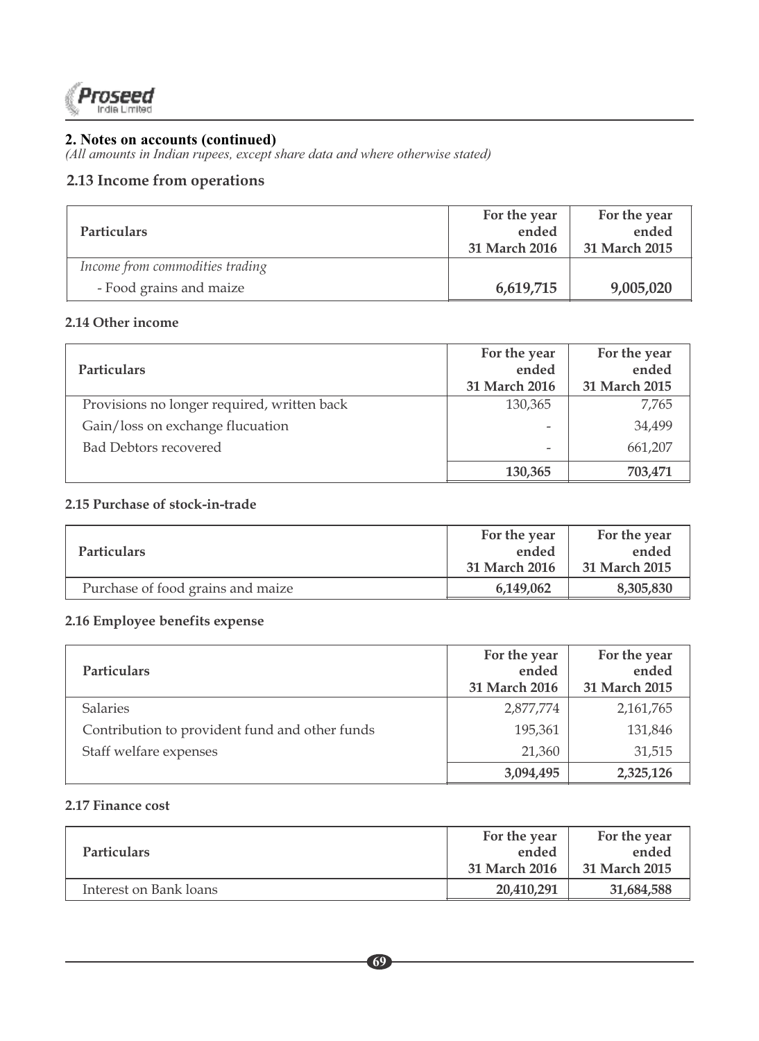## 2. Notes on accounts (continued)

*(All amounts in Indian rupees, except share data and where otherwise stated)*

### 2.13 Income from operations

| Particulars | For the year ended 31 March 2016 | For the year ended 31 March 2015 |
|---|---|---|
| *Income from commodities trading* | | |
| - Food grains and maize | **6,619,715** | **9,005,020** |

### 2.14 Other income

| Particulars | For the year ended 31 March 2016 | For the year ended 31 March 2015 |
|---|---|---|
| Provisions no longer required, written back | 130,365 | 7,765 |
| Gain/loss on exchange flucuation | - | 34,499 |
| Bad Debtors recovered | - | 661,207 |
| | **130,365** | **703,471** |

### 2.15 Purchase of stock-in-trade

| Particulars | For the year ended 31 March 2016 | For the year ended 31 March 2015 |
|---|---|---|
| Purchase of food grains and maize | **6,149,062** | **8,305,830** |

### 2.16 Employee benefits expense

| Particulars | For the year ended 31 March 2016 | For the year ended 31 March 2015 |
|---|---|---|
| Salaries | 2,877,774 | 2,161,765 |
| Contribution to provident fund and other funds | 195,361 | 131,846 |
| Staff welfare expenses | 21,360 | 31,515 |
| | **3,094,495** | **2,325,126** |

### 2.17 Finance cost

| Particulars | For the year ended 31 March 2016 | For the year ended 31 March 2015 |
|---|---|---|
| Interest on Bank loans | **20,410,291** | **31,684,588** |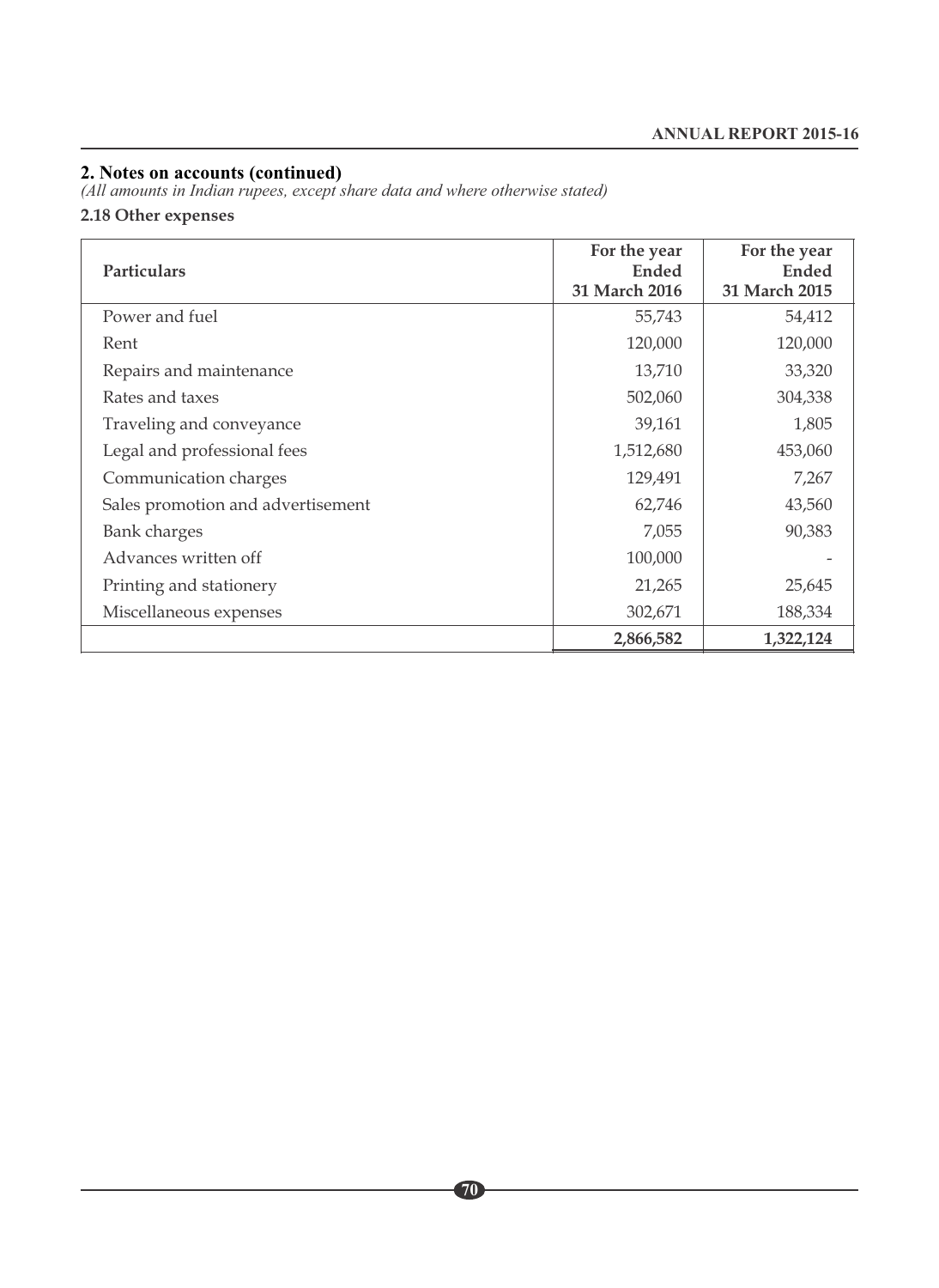## 2. Notes on accounts (continued)

*(All amounts in Indian rupees, except share data and where otherwise stated)*

### 2.18 Other expenses

| Particulars | For the year Ended 31 March 2016 | For the year Ended 31 March 2015 |
|---|---|---|
| Power and fuel | 55,743 | 54,412 |
| Rent | 120,000 | 120,000 |
| Repairs and maintenance | 13,710 | 33,320 |
| Rates and taxes | 502,060 | 304,338 |
| Traveling and conveyance | 39,161 | 1,805 |
| Legal and professional fees | 1,512,680 | 453,060 |
| Communication charges | 129,491 | 7,267 |
| Sales promotion and advertisement | 62,746 | 43,560 |
| Bank charges | 7,055 | 90,383 |
| Advances written off | 100,000 | - |
| Printing and stationery | 21,265 | 25,645 |
| Miscellaneous expenses | 302,671 | 188,334 |
| | **2,866,582** | **1,322,124** |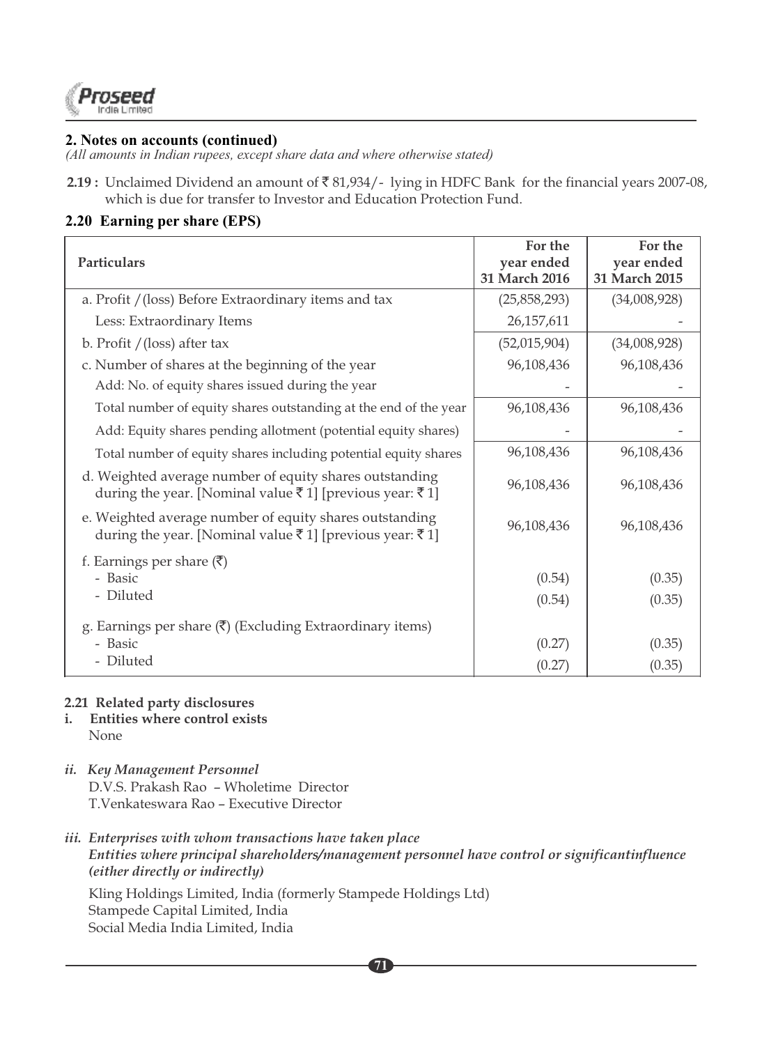## 2. Notes on accounts (continued)

*(All amounts in Indian rupees, except share data and where otherwise stated)*

**2.19 :** Unclaimed Dividend an amount of ₹ 81,934/- lying in HDFC Bank for the financial years 2007-08, which is due for transfer to Investor and Education Protection Fund.

## 2.20 Earning per share (EPS)

| Particulars | For the year ended 31 March 2016 | For the year ended 31 March 2015 |
|---|---|---|
| a. Profit /(loss) Before Extraordinary items and tax | (25,858,293) | (34,008,928) |
| Less: Extraordinary Items | 26,157,611 | - |
| b. Profit /(loss) after tax | (52,015,904) | (34,008,928) |
| c. Number of shares at the beginning of the year | 96,108,436 | 96,108,436 |
| Add: No. of equity shares issued during the year | - | - |
| Total number of equity shares outstanding at the end of the year | 96,108,436 | 96,108,436 |
| Add: Equity shares pending allotment (potential equity shares) | - | - |
| Total number of equity shares including potential equity shares | 96,108,436 | 96,108,436 |
| d. Weighted average number of equity shares outstanding during the year. [Nominal value ₹ 1] [previous year: ₹ 1] | 96,108,436 | 96,108,436 |
| e. Weighted average number of equity shares outstanding during the year. [Nominal value ₹ 1] [previous year: ₹ 1] | 96,108,436 | 96,108,436 |
| f. Earnings per share (₹) | | |
| - Basic | (0.54) | (0.35) |
| - Diluted | (0.54) | (0.35) |
| g. Earnings per share (₹) (Excluding Extraordinary items) | | |
| - Basic | (0.27) | (0.35) |
| - Diluted | (0.27) | (0.35) |

### 2.21 Related party disclosures

**i. Entities where control exists**

None

***ii. Key Management Personnel***

D.V.S. Prakash Rao – Wholetime Director
T.Venkateswara Rao – Executive Director

***iii. Enterprises with whom transactions have taken place***

***Entities where principal shareholders/management personnel have control or significantinfluence (either directly or indirectly)***

Kling Holdings Limited, India (formerly Stampede Holdings Ltd)
Stampede Capital Limited, India
Social Media India Limited, India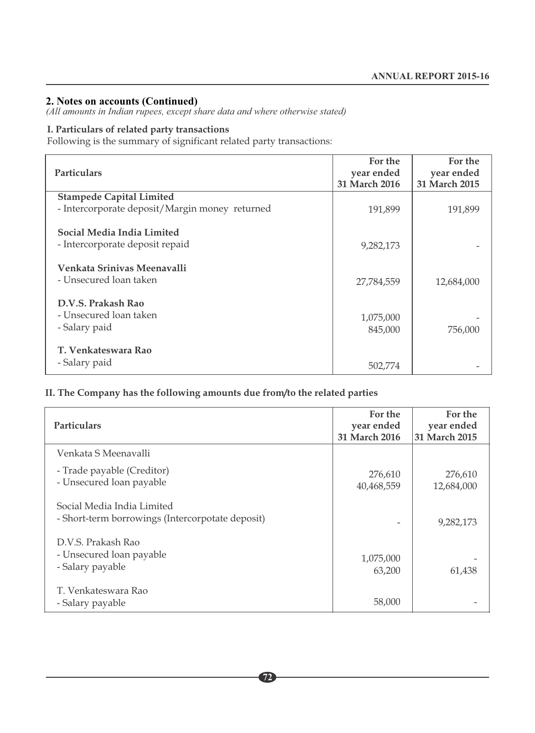## 2. Notes on accounts (Continued)

*(All amounts in Indian rupees, except share data and where otherwise stated)*

### I. Particulars of related party transactions

Following is the summary of significant related party transactions:

| Particulars | For the year ended 31 March 2016 | For the year ended 31 March 2015 |
|---|---|---|
| **Stampede Capital Limited** | | |
| - Intercorporate deposit/Margin money returned | 191,899 | 191,899 |
| **Social Media India Limited** | | |
| - Intercorporate deposit repaid | 9,282,173 | - |
| **Venkata Srinivas Meenavalli** | | |
| - Unsecured loan taken | 27,784,559 | 12,684,000 |
| **D.V.S. Prakash Rao** | | |
| - Unsecured loan taken | 1,075,000 | - |
| - Salary paid | 845,000 | 756,000 |
| **T. Venkateswara Rao** | | |
| - Salary paid | 502,774 | - |

### II. The Company has the following amounts due from/to the related parties

| Particulars | For the year ended 31 March 2016 | For the year ended 31 March 2015 |
|---|---|---|
| Venkata S Meenavalli | | |
| - Trade payable (Creditor) | 276,610 | 276,610 |
| - Unsecured loan payable | 40,468,559 | 12,684,000 |
| Social Media India Limited | | |
| - Short-term borrowings (Intercorpotate deposit) | - | 9,282,173 |
| D.V.S. Prakash Rao | | |
| - Unsecured loan payable | 1,075,000 | - |
| - Salary payable | 63,200 | 61,438 |
| T. Venkateswara Rao | | |
| - Salary payable | 58,000 | - |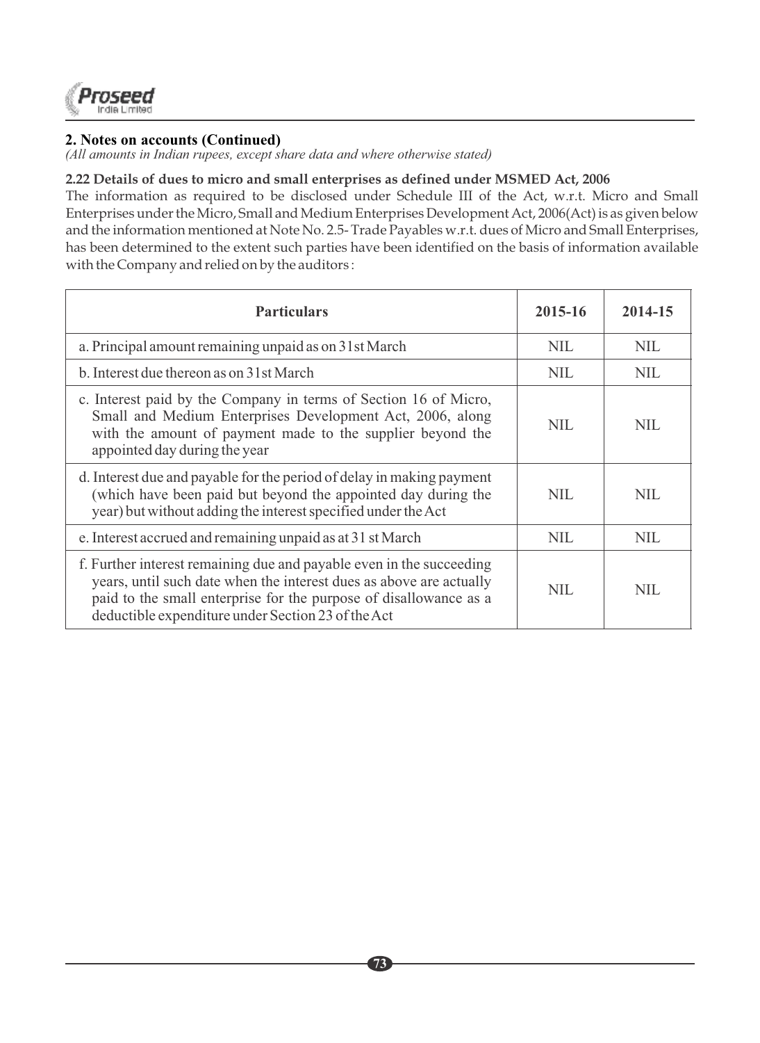## 2. Notes on accounts (Continued)

*(All amounts in Indian rupees, except share data and where otherwise stated)*

### 2.22 Details of dues to micro and small enterprises as defined under MSMED Act, 2006

The information as required to be disclosed under Schedule III of the Act, w.r.t. Micro and Small Enterprises under the Micro, Small and Medium Enterprises Development Act, 2006(Act) is as given below and the information mentioned at Note No. 2.5- Trade Payables w.r.t. dues of Micro and Small Enterprises, has been determined to the extent such parties have been identified on the basis of information available with the Company and relied on by the auditors :

| Particulars | 2015-16 | 2014-15 |
|---|---|---|
| a. Principal amount remaining unpaid as on 31st March | NIL | NIL |
| b. Interest due thereon as on 31st March | NIL | NIL |
| c. Interest paid by the Company in terms of Section 16 of Micro, Small and Medium Enterprises Development Act, 2006, along with the amount of payment made to the supplier beyond the appointed day during the year | NIL | NIL |
| d. Interest due and payable for the period of delay in making payment (which have been paid but beyond the appointed day during the year) but without adding the interest specified under the Act | NIL | NIL |
| e. Interest accrued and remaining unpaid as at 31 st March | NIL | NIL |
| f. Further interest remaining due and payable even in the succeeding years, until such date when the interest dues as above are actually paid to the small enterprise for the purpose of disallowance as a deductible expenditure under Section 23 of the Act | NIL | NIL |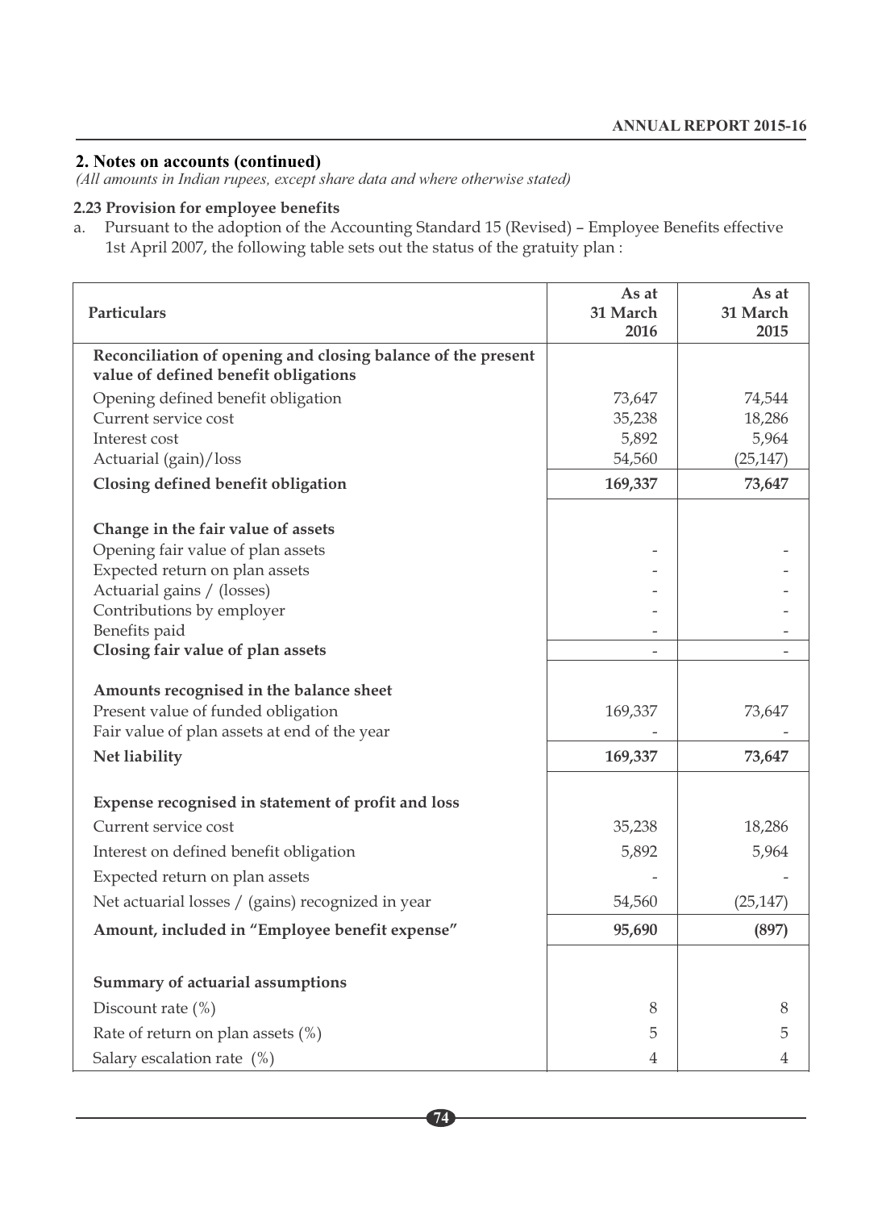## 2. Notes on accounts (continued)

*(All amounts in Indian rupees, except share data and where otherwise stated)*

### 2.23 Provision for employee benefits

a. Pursuant to the adoption of the Accounting Standard 15 (Revised) – Employee Benefits effective 1st April 2007, the following table sets out the status of the gratuity plan :

| Particulars | As at 31 March 2016 | As at 31 March 2015 |
|---|---|---|
| **Reconciliation of opening and closing balance of the present value of defined benefit obligations** | | |
| Opening defined benefit obligation | 73,647 | 74,544 |
| Current service cost | 35,238 | 18,286 |
| Interest cost | 5,892 | 5,964 |
| Actuarial (gain)/loss | 54,560 | (25,147) |
| **Closing defined benefit obligation** | **169,337** | **73,647** |
| **Change in the fair value of assets** | | |
| Opening fair value of plan assets | - | - |
| Expected return on plan assets | - | - |
| Actuarial gains / (losses) | - | - |
| Contributions by employer | - | - |
| Benefits paid | - | - |
| **Closing fair value of plan assets** | - | - |
| **Amounts recognised in the balance sheet** | | |
| Present value of funded obligation | 169,337 | 73,647 |
| Fair value of plan assets at end of the year | - | - |
| **Net liability** | **169,337** | **73,647** |
| **Expense recognised in statement of profit and loss** | | |
| Current service cost | 35,238 | 18,286 |
| Interest on defined benefit obligation | 5,892 | 5,964 |
| Expected return on plan assets | - | - |
| Net actuarial losses / (gains) recognized in year | 54,560 | (25,147) |
| **Amount, included in "Employee benefit expense"** | **95,690** | **(897)** |
| **Summary of actuarial assumptions** | | |
| Discount rate (%) | 8 | 8 |
| Rate of return on plan assets (%) | 5 | 5 |
| Salary escalation rate (%) | 4 | 4 |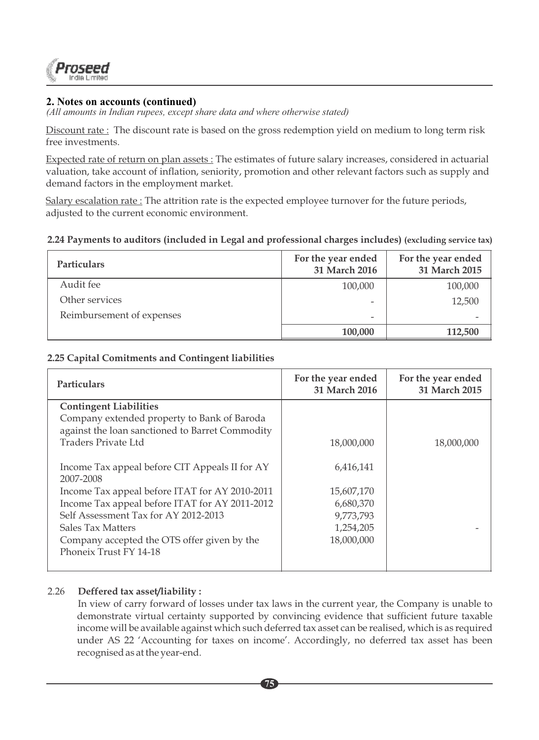## 2. Notes on accounts (continued)

*(All amounts in Indian rupees, except share data and where otherwise stated)*

Discount rate : The discount rate is based on the gross redemption yield on medium to long term risk free investments.

Expected rate of return on plan assets : The estimates of future salary increases, considered in actuarial valuation, take account of inflation, seniority, promotion and other relevant factors such as supply and demand factors in the employment market.

Salary escalation rate : The attrition rate is the expected employee turnover for the future periods, adjusted to the current economic environment.

**2.24 Payments to auditors (included in Legal and professional charges includes) (excluding service tax)**

| Particulars | For the year ended 31 March 2016 | For the year ended 31 March 2015 |
|---|---|---|
| Audit fee | 100,000 | 100,000 |
| Other services | - | 12,500 |
| Reimbursement of expenses | - | - |
| | **100,000** | **112,500** |

**2.25 Capital Comitments and Contingent liabilities**

| Particulars | For the year ended 31 March 2016 | For the year ended 31 March 2015 |
|---|---|---|
| **Contingent Liabilities** | | |
| Company extended property to Bank of Baroda against the loan sanctioned to Barret Commodity Traders Private Ltd | 18,000,000 | 18,000,000 |
| Income Tax appeal before CIT Appeals II for AY 2007-2008 | 6,416,141 | |
| Income Tax appeal before ITAT for AY 2010-2011 | 15,607,170 | |
| Income Tax appeal before ITAT for AY 2011-2012 | 6,680,370 | |
| Self Assessment Tax for AY 2012-2013 | 9,773,793 | |
| Sales Tax Matters | 1,254,205 | - |
| Company accepted the OTS offer given by the Phoneix Trust FY 14-18 | 18,000,000 | |

2.26 **Deffered tax asset/liability :**

In view of carry forward of losses under tax laws in the current year, the Company is unable to demonstrate virtual certainty supported by convincing evidence that sufficient future taxable income will be available against which such deferred tax asset can be realised, which is as required under AS 22 'Accounting for taxes on income'. Accordingly, no deferred tax asset has been recognised as at the year-end.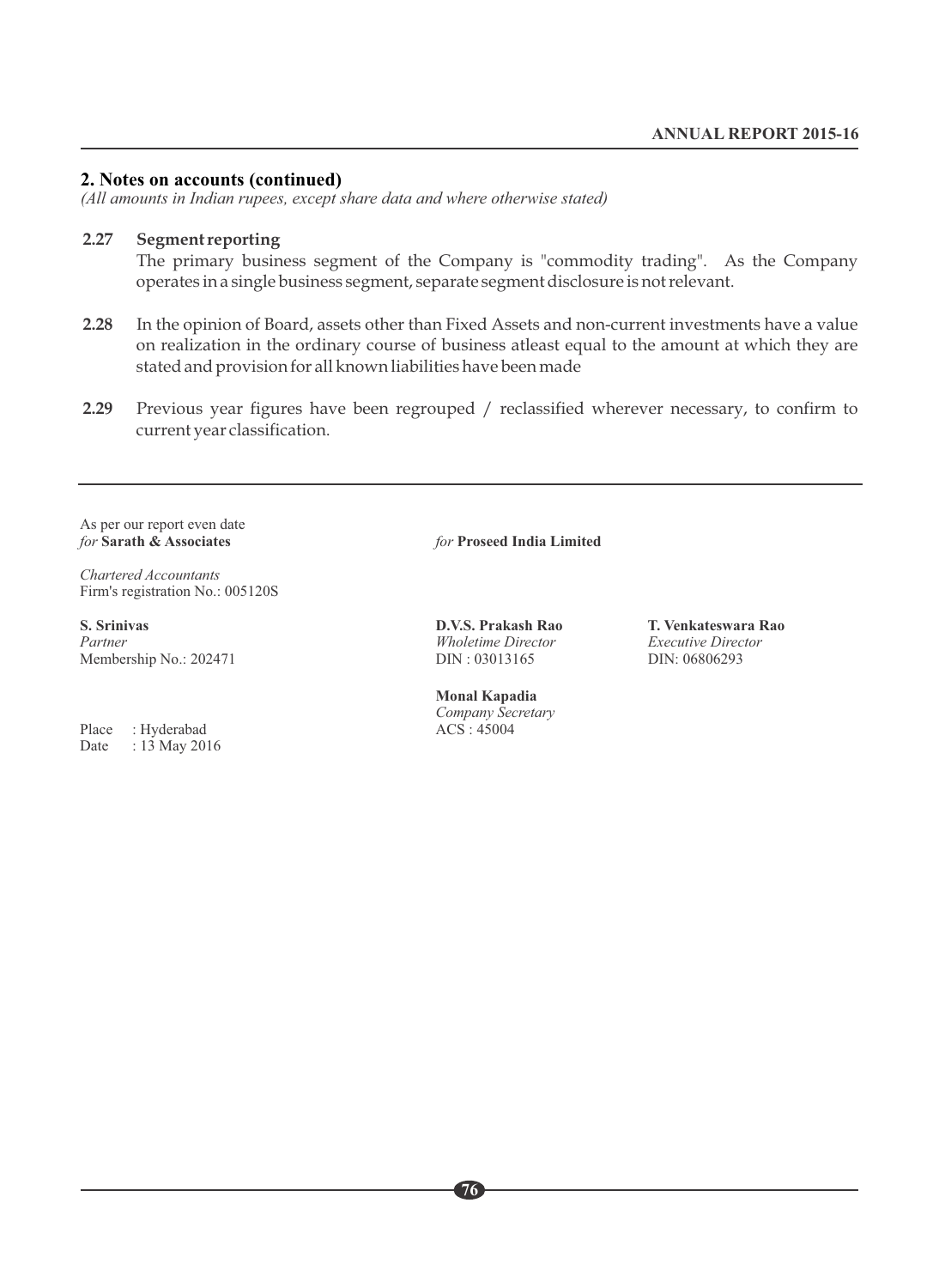## 2. Notes on accounts (continued)

*(All amounts in Indian rupees, except share data and where otherwise stated)*

**2.27 Segment reporting**

The primary business segment of the Company is "commodity trading". As the Company operates in a single business segment, separate segment disclosure is not relevant.

**2.28** In the opinion of Board, assets other than Fixed Assets and non-current investments have a value on realization in the ordinary course of business atleast equal to the amount at which they are stated and provision for all known liabilities have been made

**2.29** Previous year figures have been regrouped / reclassified wherever necessary, to confirm to current year classification.

As per our report even date
*for* **Sarath & Associates**

*Chartered Accountants*
Firm's registration No.: 005120S

**S. Srinivas**
*Partner*
Membership No.: 202471

Place : Hyderabad
Date : 13 May 2016

*for* **Proseed India Limited**

**D.V.S. Prakash Rao**
*Wholetime Director*
DIN : 03013165

**T. Venkateswara Rao**
*Executive Director*
DIN: 06806293

**Monal Kapadia**
*Company Secretary*
ACS : 45004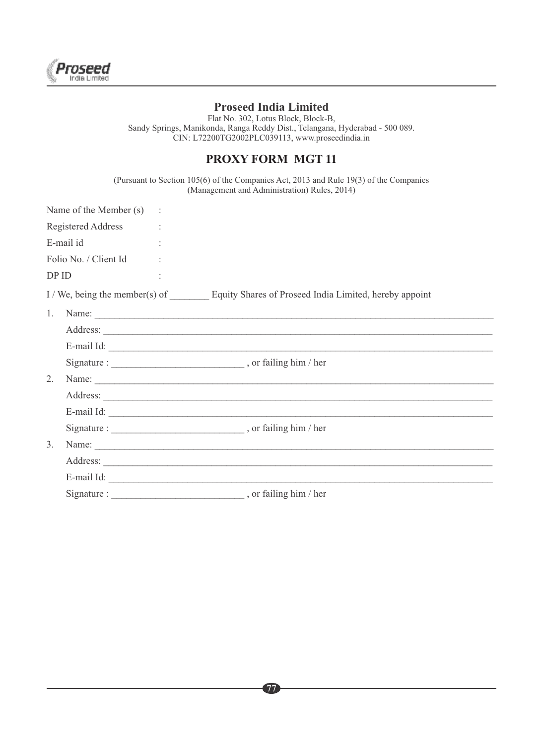# Proseed India Limited

Flat No. 302, Lotus Block, Block-B,
Sandy Springs, Manikonda, Ranga Reddy Dist., Telangana, Hyderabad - 500 089.
CIN: L72200TG2002PLC039113, www.proseedindia.in

## PROXY FORM MGT 11

(Pursuant to Section 105(6) of the Companies Act, 2013 and Rule 19(3) of the Companies (Management and Administration) Rules, 2014)

Name of the Member (s) :

Registered Address :

E-mail id :

Folio No. / Client Id :

DP ID :

I / We, being the member(s) of ________ Equity Shares of Proseed India Limited, hereby appoint

1. Name: ______________________________________________________________________

   Address: ____________________________________________________________________

   E-mail Id: ___________________________________________________________________

   Signature : __________________________ , or failing him / her

2. Name: ______________________________________________________________________

   Address: ____________________________________________________________________

   E-mail Id: ___________________________________________________________________

   Signature : __________________________ , or failing him / her

3. Name: ______________________________________________________________________

   Address: ____________________________________________________________________

   E-mail Id: ___________________________________________________________________

   Signature : __________________________ , or failing him / her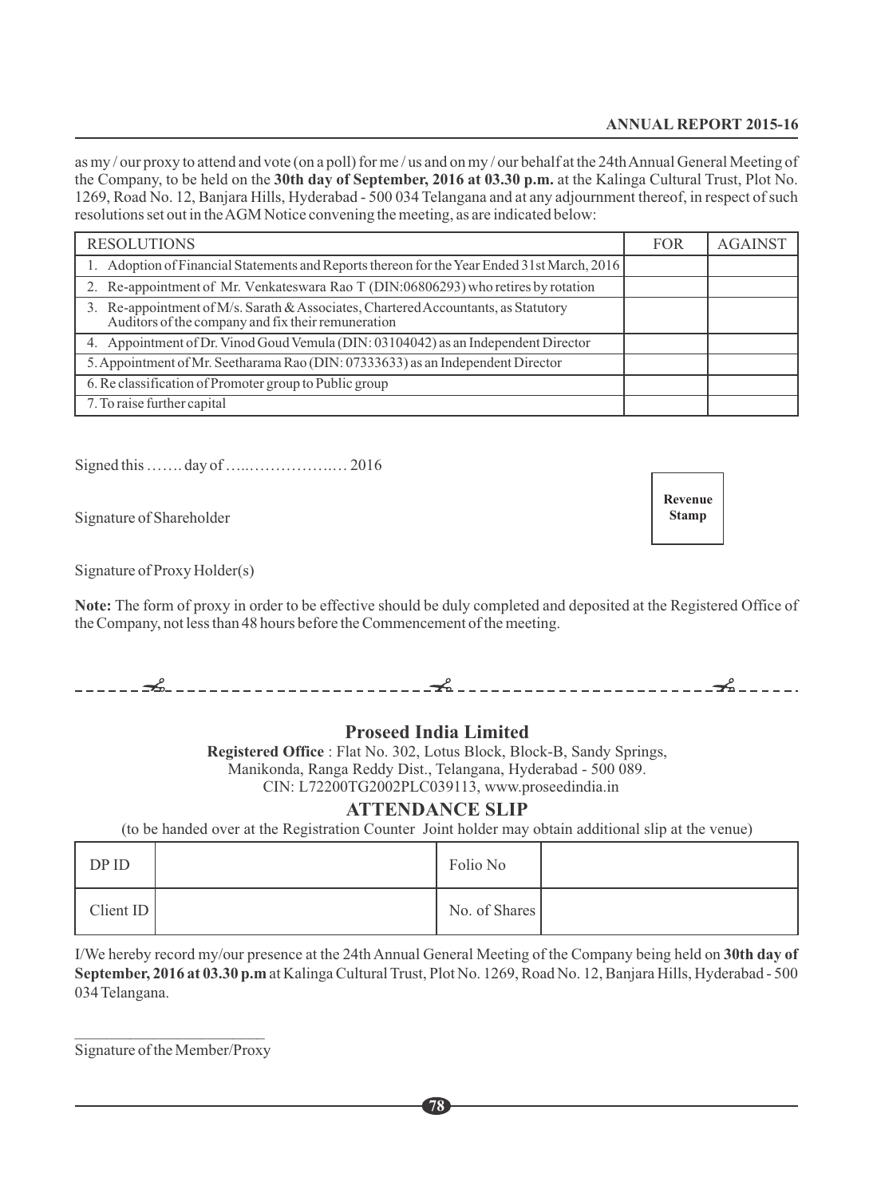as my / our proxy to attend and vote (on a poll) for me / us and on my / our behalf at the 24th Annual General Meeting of the Company, to be held on the **30th day of September, 2016 at 03.30 p.m.** at the Kalinga Cultural Trust, Plot No. 1269, Road No. 12, Banjara Hills, Hyderabad - 500 034 Telangana and at any adjournment thereof, in respect of such resolutions set out in the AGM Notice convening the meeting, as are indicated below:

| RESOLUTIONS | FOR | AGAINST |
|---|---|---|
| 1. Adoption of Financial Statements and Reports thereon for the Year Ended 31st March, 2016 | | |
| 2. Re-appointment of Mr. Venkateswara Rao T (DIN:06806293) who retires by rotation | | |
| 3. Re-appointment of M/s. Sarath & Associates, Chartered Accountants, as Statutory Auditors of the company and fix their remuneration | | |
| 4. Appointment of Dr. Vinod Goud Vemula (DIN: 03104042) as an Independent Director | | |
| 5. Appointment of Mr. Seetharama Rao (DIN: 07333633) as an Independent Director | | |
| 6. Re classification of Promoter group to Public group | | |
| 7. To raise further capital | | |

Signed this ……. day of …..……………..… 2016

Signature of Shareholder

Revenue Stamp

Signature of Proxy Holder(s)

**Note:** The form of proxy in order to be effective should be duly completed and deposited at the Registered Office of the Company, not less than 48 hours before the Commencement of the meeting.

---

## Proseed India Limited

**Registered Office** : Flat No. 302, Lotus Block, Block-B, Sandy Springs, Manikonda, Ranga Reddy Dist., Telangana, Hyderabad - 500 089.
CIN: L72200TG2002PLC039113, www.proseedindia.in

## ATTENDANCE SLIP

(to be handed over at the Registration Counter Joint holder may obtain additional slip at the venue)

| DP ID | | Folio No | |
|---|---|---|---|
| Client ID | | No. of Shares | |

I/We hereby record my/our presence at the 24th Annual General Meeting of the Company being held on **30th day of September, 2016 at 03.30 p.m** at Kalinga Cultural Trust, Plot No. 1269, Road No. 12, Banjara Hills, Hyderabad - 500 034 Telangana.

\_\_\_\_\_\_\_\_\_\_\_\_\_\_\_\_\_\_\_\_\_\_\_\_

Signature of the Member/Proxy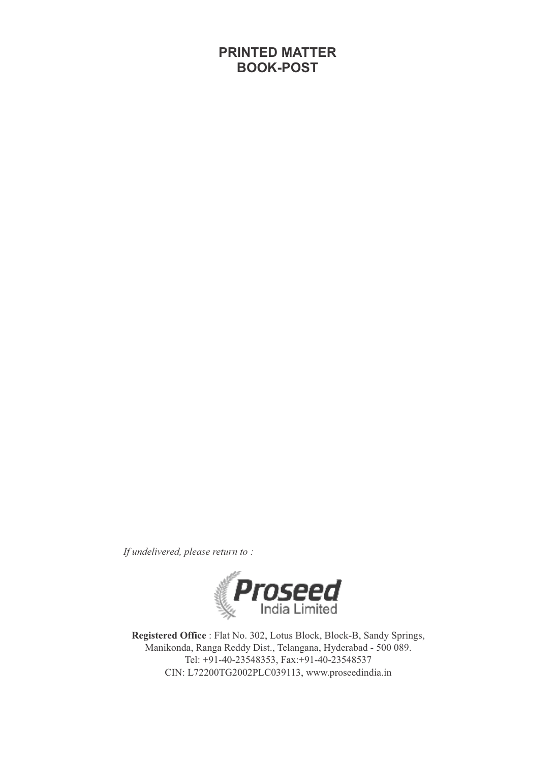**PRINTED MATTER**
**BOOK-POST**

*If undelivered, please return to :*

Proseed
India Limited

**Registered Office** : Flat No. 302, Lotus Block, Block-B, Sandy Springs, Manikonda, Ranga Reddy Dist., Telangana, Hyderabad - 500 089.
Tel: +91-40-23548353, Fax:+91-40-23548537
CIN: L72200TG2002PLC039113, www.proseedindia.in